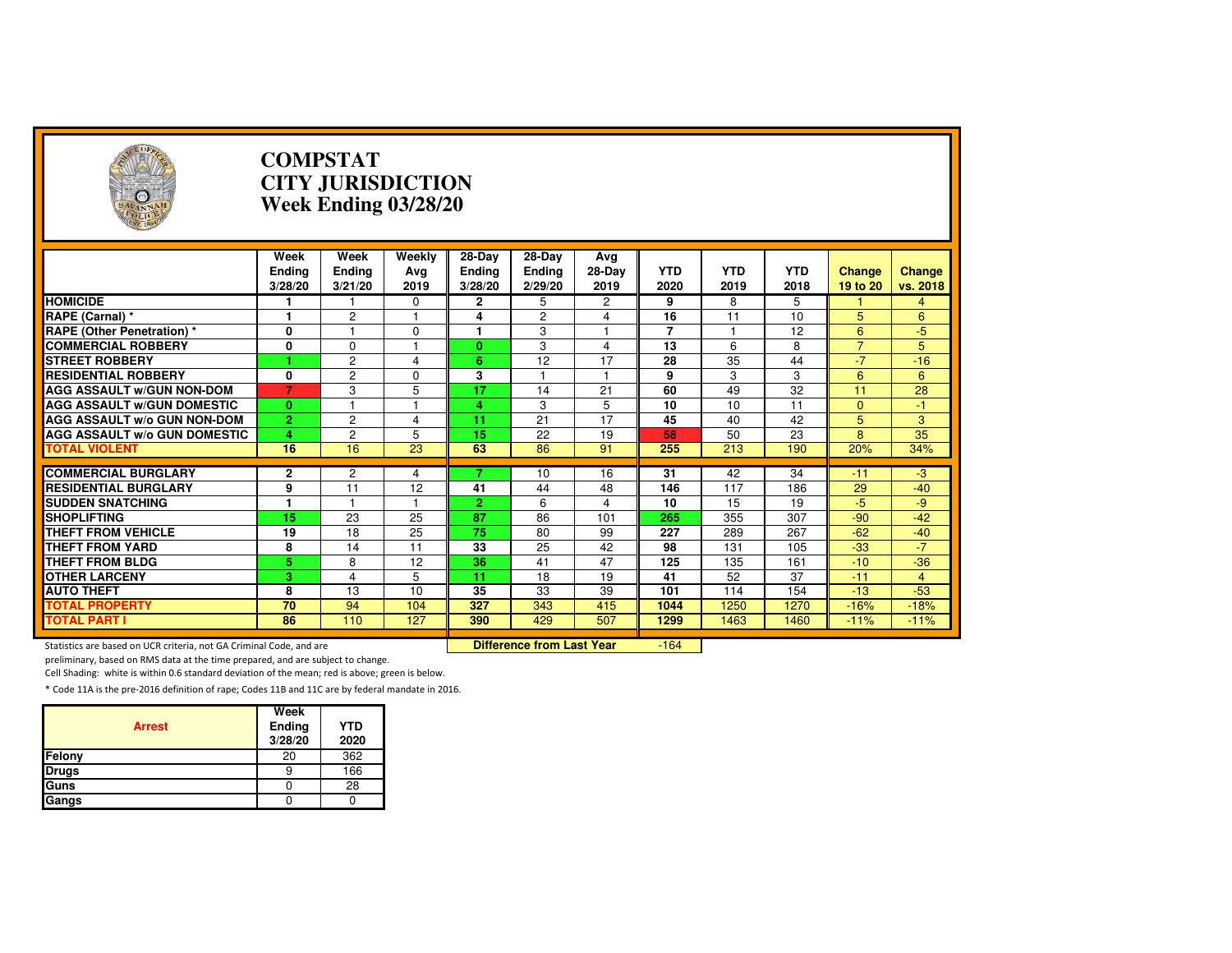# COMPSTAT
# CITY JURISDICTION
# Week Ending 03/28/20

| | Week Ending 3/28/20 | Week Ending 3/21/20 | Weekly Avg 2019 | 28-Day Ending 3/28/20 | 28-Day Ending 2/29/20 | Avg 28-Day 2019 | YTD 2020 | YTD 2019 | YTD 2018 | Change 19 to 20 | Change vs. 2018 |
|---|---|---|---|---|---|---|---|---|---|---|---|
| **HOMICIDE** | 1 | 1 | 0 | 2 | 5 | 2 | 9 | 8 | 5 | 1 | 4 |
| **RAPE (Carnal) *** | 1 | 2 | 1 | 4 | 2 | 4 | 16 | 11 | 10 | 5 | 6 |
| **RAPE (Other Penetration) *** | 0 | 1 | 0 | 1 | 3 | 1 | 7 | 1 | 12 | 6 | -5 |
| **COMMERCIAL ROBBERY** | 0 | 0 | 1 | 0 | 3 | 4 | 13 | 6 | 8 | 7 | 5 |
| **STREET ROBBERY** | 1 | 2 | 4 | 6 | 12 | 17 | 28 | 35 | 44 | -7 | -16 |
| **RESIDENTIAL ROBBERY** | 0 | 2 | 0 | 3 | 1 | 1 | 9 | 3 | 3 | 6 | 6 |
| **AGG ASSAULT w/GUN NON-DOM** | 7 | 3 | 5 | 17 | 14 | 21 | 60 | 49 | 32 | 11 | 28 |
| **AGG ASSAULT w/GUN DOMESTIC** | 0 | 1 | 1 | 4 | 3 | 5 | 10 | 10 | 11 | 0 | -1 |
| **AGG ASSAULT w/o GUN NON-DOM** | 2 | 2 | 4 | 11 | 21 | 17 | 45 | 40 | 42 | 5 | 3 |
| **AGG ASSAULT w/o GUN DOMESTIC** | 4 | 2 | 5 | 15 | 22 | 19 | 58 | 50 | 23 | 8 | 35 |
| **TOTAL VIOLENT** | 16 | 16 | 23 | 63 | 86 | 91 | 255 | 213 | 190 | 20% | 34% |
| **COMMERCIAL BURGLARY** | 2 | 2 | 4 | 7 | 10 | 16 | 31 | 42 | 34 | -11 | -3 |
| **RESIDENTIAL BURGLARY** | 9 | 11 | 12 | 41 | 44 | 48 | 146 | 117 | 186 | 29 | -40 |
| **SUDDEN SNATCHING** | 1 | 1 | 1 | 2 | 6 | 4 | 10 | 15 | 19 | -5 | -9 |
| **SHOPLIFTING** | 15 | 23 | 25 | 87 | 86 | 101 | 265 | 355 | 307 | -90 | -42 |
| **THEFT FROM VEHICLE** | 19 | 18 | 25 | 75 | 80 | 99 | 227 | 289 | 267 | -62 | -40 |
| **THEFT FROM YARD** | 8 | 14 | 11 | 33 | 25 | 42 | 98 | 131 | 105 | -33 | -7 |
| **THEFT FROM BLDG** | 5 | 8 | 12 | 36 | 41 | 47 | 125 | 135 | 161 | -10 | -36 |
| **OTHER LARCENY** | 3 | 4 | 5 | 11 | 18 | 19 | 41 | 52 | 37 | -11 | 4 |
| **AUTO THEFT** | 8 | 13 | 10 | 35 | 33 | 39 | 101 | 114 | 154 | -13 | -53 |
| **TOTAL PROPERTY** | 70 | 94 | 104 | 327 | 343 | 415 | 1044 | 1250 | 1270 | -16% | -18% |
| **TOTAL PART I** | 86 | 110 | 127 | 390 | 429 | 507 | 1299 | 1463 | 1460 | -11% | -11% |

**Difference from Last Year**: -164

Statistics are based on UCR criteria, not GA Criminal Code, and are preliminary, based on RMS data at the time prepared, and are subject to change.

Cell Shading: white is within 0.6 standard deviation of the mean; red is above; green is below.

* Code 11A is the pre-2016 definition of rape; Codes 11B and 11C are by federal mandate in 2016.

| Arrest | Week Ending 3/28/20 | YTD 2020 |
|---|---|---|
| Felony | 20 | 362 |
| Drugs | 9 | 166 |
| Guns | 0 | 28 |
| Gangs | 0 | 0 |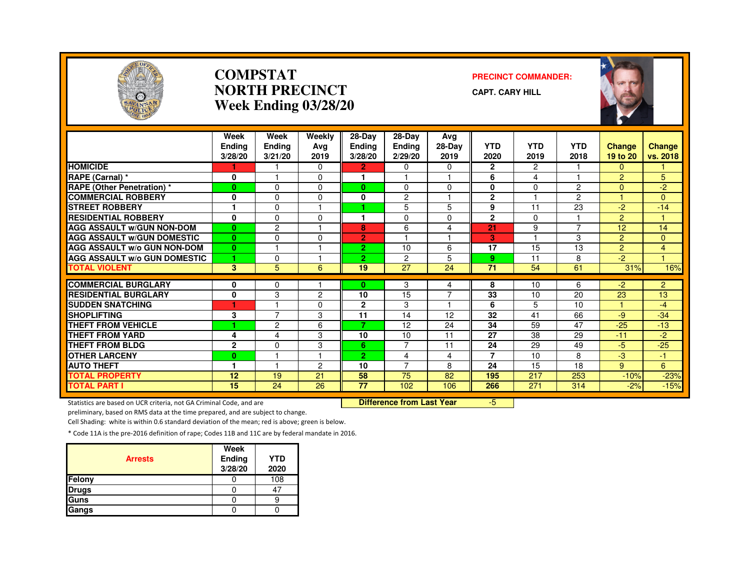# COMPSTAT
# NORTH PRECINCT
# Week Ending 03/28/20

**PRECINCT COMMANDER:**

**CAPT. CARY HILL**

| | Week Ending 3/28/20 | Week Ending 3/21/20 | Weekly Avg 2019 | 28-Day Ending 3/28/20 | 28-Day Ending 2/29/20 | Avg 28-Day 2019 | YTD 2020 | YTD 2019 | YTD 2018 | Change 19 to 20 | Change vs. 2018 |
|---|---|---|---|---|---|---|---|---|---|---|---|
| HOMICIDE | 1 | 1 | 0 | 2 | 0 | 0 | 2 | 2 | 1 | 0 | 1 |
| RAPE (Carnal) * | 0 | 1 | 0 | 1 | 1 | 1 | 6 | 4 | 1 | 2 | 5 |
| RAPE (Other Penetration) * | 0 | 0 | 0 | 0 | 0 | 0 | 0 | 0 | 2 | 0 | -2 |
| COMMERCIAL ROBBERY | 0 | 0 | 0 | 0 | 2 | 1 | 2 | 1 | 2 | 1 | 0 |
| STREET ROBBERY | 1 | 0 | 1 | 1 | 5 | 5 | 9 | 11 | 23 | -2 | -14 |
| RESIDENTIAL ROBBERY | 0 | 0 | 0 | 1 | 0 | 0 | 2 | 0 | 1 | 2 | 1 |
| AGG ASSAULT w/GUN NON-DOM | 0 | 2 | 1 | 8 | 6 | 4 | 21 | 9 | 7 | 12 | 14 |
| AGG ASSAULT w/GUN DOMESTIC | 0 | 0 | 0 | 2 | 1 | 1 | 3 | 1 | 3 | 2 | 0 |
| AGG ASSAULT w/o GUN NON-DOM | 0 | 1 | 1 | 2 | 10 | 6 | 17 | 15 | 13 | 2 | 4 |
| AGG ASSAULT w/o GUN DOMESTIC | 1 | 0 | 1 | 2 | 2 | 5 | 9 | 11 | 8 | -2 | 1 |
| TOTAL VIOLENT | 3 | 5 | 6 | 19 | 27 | 24 | 71 | 54 | 61 | 31% | 16% |
| COMMERCIAL BURGLARY | 0 | 0 | 1 | 0 | 3 | 4 | 8 | 10 | 6 | -2 | 2 |
| RESIDENTIAL BURGLARY | 0 | 3 | 2 | 10 | 15 | 7 | 33 | 10 | 20 | 23 | 13 |
| SUDDEN SNATCHING | 1 | 1 | 0 | 2 | 3 | 1 | 6 | 5 | 10 | 1 | -4 |
| SHOPLIFTING | 3 | 7 | 3 | 11 | 14 | 12 | 32 | 41 | 66 | -9 | -34 |
| THEFT FROM VEHICLE | 1 | 2 | 6 | 7 | 12 | 24 | 34 | 59 | 47 | -25 | -13 |
| THEFT FROM YARD | 4 | 4 | 3 | 10 | 10 | 11 | 27 | 38 | 29 | -11 | -2 |
| THEFT FROM BLDG | 2 | 0 | 3 | 6 | 7 | 11 | 24 | 29 | 49 | -5 | -25 |
| OTHER LARCENY | 0 | 1 | 1 | 2 | 4 | 4 | 7 | 10 | 8 | -3 | -1 |
| AUTO THEFT | 1 | 1 | 2 | 10 | 7 | 8 | 24 | 15 | 18 | 9 | 6 |
| TOTAL PROPERTY | 12 | 19 | 21 | 58 | 75 | 82 | 195 | 217 | 253 | -10% | -23% |
| TOTAL PART I | 15 | 24 | 26 | 77 | 102 | 106 | 266 | 271 | 314 | -2% | -15% |

**Difference from Last Year** -5

Statistics are based on UCR criteria, not GA Criminal Code, and are preliminary, based on RMS data at the time prepared, and are subject to change.

Cell Shading: white is within 0.6 standard deviation of the mean; red is above; green is below.

* Code 11A is the pre-2016 definition of rape; Codes 11B and 11C are by federal mandate in 2016.

| Arrests | Week Ending 3/28/20 | YTD 2020 |
|---|---|---|
| Felony | 0 | 108 |
| Drugs | 0 | 47 |
| Guns | 0 | 9 |
| Gangs | 0 | 0 |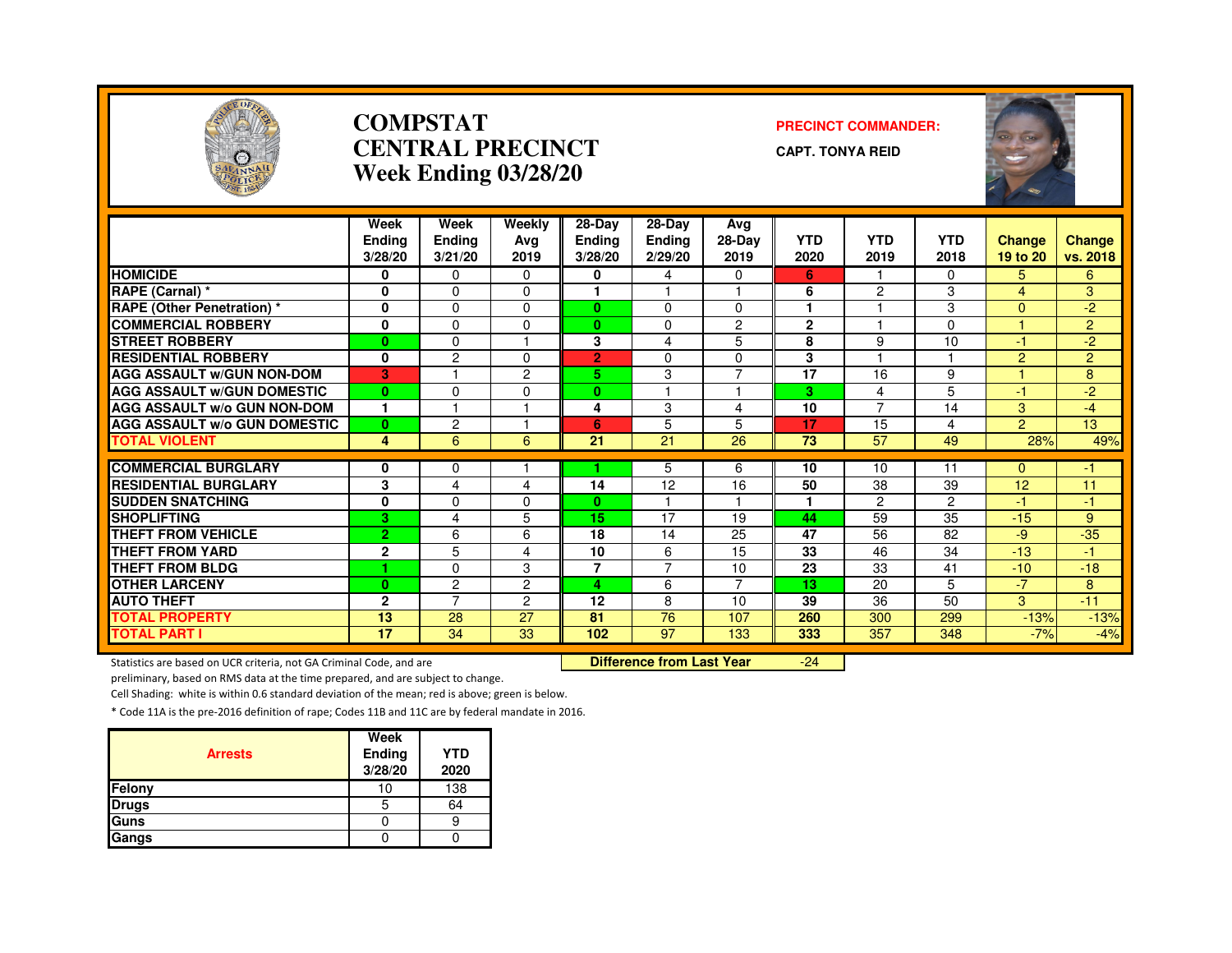# COMPSTAT
# CENTRAL PRECINCT
# Week Ending 03/28/20

**PRECINCT COMMANDER:**

**CAPT. TONYA REID**

| | Week Ending 3/28/20 | Week Ending 3/21/20 | Weekly Avg 2019 | 28-Day Ending 3/28/20 | 28-Day Ending 2/29/20 | Avg 28-Day 2019 | YTD 2020 | YTD 2019 | YTD 2018 | Change 19 to 20 | Change vs. 2018 |
|---|---|---|---|---|---|---|---|---|---|---|---|
| HOMICIDE | 0 | 0 | 0 | 0 | 4 | 0 | 6 | 1 | 0 | 5 | 6 |
| RAPE (Carnal) * | 0 | 0 | 0 | 1 | 1 | 1 | 6 | 2 | 3 | 4 | 3 |
| RAPE (Other Penetration) * | 0 | 0 | 0 | 0 | 0 | 0 | 1 | 1 | 3 | 0 | -2 |
| COMMERCIAL ROBBERY | 0 | 0 | 0 | 0 | 0 | 2 | 2 | 1 | 0 | 1 | 2 |
| STREET ROBBERY | 0 | 0 | 1 | 3 | 4 | 5 | 8 | 9 | 10 | -1 | -2 |
| RESIDENTIAL ROBBERY | 0 | 2 | 0 | 2 | 0 | 0 | 3 | 1 | 1 | 2 | 2 |
| AGG ASSAULT w/GUN NON-DOM | 3 | 1 | 2 | 5 | 3 | 7 | 17 | 16 | 9 | 1 | 8 |
| AGG ASSAULT w/GUN DOMESTIC | 0 | 0 | 0 | 0 | 1 | 1 | 3 | 4 | 5 | -1 | -2 |
| AGG ASSAULT w/o GUN NON-DOM | 1 | 1 | 1 | 4 | 3 | 4 | 10 | 7 | 14 | 3 | -4 |
| AGG ASSAULT w/o GUN DOMESTIC | 0 | 2 | 1 | 6 | 5 | 5 | 17 | 15 | 4 | 2 | 13 |
| TOTAL VIOLENT | 4 | 6 | 6 | 21 | 21 | 26 | 73 | 57 | 49 | 28% | 49% |
| COMMERCIAL BURGLARY | 0 | 0 | 1 | 1 | 5 | 6 | 10 | 10 | 11 | 0 | -1 |
| RESIDENTIAL BURGLARY | 3 | 4 | 4 | 14 | 12 | 16 | 50 | 38 | 39 | 12 | 11 |
| SUDDEN SNATCHING | 0 | 0 | 0 | 0 | 1 | 1 | 1 | 2 | 2 | -1 | -1 |
| SHOPLIFTING | 3 | 4 | 5 | 15 | 17 | 19 | 44 | 59 | 35 | -15 | 9 |
| THEFT FROM VEHICLE | 2 | 6 | 6 | 18 | 14 | 25 | 47 | 56 | 82 | -9 | -35 |
| THEFT FROM YARD | 2 | 5 | 4 | 10 | 6 | 15 | 33 | 46 | 34 | -13 | -1 |
| THEFT FROM BLDG | 1 | 0 | 3 | 7 | 7 | 10 | 23 | 33 | 41 | -10 | -18 |
| OTHER LARCENY | 0 | 2 | 2 | 4 | 6 | 7 | 13 | 20 | 5 | -7 | 8 |
| AUTO THEFT | 2 | 7 | 2 | 12 | 8 | 10 | 39 | 36 | 50 | 3 | -11 |
| TOTAL PROPERTY | 13 | 28 | 27 | 81 | 76 | 107 | 260 | 300 | 299 | -13% | -13% |
| TOTAL PART I | 17 | 34 | 33 | 102 | 97 | 133 | 333 | 357 | 348 | -7% | -4% |

**Difference from Last Year** -24

Statistics are based on UCR criteria, not GA Criminal Code, and are preliminary, based on RMS data at the time prepared, and are subject to change.

Cell Shading: white is within 0.6 standard deviation of the mean; red is above; green is below.

* Code 11A is the pre-2016 definition of rape; Codes 11B and 11C are by federal mandate in 2016.

| Arrests | Week Ending 3/28/20 | YTD 2020 |
|---|---|---|
| Felony | 10 | 138 |
| Drugs | 5 | 64 |
| Guns | 0 | 9 |
| Gangs | 0 | 0 |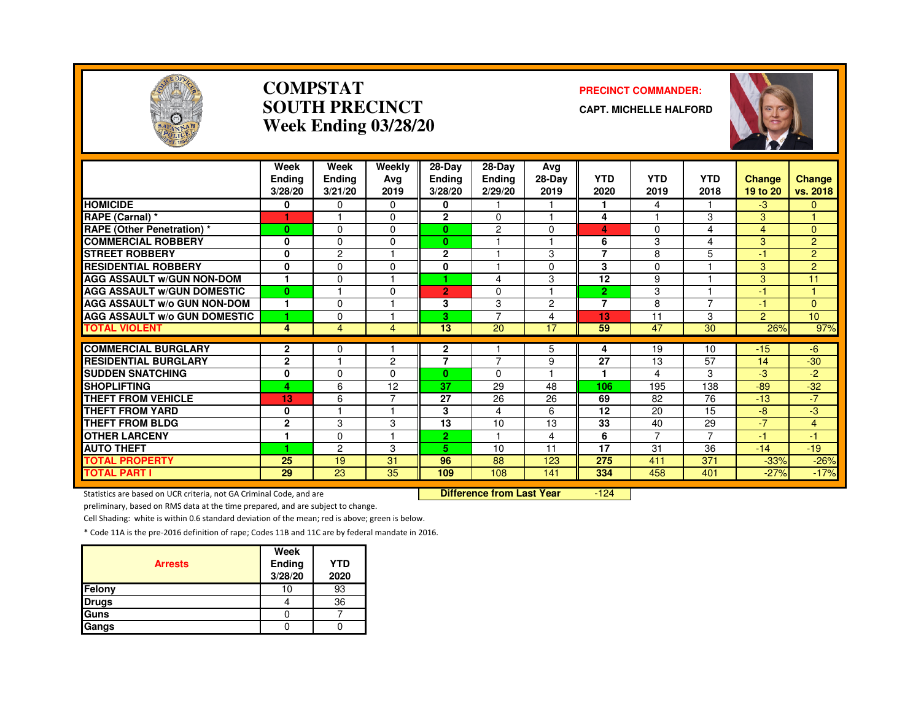# COMPSTAT
# SOUTH PRECINCT
# Week Ending 03/28/20

**PRECINCT COMMANDER:**

**CAPT. MICHELLE HALFORD**

| | Week Ending 3/28/20 | Week Ending 3/21/20 | Weekly Avg 2019 | 28-Day Ending 3/28/20 | 28-Day Ending 2/29/20 | Avg 28-Day 2019 | YTD 2020 | YTD 2019 | YTD 2018 | Change 19 to 20 | Change vs. 2018 |
|---|---|---|---|---|---|---|---|---|---|---|---|
| HOMICIDE | 0 | 0 | 0 | 0 | 1 | 1 | 1 | 4 | 1 | -3 | 0 |
| RAPE (Carnal) * | 1 | 1 | 0 | 2 | 0 | 1 | 4 | 1 | 3 | 3 | 1 |
| RAPE (Other Penetration) * | 0 | 0 | 0 | 0 | 2 | 0 | 4 | 0 | 4 | 4 | 0 |
| COMMERCIAL ROBBERY | 0 | 0 | 0 | 0 | 1 | 1 | 6 | 3 | 4 | 3 | 2 |
| STREET ROBBERY | 0 | 2 | 1 | 2 | 1 | 3 | 7 | 8 | 5 | -1 | 2 |
| RESIDENTIAL ROBBERY | 0 | 0 | 0 | 0 | 1 | 0 | 3 | 0 | 1 | 3 | 2 |
| AGG ASSAULT w/GUN NON-DOM | 1 | 0 | 1 | 1 | 4 | 3 | 12 | 9 | 1 | 3 | 11 |
| AGG ASSAULT w/GUN DOMESTIC | 0 | 1 | 0 | 2 | 0 | 1 | 2 | 3 | 1 | -1 | 1 |
| AGG ASSAULT w/o GUN NON-DOM | 1 | 0 | 1 | 3 | 3 | 2 | 7 | 8 | 7 | -1 | 0 |
| AGG ASSAULT w/o GUN DOMESTIC | 1 | 0 | 1 | 3 | 7 | 4 | 13 | 11 | 3 | 2 | 10 |
| TOTAL VIOLENT | 4 | 4 | 4 | 13 | 20 | 17 | 59 | 47 | 30 | 26% | 97% |
| COMMERCIAL BURGLARY | 2 | 0 | 1 | 2 | 1 | 5 | 4 | 19 | 10 | -15 | -6 |
| RESIDENTIAL BURGLARY | 2 | 1 | 2 | 7 | 7 | 9 | 27 | 13 | 57 | 14 | -30 |
| SUDDEN SNATCHING | 0 | 0 | 0 | 0 | 0 | 1 | 1 | 4 | 3 | -3 | -2 |
| SHOPLIFTING | 4 | 6 | 12 | 37 | 29 | 48 | 106 | 195 | 138 | -89 | -32 |
| THEFT FROM VEHICLE | 13 | 6 | 7 | 27 | 26 | 26 | 69 | 82 | 76 | -13 | -7 |
| THEFT FROM YARD | 0 | 1 | 1 | 3 | 4 | 6 | 12 | 20 | 15 | -8 | -3 |
| THEFT FROM BLDG | 2 | 3 | 3 | 13 | 10 | 13 | 33 | 40 | 29 | -7 | 4 |
| OTHER LARCENY | 1 | 0 | 1 | 2 | 1 | 4 | 6 | 7 | 7 | -1 | -1 |
| AUTO THEFT | 1 | 2 | 3 | 5 | 10 | 11 | 17 | 31 | 36 | -14 | -19 |
| TOTAL PROPERTY | 25 | 19 | 31 | 96 | 88 | 123 | 275 | 411 | 371 | -33% | -26% |
| TOTAL PART I | 29 | 23 | 35 | 109 | 108 | 141 | 334 | 458 | 401 | -27% | -17% |

**Difference from Last Year** -124

Statistics are based on UCR criteria, not GA Criminal Code, and are preliminary, based on RMS data at the time prepared, and are subject to change.

Cell Shading: white is within 0.6 standard deviation of the mean; red is above; green is below.

* Code 11A is the pre-2016 definition of rape; Codes 11B and 11C are by federal mandate in 2016.

| Arrests | Week Ending 3/28/20 | YTD 2020 |
|---|---|---|
| Felony | 10 | 93 |
| Drugs | 4 | 36 |
| Guns | 0 | 7 |
| Gangs | 0 | 0 |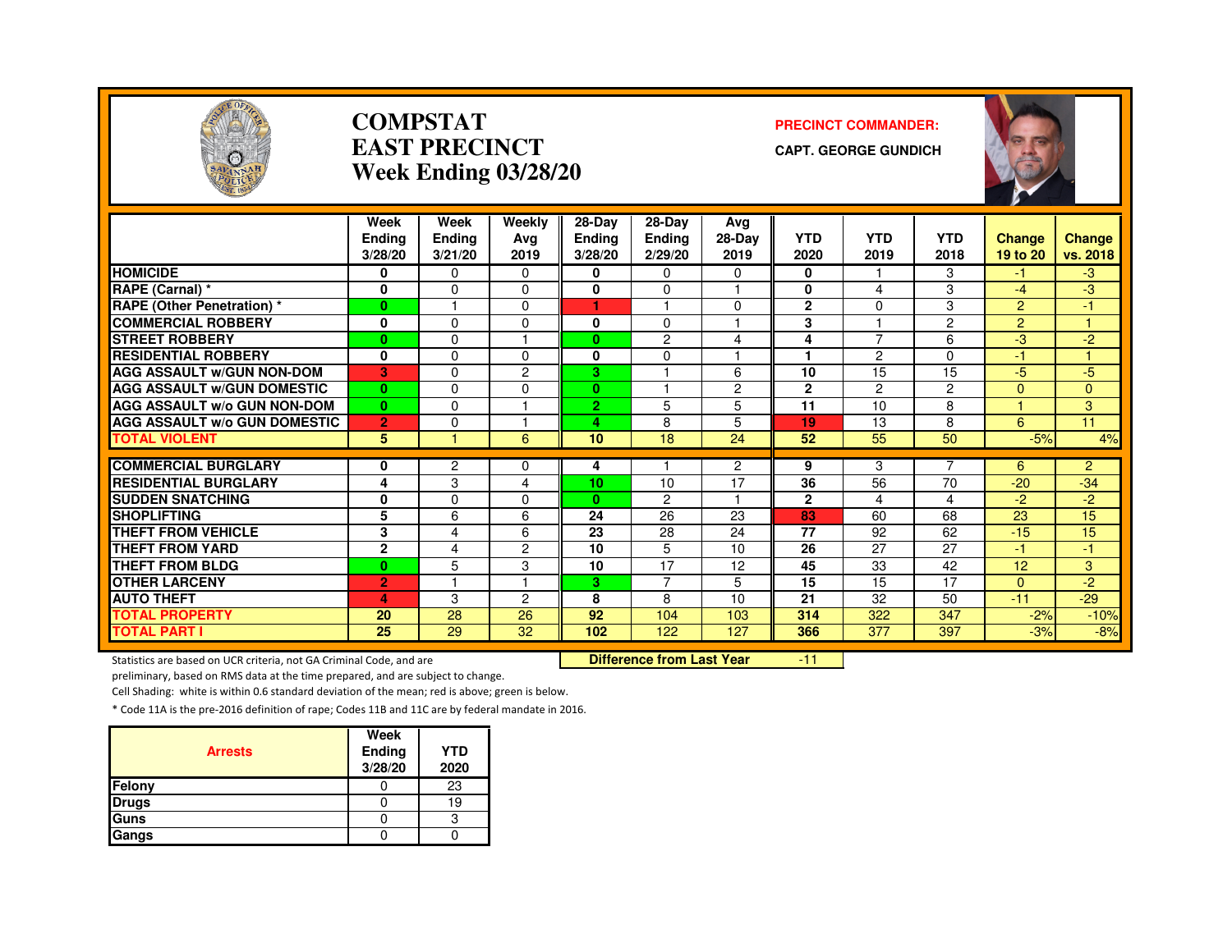# COMPSTAT
# EAST PRECINCT
# Week Ending 03/28/20

**PRECINCT COMMANDER:**

**CAPT. GEORGE GUNDICH**

| | Week Ending 3/28/20 | Week Ending 3/21/20 | Weekly Avg 2019 | 28-Day Ending 3/28/20 | 28-Day Ending 2/29/20 | Avg 28-Day 2019 | YTD 2020 | YTD 2019 | YTD 2018 | Change 19 to 20 | Change vs. 2018 |
|---|---|---|---|---|---|---|---|---|---|---|---|
| HOMICIDE | 0 | 0 | 0 | 0 | 0 | 0 | 0 | 1 | 3 | -1 | -3 |
| RAPE (Carnal) * | 0 | 0 | 0 | 0 | 0 | 1 | 0 | 4 | 3 | -4 | -3 |
| RAPE (Other Penetration) * | 0 | 1 | 0 | 1 | 1 | 0 | 2 | 0 | 3 | 2 | -1 |
| COMMERCIAL ROBBERY | 0 | 0 | 0 | 0 | 0 | 1 | 3 | 1 | 2 | 2 | 1 |
| STREET ROBBERY | 0 | 0 | 1 | 0 | 2 | 4 | 4 | 7 | 6 | -3 | -2 |
| RESIDENTIAL ROBBERY | 0 | 0 | 0 | 0 | 0 | 1 | 1 | 2 | 0 | -1 | 1 |
| AGG ASSAULT w/GUN NON-DOM | 3 | 0 | 2 | 3 | 1 | 6 | 10 | 15 | 15 | -5 | -5 |
| AGG ASSAULT w/GUN DOMESTIC | 0 | 0 | 0 | 0 | 1 | 2 | 2 | 2 | 2 | 0 | 0 |
| AGG ASSAULT w/o GUN NON-DOM | 0 | 0 | 1 | 2 | 5 | 5 | 11 | 10 | 8 | 1 | 3 |
| AGG ASSAULT w/o GUN DOMESTIC | 2 | 0 | 1 | 4 | 8 | 5 | 19 | 13 | 8 | 6 | 11 |
| TOTAL VIOLENT | 5 | 1 | 6 | 10 | 18 | 24 | 52 | 55 | 50 | -5% | 4% |
| COMMERCIAL BURGLARY | 0 | 2 | 0 | 4 | 1 | 2 | 9 | 3 | 7 | 6 | 2 |
| RESIDENTIAL BURGLARY | 4 | 3 | 4 | 10 | 10 | 17 | 36 | 56 | 70 | -20 | -34 |
| SUDDEN SNATCHING | 0 | 0 | 0 | 0 | 2 | 1 | 2 | 4 | 4 | -2 | -2 |
| SHOPLIFTING | 5 | 6 | 6 | 24 | 26 | 23 | 83 | 60 | 68 | 23 | 15 |
| THEFT FROM VEHICLE | 3 | 4 | 6 | 23 | 28 | 24 | 77 | 92 | 62 | -15 | 15 |
| THEFT FROM YARD | 2 | 4 | 2 | 10 | 5 | 10 | 26 | 27 | 27 | -1 | -1 |
| THEFT FROM BLDG | 0 | 5 | 3 | 10 | 17 | 12 | 45 | 33 | 42 | 12 | 3 |
| OTHER LARCENY | 2 | 1 | 1 | 3 | 7 | 5 | 15 | 15 | 17 | 0 | -2 |
| AUTO THEFT | 4 | 3 | 2 | 8 | 8 | 10 | 21 | 32 | 50 | -11 | -29 |
| TOTAL PROPERTY | 20 | 28 | 26 | 92 | 104 | 103 | 314 | 322 | 347 | -2% | -10% |
| TOTAL PART I | 25 | 29 | 32 | 102 | 122 | 127 | 366 | 377 | 397 | -3% | -8% |

**Difference from Last Year** -11

Statistics are based on UCR criteria, not GA Criminal Code, and are preliminary, based on RMS data at the time prepared, and are subject to change.

Cell Shading: white is within 0.6 standard deviation of the mean; red is above; green is below.

* Code 11A is the pre-2016 definition of rape; Codes 11B and 11C are by federal mandate in 2016.

| Arrests | Week Ending 3/28/20 | YTD 2020 |
|---|---|---|
| Felony | 0 | 23 |
| Drugs | 0 | 19 |
| Guns | 0 | 3 |
| Gangs | 0 | 0 |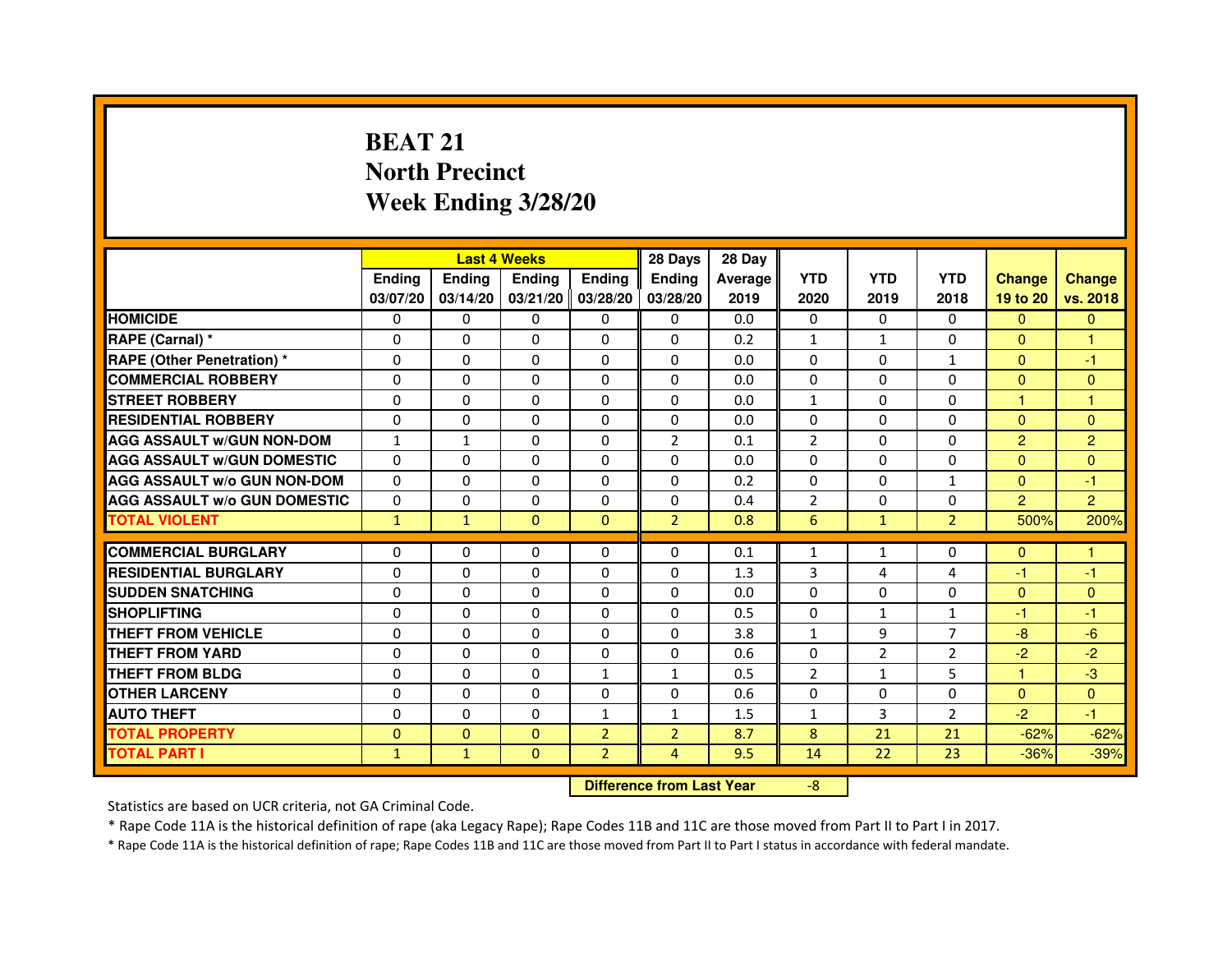# BEAT 21
## North Precinct
## Week Ending 3/28/20

| | Last 4 Weeks | | | | 28 Days | 28 Day | | | | | |
|---|---|---|---|---|---|---|---|---|---|---|---|
| | Ending 03/07/20 | Ending 03/14/20 | Ending 03/21/20 | Ending 03/28/20 | Ending 03/28/20 | Average 2019 | YTD 2020 | YTD 2019 | YTD 2018 | Change 19 to 20 | Change vs. 2018 |
| HOMICIDE | 0 | 0 | 0 | 0 | 0 | 0.0 | 0 | 0 | 0 | 0 | 0 |
| RAPE (Carnal) * | 0 | 0 | 0 | 0 | 0 | 0.2 | 1 | 1 | 0 | 0 | 1 |
| RAPE (Other Penetration) * | 0 | 0 | 0 | 0 | 0 | 0.0 | 0 | 0 | 1 | 0 | -1 |
| COMMERCIAL ROBBERY | 0 | 0 | 0 | 0 | 0 | 0.0 | 0 | 0 | 0 | 0 | 0 |
| STREET ROBBERY | 0 | 0 | 0 | 0 | 0 | 0.0 | 1 | 0 | 0 | 1 | 1 |
| RESIDENTIAL ROBBERY | 0 | 0 | 0 | 0 | 0 | 0.0 | 0 | 0 | 0 | 0 | 0 |
| AGG ASSAULT w/GUN NON-DOM | 1 | 1 | 0 | 0 | 2 | 0.1 | 2 | 0 | 0 | 2 | 2 |
| AGG ASSAULT w/GUN DOMESTIC | 0 | 0 | 0 | 0 | 0 | 0.0 | 0 | 0 | 0 | 0 | 0 |
| AGG ASSAULT w/o GUN NON-DOM | 0 | 0 | 0 | 0 | 0 | 0.2 | 0 | 0 | 1 | 0 | -1 |
| AGG ASSAULT w/o GUN DOMESTIC | 0 | 0 | 0 | 0 | 0 | 0.4 | 2 | 0 | 0 | 2 | 2 |
| TOTAL VIOLENT | 1 | 1 | 0 | 0 | 2 | 0.8 | 6 | 1 | 2 | 500% | 200% |
| COMMERCIAL BURGLARY | 0 | 0 | 0 | 0 | 0 | 0.1 | 1 | 1 | 0 | 0 | 1 |
| RESIDENTIAL BURGLARY | 0 | 0 | 0 | 0 | 0 | 1.3 | 3 | 4 | 4 | -1 | -1 |
| SUDDEN SNATCHING | 0 | 0 | 0 | 0 | 0 | 0.0 | 0 | 0 | 0 | 0 | 0 |
| SHOPLIFTING | 0 | 0 | 0 | 0 | 0 | 0.5 | 0 | 1 | 1 | -1 | -1 |
| THEFT FROM VEHICLE | 0 | 0 | 0 | 0 | 0 | 3.8 | 1 | 9 | 7 | -8 | -6 |
| THEFT FROM YARD | 0 | 0 | 0 | 0 | 0 | 0.6 | 0 | 2 | 2 | -2 | -2 |
| THEFT FROM BLDG | 0 | 0 | 0 | 1 | 1 | 0.5 | 2 | 1 | 5 | 1 | -3 |
| OTHER LARCENY | 0 | 0 | 0 | 0 | 0 | 0.6 | 0 | 0 | 0 | 0 | 0 |
| AUTO THEFT | 0 | 0 | 0 | 1 | 1 | 1.5 | 1 | 3 | 2 | -2 | -1 |
| TOTAL PROPERTY | 0 | 0 | 0 | 2 | 2 | 8.7 | 8 | 21 | 21 | -62% | -62% |
| TOTAL PART I | 1 | 1 | 0 | 2 | 4 | 9.5 | 14 | 22 | 23 | -36% | -39% |

**Difference from Last Year**: -8

Statistics are based on UCR criteria, not GA Criminal Code.

* Rape Code 11A is the historical definition of rape (aka Legacy Rape); Rape Codes 11B and 11C are those moved from Part II to Part I in 2017.

* Rape Code 11A is the historical definition of rape; Rape Codes 11B and 11C are those moved from Part II to Part I status in accordance with federal mandate.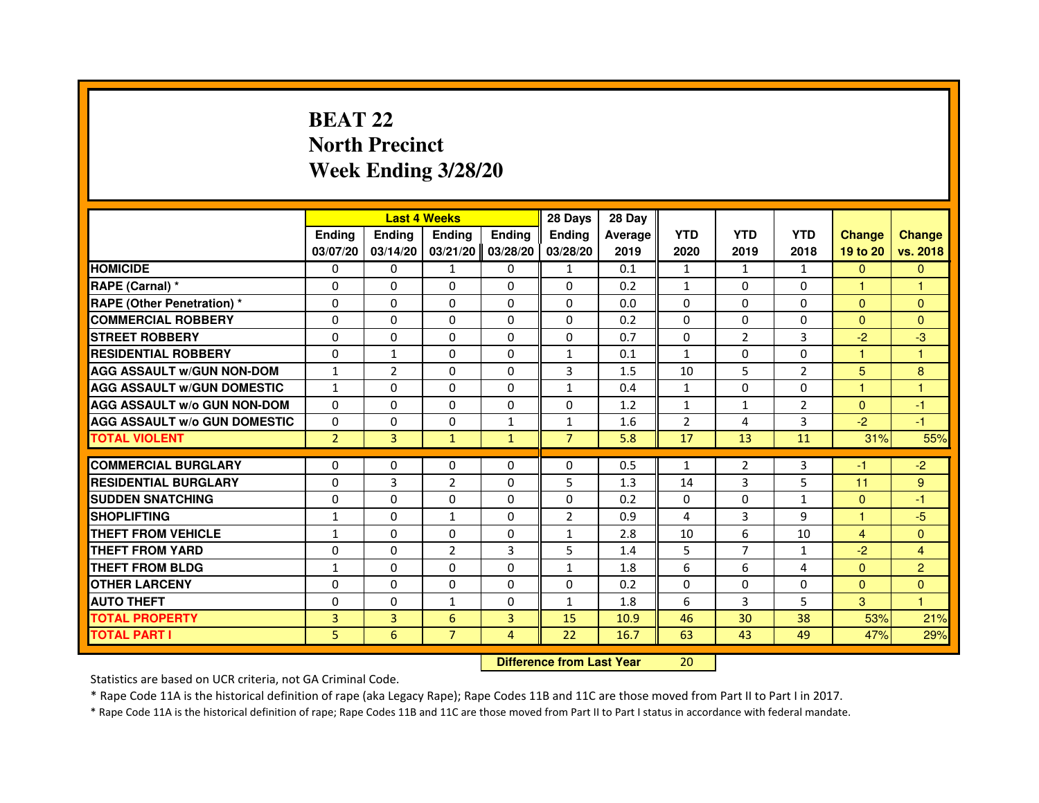# BEAT 22
## North Precinct
## Week Ending 3/28/20

| | Last 4 Weeks | | | | 28 Days | 28 Day | | | | | |
|---|---|---|---|---|---|---|---|---|---|---|---|
| | Ending 03/07/20 | Ending 03/14/20 | Ending 03/21/20 | Ending 03/28/20 | Ending 03/28/20 | Average 2019 | YTD 2020 | YTD 2019 | YTD 2018 | Change 19 to 20 | Change vs. 2018 |
| HOMICIDE | 0 | 0 | 1 | 0 | 1 | 0.1 | 1 | 1 | 1 | 0 | 0 |
| RAPE (Carnal) * | 0 | 0 | 0 | 0 | 0 | 0.2 | 1 | 0 | 0 | 1 | 1 |
| RAPE (Other Penetration) * | 0 | 0 | 0 | 0 | 0 | 0.0 | 0 | 0 | 0 | 0 | 0 |
| COMMERCIAL ROBBERY | 0 | 0 | 0 | 0 | 0 | 0.2 | 0 | 0 | 0 | 0 | 0 |
| STREET ROBBERY | 0 | 0 | 0 | 0 | 0 | 0.7 | 0 | 2 | 3 | -2 | -3 |
| RESIDENTIAL ROBBERY | 0 | 1 | 0 | 0 | 1 | 0.1 | 1 | 0 | 0 | 1 | 1 |
| AGG ASSAULT w/GUN NON-DOM | 1 | 2 | 0 | 0 | 3 | 1.5 | 10 | 5 | 2 | 5 | 8 |
| AGG ASSAULT w/GUN DOMESTIC | 1 | 0 | 0 | 0 | 1 | 0.4 | 1 | 0 | 0 | 1 | 1 |
| AGG ASSAULT w/o GUN NON-DOM | 0 | 0 | 0 | 0 | 0 | 1.2 | 1 | 1 | 2 | 0 | -1 |
| AGG ASSAULT w/o GUN DOMESTIC | 0 | 0 | 0 | 1 | 1 | 1.6 | 2 | 4 | 3 | -2 | -1 |
| TOTAL VIOLENT | 2 | 3 | 1 | 1 | 7 | 5.8 | 17 | 13 | 11 | 31% | 55% |
| COMMERCIAL BURGLARY | 0 | 0 | 0 | 0 | 0 | 0.5 | 1 | 2 | 3 | -1 | -2 |
| RESIDENTIAL BURGLARY | 0 | 3 | 2 | 0 | 5 | 1.3 | 14 | 3 | 5 | 11 | 9 |
| SUDDEN SNATCHING | 0 | 0 | 0 | 0 | 0 | 0.2 | 0 | 0 | 1 | 0 | -1 |
| SHOPLIFTING | 1 | 0 | 1 | 0 | 2 | 0.9 | 4 | 3 | 9 | 1 | -5 |
| THEFT FROM VEHICLE | 1 | 0 | 0 | 0 | 1 | 2.8 | 10 | 6 | 10 | 4 | 0 |
| THEFT FROM YARD | 0 | 0 | 2 | 3 | 5 | 1.4 | 5 | 7 | 1 | -2 | 4 |
| THEFT FROM BLDG | 1 | 0 | 0 | 0 | 1 | 1.8 | 6 | 6 | 4 | 0 | 2 |
| OTHER LARCENY | 0 | 0 | 0 | 0 | 0 | 0.2 | 0 | 0 | 0 | 0 | 0 |
| AUTO THEFT | 0 | 0 | 1 | 0 | 1 | 1.8 | 6 | 3 | 5 | 3 | 1 |
| TOTAL PROPERTY | 3 | 3 | 6 | 3 | 15 | 10.9 | 46 | 30 | 38 | 53% | 21% |
| TOTAL PART I | 5 | 6 | 7 | 4 | 22 | 16.7 | 63 | 43 | 49 | 47% | 29% |

| Difference from Last Year | 20 |
|---|---|

Statistics are based on UCR criteria, not GA Criminal Code.

* Rape Code 11A is the historical definition of rape (aka Legacy Rape); Rape Codes 11B and 11C are those moved from Part II to Part I in 2017.

* Rape Code 11A is the historical definition of rape; Rape Codes 11B and 11C are those moved from Part II to Part I status in accordance with federal mandate.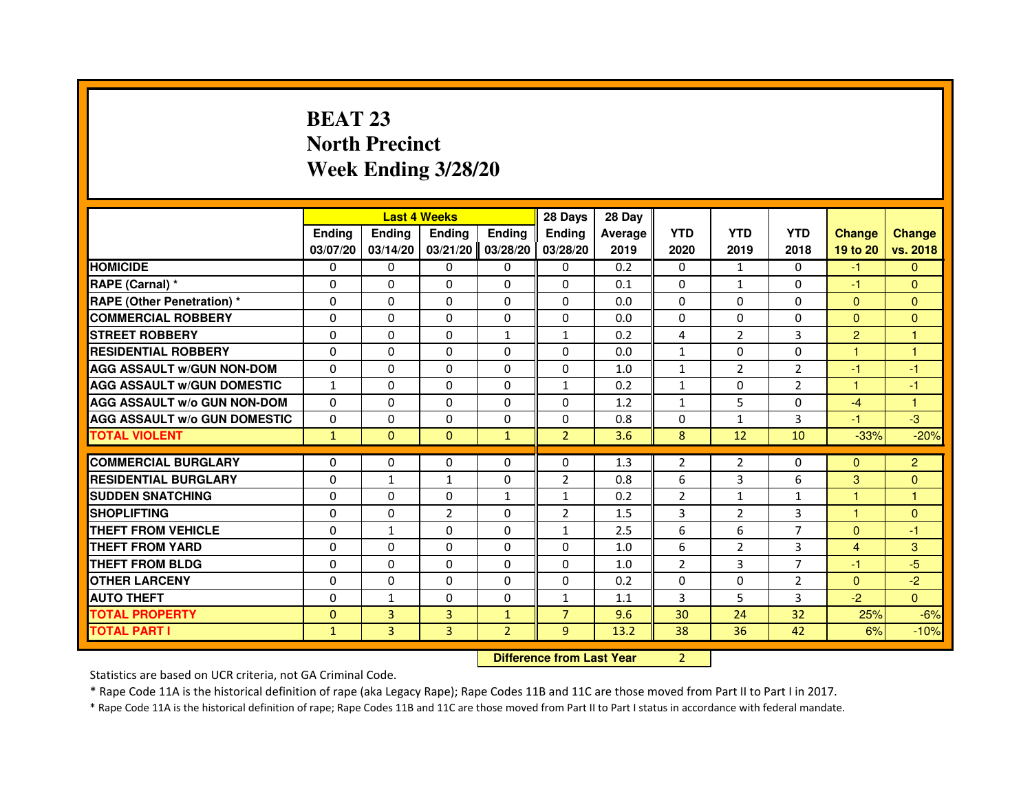# BEAT 23
## North Precinct
## Week Ending 3/28/20

| | Last 4 Weeks | | | | 28 Days | 28 Day | | | | | |
|---|---|---|---|---|---|---|---|---|---|---|---|
| | Ending 03/07/20 | Ending 03/14/20 | Ending 03/21/20 | Ending 03/28/20 | Ending 03/28/20 | Average 2019 | YTD 2020 | YTD 2019 | YTD 2018 | Change 19 to 20 | Change vs. 2018 |
| HOMICIDE | 0 | 0 | 0 | 0 | 0 | 0.2 | 0 | 1 | 0 | -1 | 0 |
| RAPE (Carnal) * | 0 | 0 | 0 | 0 | 0 | 0.1 | 0 | 1 | 0 | -1 | 0 |
| RAPE (Other Penetration) * | 0 | 0 | 0 | 0 | 0 | 0.0 | 0 | 0 | 0 | 0 | 0 |
| COMMERCIAL ROBBERY | 0 | 0 | 0 | 0 | 0 | 0.0 | 0 | 0 | 0 | 0 | 0 |
| STREET ROBBERY | 0 | 0 | 0 | 1 | 1 | 0.2 | 4 | 2 | 3 | 2 | 1 |
| RESIDENTIAL ROBBERY | 0 | 0 | 0 | 0 | 0 | 0.0 | 1 | 0 | 0 | 1 | 1 |
| AGG ASSAULT w/GUN NON-DOM | 0 | 0 | 0 | 0 | 0 | 1.0 | 1 | 2 | 2 | -1 | -1 |
| AGG ASSAULT w/GUN DOMESTIC | 1 | 0 | 0 | 0 | 1 | 0.2 | 1 | 0 | 2 | 1 | -1 |
| AGG ASSAULT w/o GUN NON-DOM | 0 | 0 | 0 | 0 | 0 | 1.2 | 1 | 5 | 0 | -4 | 1 |
| AGG ASSAULT w/o GUN DOMESTIC | 0 | 0 | 0 | 0 | 0 | 0.8 | 0 | 1 | 3 | -1 | -3 |
| TOTAL VIOLENT | 1 | 0 | 0 | 1 | 2 | 3.6 | 8 | 12 | 10 | -33% | -20% |
| COMMERCIAL BURGLARY | 0 | 0 | 0 | 0 | 0 | 1.3 | 2 | 2 | 0 | 0 | 2 |
| RESIDENTIAL BURGLARY | 0 | 1 | 1 | 0 | 2 | 0.8 | 6 | 3 | 6 | 3 | 0 |
| SUDDEN SNATCHING | 0 | 0 | 0 | 1 | 1 | 0.2 | 2 | 1 | 1 | 1 | 1 |
| SHOPLIFTING | 0 | 0 | 2 | 0 | 2 | 1.5 | 3 | 2 | 3 | 1 | 0 |
| THEFT FROM VEHICLE | 0 | 1 | 0 | 0 | 1 | 2.5 | 6 | 6 | 7 | 0 | -1 |
| THEFT FROM YARD | 0 | 0 | 0 | 0 | 0 | 1.0 | 6 | 2 | 3 | 4 | 3 |
| THEFT FROM BLDG | 0 | 0 | 0 | 0 | 0 | 1.0 | 2 | 3 | 7 | -1 | -5 |
| OTHER LARCENY | 0 | 0 | 0 | 0 | 0 | 0.2 | 0 | 0 | 2 | 0 | -2 |
| AUTO THEFT | 0 | 1 | 0 | 0 | 1 | 1.1 | 3 | 5 | 3 | -2 | 0 |
| TOTAL PROPERTY | 0 | 3 | 3 | 1 | 7 | 9.6 | 30 | 24 | 32 | 25% | -6% |
| TOTAL PART I | 1 | 3 | 3 | 2 | 9 | 13.2 | 38 | 36 | 42 | 6% | -10% |

| Difference from Last Year | 2 |
|---|---|

Statistics are based on UCR criteria, not GA Criminal Code.

* Rape Code 11A is the historical definition of rape (aka Legacy Rape); Rape Codes 11B and 11C are those moved from Part II to Part I in 2017.

* Rape Code 11A is the historical definition of rape; Rape Codes 11B and 11C are those moved from Part II to Part I status in accordance with federal mandate.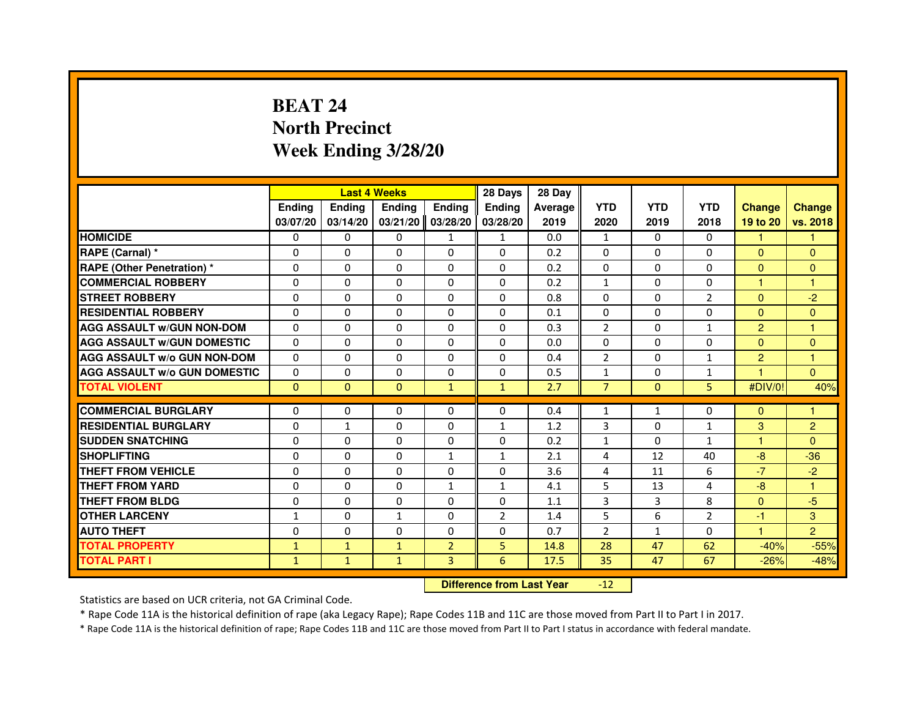# BEAT 24
## North Precinct
## Week Ending 3/28/20

| | Last 4 Weeks | | | | 28 Days | 28 Day | | | | | |
|---|---|---|---|---|---|---|---|---|---|---|---|
| | Ending 03/07/20 | Ending 03/14/20 | Ending 03/21/20 | Ending 03/28/20 | Ending 03/28/20 | Average 2019 | YTD 2020 | YTD 2019 | YTD 2018 | Change 19 to 20 | Change vs. 2018 |
| HOMICIDE | 0 | 0 | 0 | 1 | 1 | 0.0 | 1 | 0 | 0 | 1 | 1 |
| RAPE (Carnal) * | 0 | 0 | 0 | 0 | 0 | 0.2 | 0 | 0 | 0 | 0 | 0 |
| RAPE (Other Penetration) * | 0 | 0 | 0 | 0 | 0 | 0.2 | 0 | 0 | 0 | 0 | 0 |
| COMMERCIAL ROBBERY | 0 | 0 | 0 | 0 | 0 | 0.2 | 1 | 0 | 0 | 1 | 1 |
| STREET ROBBERY | 0 | 0 | 0 | 0 | 0 | 0.8 | 0 | 0 | 2 | 0 | -2 |
| RESIDENTIAL ROBBERY | 0 | 0 | 0 | 0 | 0 | 0.1 | 0 | 0 | 0 | 0 | 0 |
| AGG ASSAULT w/GUN NON-DOM | 0 | 0 | 0 | 0 | 0 | 0.3 | 2 | 0 | 1 | 2 | 1 |
| AGG ASSAULT w/GUN DOMESTIC | 0 | 0 | 0 | 0 | 0 | 0.0 | 0 | 0 | 0 | 0 | 0 |
| AGG ASSAULT w/o GUN NON-DOM | 0 | 0 | 0 | 0 | 0 | 0.4 | 2 | 0 | 1 | 2 | 1 |
| AGG ASSAULT w/o GUN DOMESTIC | 0 | 0 | 0 | 0 | 0 | 0.5 | 1 | 0 | 1 | 1 | 0 |
| TOTAL VIOLENT | 0 | 0 | 0 | 1 | 1 | 2.7 | 7 | 0 | 5 | #DIV/0! | 40% |
| COMMERCIAL BURGLARY | 0 | 0 | 0 | 0 | 0 | 0.4 | 1 | 1 | 0 | 0 | 1 |
| RESIDENTIAL BURGLARY | 0 | 1 | 0 | 0 | 1 | 1.2 | 3 | 0 | 1 | 3 | 2 |
| SUDDEN SNATCHING | 0 | 0 | 0 | 0 | 0 | 0.2 | 1 | 0 | 1 | 1 | 0 |
| SHOPLIFTING | 0 | 0 | 0 | 1 | 1 | 2.1 | 4 | 12 | 40 | -8 | -36 |
| THEFT FROM VEHICLE | 0 | 0 | 0 | 0 | 0 | 3.6 | 4 | 11 | 6 | -7 | -2 |
| THEFT FROM YARD | 0 | 0 | 0 | 1 | 1 | 4.1 | 5 | 13 | 4 | -8 | 1 |
| THEFT FROM BLDG | 0 | 0 | 0 | 0 | 0 | 1.1 | 3 | 3 | 8 | 0 | -5 |
| OTHER LARCENY | 1 | 0 | 1 | 0 | 2 | 1.4 | 5 | 6 | 2 | -1 | 3 |
| AUTO THEFT | 0 | 0 | 0 | 0 | 0 | 0.7 | 2 | 1 | 0 | 1 | 2 |
| TOTAL PROPERTY | 1 | 1 | 1 | 2 | 5 | 14.8 | 28 | 47 | 62 | -40% | -55% |
| TOTAL PART I | 1 | 1 | 1 | 3 | 6 | 17.5 | 35 | 47 | 67 | -26% | -48% |

**Difference from Last Year** -12

Statistics are based on UCR criteria, not GA Criminal Code.

* Rape Code 11A is the historical definition of rape (aka Legacy Rape); Rape Codes 11B and 11C are those moved from Part II to Part I in 2017.

* Rape Code 11A is the historical definition of rape; Rape Codes 11B and 11C are those moved from Part II to Part I status in accordance with federal mandate.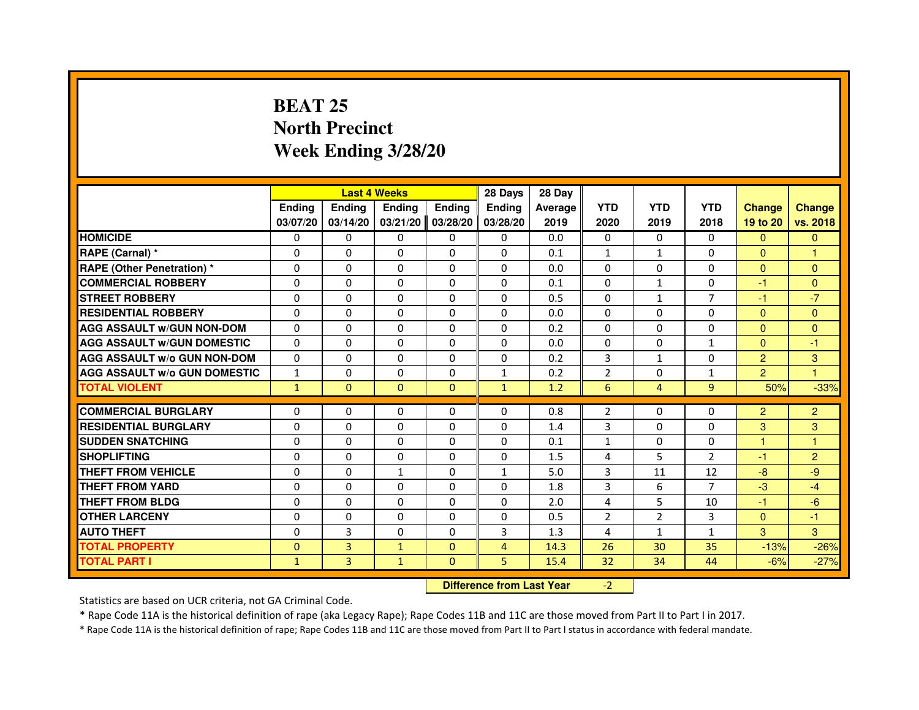# BEAT 25
## North Precinct
## Week Ending 3/28/20

| | Last 4 Weeks | | | | 28 Days | 28 Day | | | | | |
|---|---|---|---|---|---|---|---|---|---|---|---|
| | Ending 03/07/20 | Ending 03/14/20 | Ending 03/21/20 | Ending 03/28/20 | Ending 03/28/20 | Average 2019 | YTD 2020 | YTD 2019 | YTD 2018 | Change 19 to 20 | Change vs. 2018 |
| HOMICIDE | 0 | 0 | 0 | 0 | 0 | 0.0 | 0 | 0 | 0 | 0 | 0 |
| RAPE (Carnal) * | 0 | 0 | 0 | 0 | 0 | 0.1 | 1 | 1 | 0 | 0 | 1 |
| RAPE (Other Penetration) * | 0 | 0 | 0 | 0 | 0 | 0.0 | 0 | 0 | 0 | 0 | 0 |
| COMMERCIAL ROBBERY | 0 | 0 | 0 | 0 | 0 | 0.1 | 0 | 1 | 0 | -1 | 0 |
| STREET ROBBERY | 0 | 0 | 0 | 0 | 0 | 0.5 | 0 | 1 | 7 | -1 | -7 |
| RESIDENTIAL ROBBERY | 0 | 0 | 0 | 0 | 0 | 0.0 | 0 | 0 | 0 | 0 | 0 |
| AGG ASSAULT w/GUN NON-DOM | 0 | 0 | 0 | 0 | 0 | 0.2 | 0 | 0 | 0 | 0 | 0 |
| AGG ASSAULT w/GUN DOMESTIC | 0 | 0 | 0 | 0 | 0 | 0.0 | 0 | 0 | 1 | 0 | -1 |
| AGG ASSAULT w/o GUN NON-DOM | 0 | 0 | 0 | 0 | 0 | 0.2 | 3 | 1 | 0 | 2 | 3 |
| AGG ASSAULT w/o GUN DOMESTIC | 1 | 0 | 0 | 0 | 1 | 0.2 | 2 | 0 | 1 | 2 | 1 |
| TOTAL VIOLENT | 1 | 0 | 0 | 0 | 1 | 1.2 | 6 | 4 | 9 | 50% | -33% |
| COMMERCIAL BURGLARY | 0 | 0 | 0 | 0 | 0 | 0.8 | 2 | 0 | 0 | 2 | 2 |
| RESIDENTIAL BURGLARY | 0 | 0 | 0 | 0 | 0 | 1.4 | 3 | 0 | 0 | 3 | 3 |
| SUDDEN SNATCHING | 0 | 0 | 0 | 0 | 0 | 0.1 | 1 | 0 | 0 | 1 | 1 |
| SHOPLIFTING | 0 | 0 | 0 | 0 | 0 | 1.5 | 4 | 5 | 2 | -1 | 2 |
| THEFT FROM VEHICLE | 0 | 0 | 1 | 0 | 1 | 5.0 | 3 | 11 | 12 | -8 | -9 |
| THEFT FROM YARD | 0 | 0 | 0 | 0 | 0 | 1.8 | 3 | 6 | 7 | -3 | -4 |
| THEFT FROM BLDG | 0 | 0 | 0 | 0 | 0 | 2.0 | 4 | 5 | 10 | -1 | -6 |
| OTHER LARCENY | 0 | 0 | 0 | 0 | 0 | 0.5 | 2 | 2 | 3 | 0 | -1 |
| AUTO THEFT | 0 | 3 | 0 | 0 | 3 | 1.3 | 4 | 1 | 1 | 3 | 3 |
| TOTAL PROPERTY | 0 | 3 | 1 | 0 | 4 | 14.3 | 26 | 30 | 35 | -13% | -26% |
| TOTAL PART I | 1 | 3 | 1 | 0 | 5 | 15.4 | 32 | 34 | 44 | -6% | -27% |

**Difference from Last Year** -2

Statistics are based on UCR criteria, not GA Criminal Code.

* Rape Code 11A is the historical definition of rape (aka Legacy Rape); Rape Codes 11B and 11C are those moved from Part II to Part I in 2017.

* Rape Code 11A is the historical definition of rape; Rape Codes 11B and 11C are those moved from Part II to Part I status in accordance with federal mandate.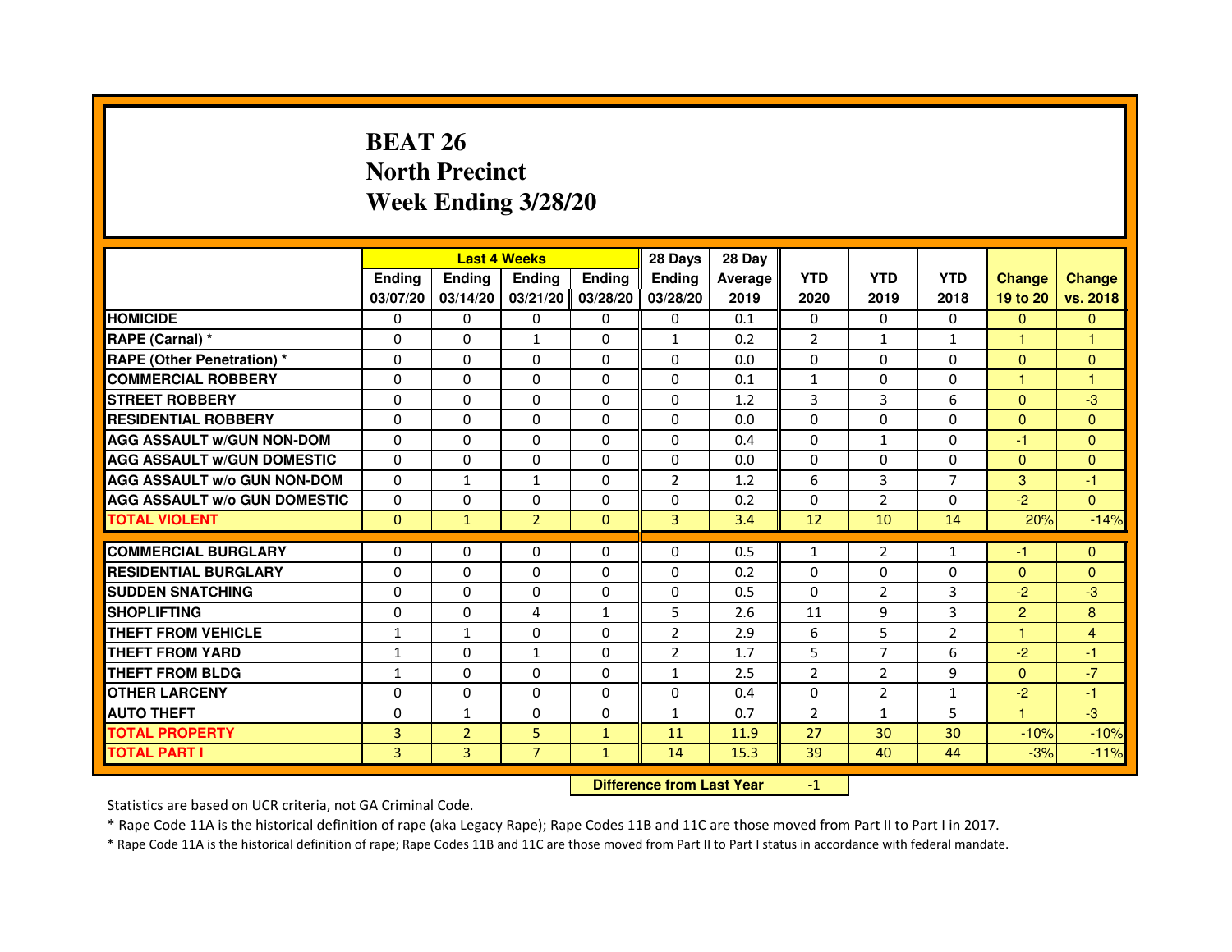# BEAT 26
## North Precinct
## Week Ending 3/28/20

| | Last 4 Weeks | | | | 28 Days | 28 Day | | | | | |
|---|---|---|---|---|---|---|---|---|---|---|---|
| | Ending 03/07/20 | Ending 03/14/20 | Ending 03/21/20 | Ending 03/28/20 | Ending 03/28/20 | Average 2019 | YTD 2020 | YTD 2019 | YTD 2018 | Change 19 to 20 | Change vs. 2018 |
| HOMICIDE | 0 | 0 | 0 | 0 | 0 | 0.1 | 0 | 0 | 0 | 0 | 0 |
| RAPE (Carnal) * | 0 | 0 | 1 | 0 | 1 | 0.2 | 2 | 1 | 1 | 1 | 1 |
| RAPE (Other Penetration) * | 0 | 0 | 0 | 0 | 0 | 0.0 | 0 | 0 | 0 | 0 | 0 |
| COMMERCIAL ROBBERY | 0 | 0 | 0 | 0 | 0 | 0.1 | 1 | 0 | 0 | 1 | 1 |
| STREET ROBBERY | 0 | 0 | 0 | 0 | 0 | 1.2 | 3 | 3 | 6 | 0 | -3 |
| RESIDENTIAL ROBBERY | 0 | 0 | 0 | 0 | 0 | 0.0 | 0 | 0 | 0 | 0 | 0 |
| AGG ASSAULT w/GUN NON-DOM | 0 | 0 | 0 | 0 | 0 | 0.4 | 0 | 1 | 0 | -1 | 0 |
| AGG ASSAULT w/GUN DOMESTIC | 0 | 0 | 0 | 0 | 0 | 0.0 | 0 | 0 | 0 | 0 | 0 |
| AGG ASSAULT w/o GUN NON-DOM | 0 | 1 | 1 | 0 | 2 | 1.2 | 6 | 3 | 7 | 3 | -1 |
| AGG ASSAULT w/o GUN DOMESTIC | 0 | 0 | 0 | 0 | 0 | 0.2 | 0 | 2 | 0 | -2 | 0 |
| TOTAL VIOLENT | 0 | 1 | 2 | 0 | 3 | 3.4 | 12 | 10 | 14 | 20% | -14% |
| COMMERCIAL BURGLARY | 0 | 0 | 0 | 0 | 0 | 0.5 | 1 | 2 | 1 | -1 | 0 |
| RESIDENTIAL BURGLARY | 0 | 0 | 0 | 0 | 0 | 0.2 | 0 | 0 | 0 | 0 | 0 |
| SUDDEN SNATCHING | 0 | 0 | 0 | 0 | 0 | 0.5 | 0 | 2 | 3 | -2 | -3 |
| SHOPLIFTING | 0 | 0 | 4 | 1 | 5 | 2.6 | 11 | 9 | 3 | 2 | 8 |
| THEFT FROM VEHICLE | 1 | 1 | 0 | 0 | 2 | 2.9 | 6 | 5 | 2 | 1 | 4 |
| THEFT FROM YARD | 1 | 0 | 1 | 0 | 2 | 1.7 | 5 | 7 | 6 | -2 | -1 |
| THEFT FROM BLDG | 1 | 0 | 0 | 0 | 1 | 2.5 | 2 | 2 | 9 | 0 | -7 |
| OTHER LARCENY | 0 | 0 | 0 | 0 | 0 | 0.4 | 0 | 2 | 1 | -2 | -1 |
| AUTO THEFT | 0 | 1 | 0 | 0 | 1 | 0.7 | 2 | 1 | 5 | 1 | -3 |
| TOTAL PROPERTY | 3 | 2 | 5 | 1 | 11 | 11.9 | 27 | 30 | 30 | -10% | -10% |
| TOTAL PART I | 3 | 3 | 7 | 1 | 14 | 15.3 | 39 | 40 | 44 | -3% | -11% |

**Difference from Last Year** -1

Statistics are based on UCR criteria, not GA Criminal Code.

* Rape Code 11A is the historical definition of rape (aka Legacy Rape); Rape Codes 11B and 11C are those moved from Part II to Part I in 2017.

* Rape Code 11A is the historical definition of rape; Rape Codes 11B and 11C are those moved from Part II to Part I status in accordance with federal mandate.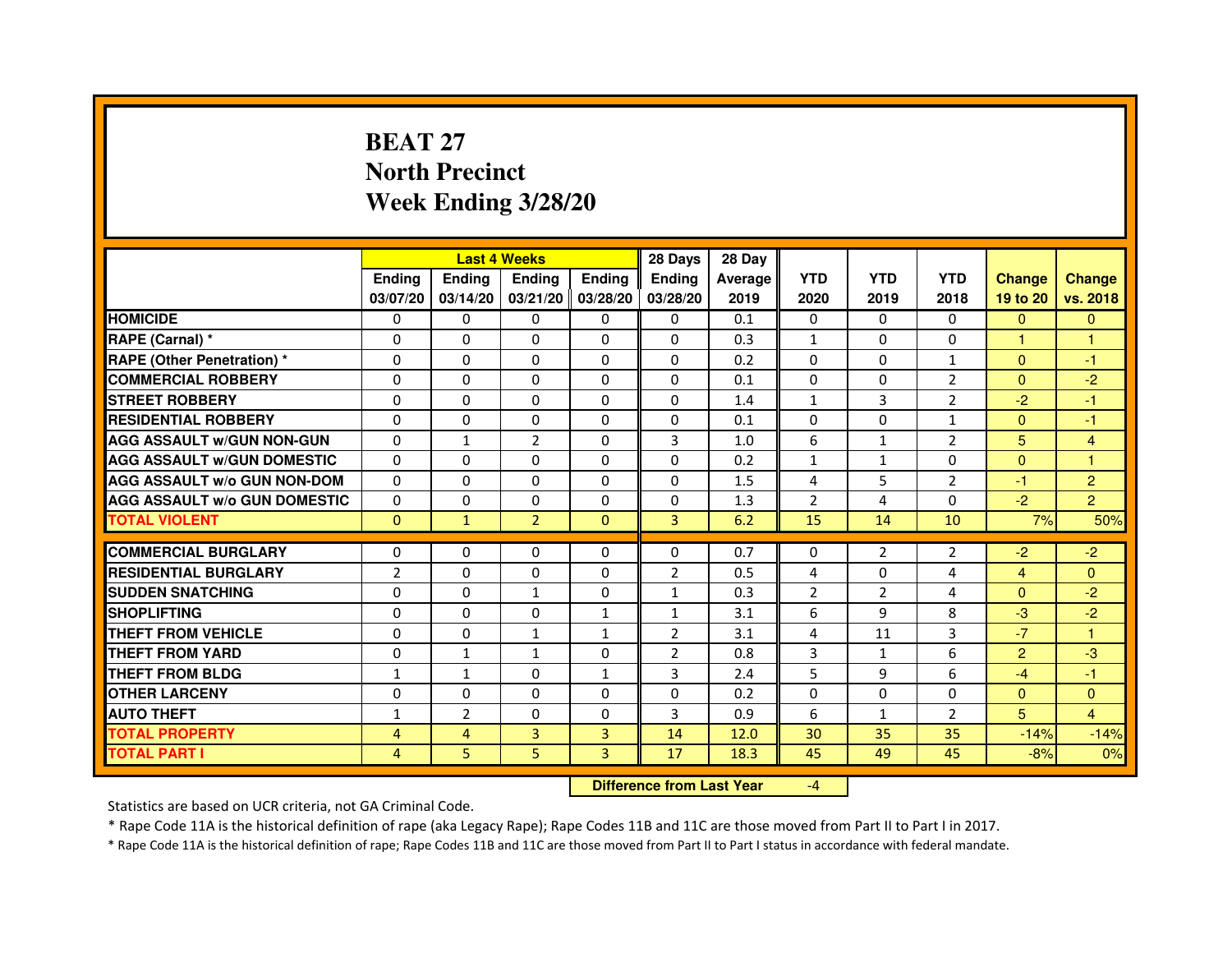# BEAT 27
# North Precinct
# Week Ending 3/28/20

| | Last 4 Weeks | | | | 28 Days | 28 Day | | | | | |
|---|---|---|---|---|---|---|---|---|---|---|---|
| | Ending 03/07/20 | Ending 03/14/20 | Ending 03/21/20 | Ending 03/28/20 | Ending 03/28/20 | Average 2019 | YTD 2020 | YTD 2019 | YTD 2018 | Change 19 to 20 | Change vs. 2018 |
| HOMICIDE | 0 | 0 | 0 | 0 | 0 | 0.1 | 0 | 0 | 0 | 0 | 0 |
| RAPE (Carnal) * | 0 | 0 | 0 | 0 | 0 | 0.3 | 1 | 0 | 0 | 1 | 1 |
| RAPE (Other Penetration) * | 0 | 0 | 0 | 0 | 0 | 0.2 | 0 | 0 | 1 | 0 | -1 |
| COMMERCIAL ROBBERY | 0 | 0 | 0 | 0 | 0 | 0.1 | 0 | 0 | 2 | 0 | -2 |
| STREET ROBBERY | 0 | 0 | 0 | 0 | 0 | 1.4 | 1 | 3 | 2 | -2 | -1 |
| RESIDENTIAL ROBBERY | 0 | 0 | 0 | 0 | 0 | 0.1 | 0 | 0 | 1 | 0 | -1 |
| AGG ASSAULT w/GUN NON-GUN | 0 | 1 | 2 | 0 | 3 | 1.0 | 6 | 1 | 2 | 5 | 4 |
| AGG ASSAULT w/GUN DOMESTIC | 0 | 0 | 0 | 0 | 0 | 0.2 | 1 | 1 | 0 | 0 | 1 |
| AGG ASSAULT w/o GUN NON-DOM | 0 | 0 | 0 | 0 | 0 | 1.5 | 4 | 5 | 2 | -1 | 2 |
| AGG ASSAULT w/o GUN DOMESTIC | 0 | 0 | 0 | 0 | 0 | 1.3 | 2 | 4 | 0 | -2 | 2 |
| TOTAL VIOLENT | 0 | 1 | 2 | 0 | 3 | 6.2 | 15 | 14 | 10 | 7% | 50% |
| COMMERCIAL BURGLARY | 0 | 0 | 0 | 0 | 0 | 0.7 | 0 | 2 | 2 | -2 | -2 |
| RESIDENTIAL BURGLARY | 2 | 0 | 0 | 0 | 2 | 0.5 | 4 | 0 | 4 | 4 | 0 |
| SUDDEN SNATCHING | 0 | 0 | 1 | 0 | 1 | 0.3 | 2 | 2 | 4 | 0 | -2 |
| SHOPLIFTING | 0 | 0 | 0 | 1 | 1 | 3.1 | 6 | 9 | 8 | -3 | -2 |
| THEFT FROM VEHICLE | 0 | 0 | 1 | 1 | 2 | 3.1 | 4 | 11 | 3 | -7 | 1 |
| THEFT FROM YARD | 0 | 1 | 1 | 0 | 2 | 0.8 | 3 | 1 | 6 | 2 | -3 |
| THEFT FROM BLDG | 1 | 1 | 0 | 1 | 3 | 2.4 | 5 | 9 | 6 | -4 | -1 |
| OTHER LARCENY | 0 | 0 | 0 | 0 | 0 | 0.2 | 0 | 0 | 0 | 0 | 0 |
| AUTO THEFT | 1 | 2 | 0 | 0 | 3 | 0.9 | 6 | 1 | 2 | 5 | 4 |
| TOTAL PROPERTY | 4 | 4 | 3 | 3 | 14 | 12.0 | 30 | 35 | 35 | -14% | -14% |
| TOTAL PART I | 4 | 5 | 5 | 3 | 17 | 18.3 | 45 | 49 | 45 | -8% | 0% |

**Difference from Last Year** -4

Statistics are based on UCR criteria, not GA Criminal Code.

* Rape Code 11A is the historical definition of rape (aka Legacy Rape); Rape Codes 11B and 11C are those moved from Part II to Part I in 2017.

* Rape Code 11A is the historical definition of rape; Rape Codes 11B and 11C are those moved from Part II to Part I status in accordance with federal mandate.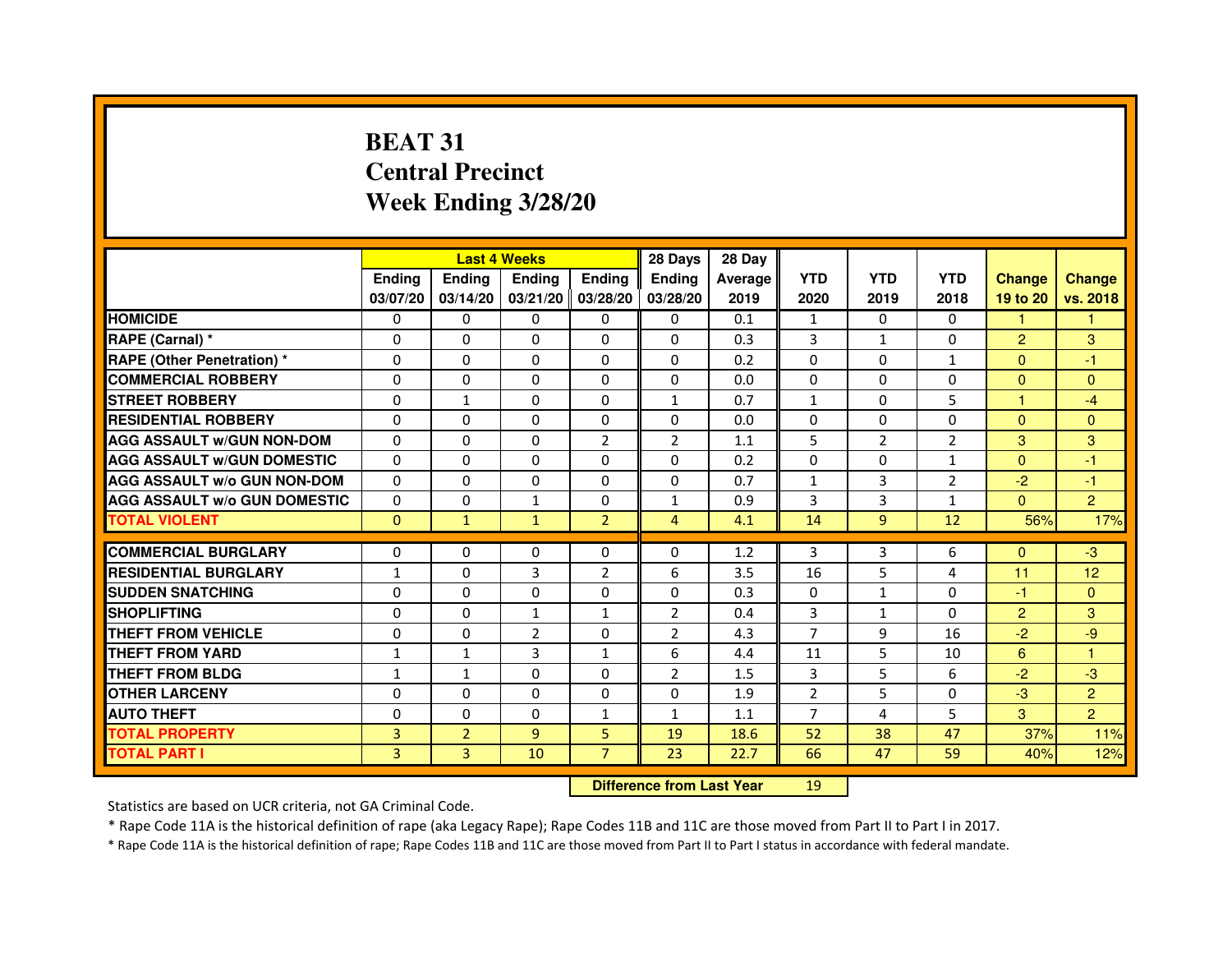# BEAT 31
# Central Precinct
# Week Ending 3/28/20

| | Last 4 Weeks | | | | 28 Days | 28 Day | | | | | |
|---|---|---|---|---|---|---|---|---|---|---|---|
| | Ending 03/07/20 | Ending 03/14/20 | Ending 03/21/20 | Ending 03/28/20 | Ending 03/28/20 | Average 2019 | YTD 2020 | YTD 2019 | YTD 2018 | Change 19 to 20 | Change vs. 2018 |
| HOMICIDE | 0 | 0 | 0 | 0 | 0 | 0.1 | 1 | 0 | 0 | 1 | 1 |
| RAPE (Carnal) * | 0 | 0 | 0 | 0 | 0 | 0.3 | 3 | 1 | 0 | 2 | 3 |
| RAPE (Other Penetration) * | 0 | 0 | 0 | 0 | 0 | 0.2 | 0 | 0 | 1 | 0 | -1 |
| COMMERCIAL ROBBERY | 0 | 0 | 0 | 0 | 0 | 0.0 | 0 | 0 | 0 | 0 | 0 |
| STREET ROBBERY | 0 | 1 | 0 | 0 | 1 | 0.7 | 1 | 0 | 5 | 1 | -4 |
| RESIDENTIAL ROBBERY | 0 | 0 | 0 | 0 | 0 | 0.0 | 0 | 0 | 0 | 0 | 0 |
| AGG ASSAULT w/GUN NON-DOM | 0 | 0 | 0 | 2 | 2 | 1.1 | 5 | 2 | 2 | 3 | 3 |
| AGG ASSAULT w/GUN DOMESTIC | 0 | 0 | 0 | 0 | 0 | 0.2 | 0 | 0 | 1 | 0 | -1 |
| AGG ASSAULT w/o GUN NON-DOM | 0 | 0 | 0 | 0 | 0 | 0.7 | 1 | 3 | 2 | -2 | -1 |
| AGG ASSAULT w/o GUN DOMESTIC | 0 | 0 | 1 | 0 | 1 | 0.9 | 3 | 3 | 1 | 0 | 2 |
| TOTAL VIOLENT | 0 | 1 | 1 | 2 | 4 | 4.1 | 14 | 9 | 12 | 56% | 17% |
| COMMERCIAL BURGLARY | 0 | 0 | 0 | 0 | 0 | 1.2 | 3 | 3 | 6 | 0 | -3 |
| RESIDENTIAL BURGLARY | 1 | 0 | 3 | 2 | 6 | 3.5 | 16 | 5 | 4 | 11 | 12 |
| SUDDEN SNATCHING | 0 | 0 | 0 | 0 | 0 | 0.3 | 0 | 1 | 0 | -1 | 0 |
| SHOPLIFTING | 0 | 0 | 1 | 1 | 2 | 0.4 | 3 | 1 | 0 | 2 | 3 |
| THEFT FROM VEHICLE | 0 | 0 | 2 | 0 | 2 | 4.3 | 7 | 9 | 16 | -2 | -9 |
| THEFT FROM YARD | 1 | 1 | 3 | 1 | 6 | 4.4 | 11 | 5 | 10 | 6 | 1 |
| THEFT FROM BLDG | 1 | 1 | 0 | 0 | 2 | 1.5 | 3 | 5 | 6 | -2 | -3 |
| OTHER LARCENY | 0 | 0 | 0 | 0 | 0 | 1.9 | 2 | 5 | 0 | -3 | 2 |
| AUTO THEFT | 0 | 0 | 0 | 1 | 1 | 1.1 | 7 | 4 | 5 | 3 | 2 |
| TOTAL PROPERTY | 3 | 2 | 9 | 5 | 19 | 18.6 | 52 | 38 | 47 | 37% | 11% |
| TOTAL PART I | 3 | 3 | 10 | 7 | 23 | 22.7 | 66 | 47 | 59 | 40% | 12% |

**Difference from Last Year** 19

Statistics are based on UCR criteria, not GA Criminal Code.

* Rape Code 11A is the historical definition of rape (aka Legacy Rape); Rape Codes 11B and 11C are those moved from Part II to Part I in 2017.

* Rape Code 11A is the historical definition of rape; Rape Codes 11B and 11C are those moved from Part II to Part I status in accordance with federal mandate.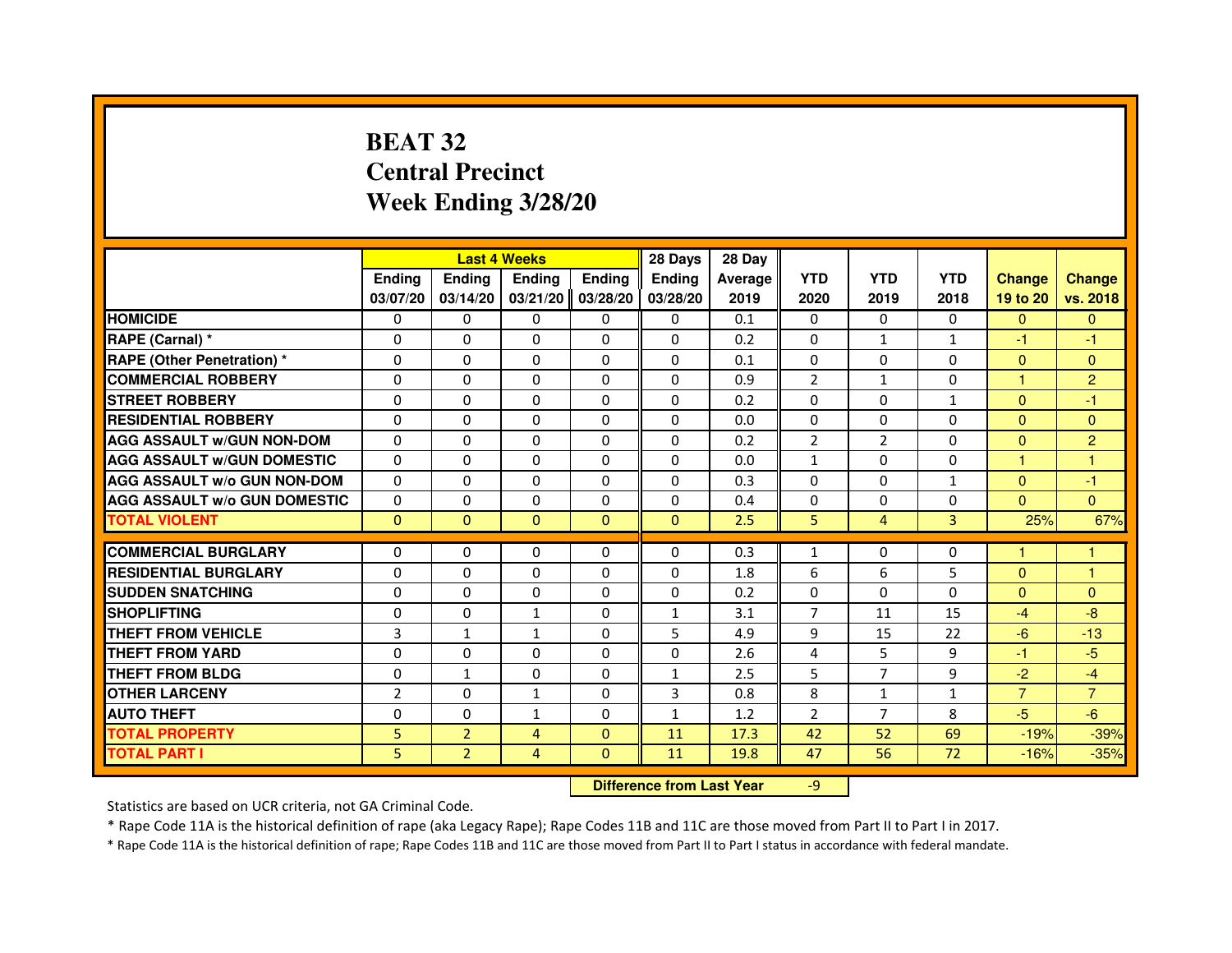# BEAT 32
# Central Precinct
# Week Ending 3/28/20

| | Last 4 Weeks | | | | 28 Days | 28 Day | | | | | |
|---|---|---|---|---|---|---|---|---|---|---|---|
| | Ending 03/07/20 | Ending 03/14/20 | Ending 03/21/20 | Ending 03/28/20 | Ending 03/28/20 | Average 2019 | YTD 2020 | YTD 2019 | YTD 2018 | Change 19 to 20 | Change vs. 2018 |
| HOMICIDE | 0 | 0 | 0 | 0 | 0 | 0.1 | 0 | 0 | 0 | 0 | 0 |
| RAPE (Carnal) * | 0 | 0 | 0 | 0 | 0 | 0.2 | 0 | 1 | 1 | -1 | -1 |
| RAPE (Other Penetration) * | 0 | 0 | 0 | 0 | 0 | 0.1 | 0 | 0 | 0 | 0 | 0 |
| COMMERCIAL ROBBERY | 0 | 0 | 0 | 0 | 0 | 0.9 | 2 | 1 | 0 | 1 | 2 |
| STREET ROBBERY | 0 | 0 | 0 | 0 | 0 | 0.2 | 0 | 0 | 1 | 0 | -1 |
| RESIDENTIAL ROBBERY | 0 | 0 | 0 | 0 | 0 | 0.0 | 0 | 0 | 0 | 0 | 0 |
| AGG ASSAULT w/GUN NON-DOM | 0 | 0 | 0 | 0 | 0 | 0.2 | 2 | 2 | 0 | 0 | 2 |
| AGG ASSAULT w/GUN DOMESTIC | 0 | 0 | 0 | 0 | 0 | 0.0 | 1 | 0 | 0 | 1 | 1 |
| AGG ASSAULT w/o GUN NON-DOM | 0 | 0 | 0 | 0 | 0 | 0.3 | 0 | 0 | 1 | 0 | -1 |
| AGG ASSAULT w/o GUN DOMESTIC | 0 | 0 | 0 | 0 | 0 | 0.4 | 0 | 0 | 0 | 0 | 0 |
| TOTAL VIOLENT | 0 | 0 | 0 | 0 | 0 | 2.5 | 5 | 4 | 3 | 25% | 67% |
| COMMERCIAL BURGLARY | 0 | 0 | 0 | 0 | 0 | 0.3 | 1 | 0 | 0 | 1 | 1 |
| RESIDENTIAL BURGLARY | 0 | 0 | 0 | 0 | 0 | 1.8 | 6 | 6 | 5 | 0 | 1 |
| SUDDEN SNATCHING | 0 | 0 | 0 | 0 | 0 | 0.2 | 0 | 0 | 0 | 0 | 0 |
| SHOPLIFTING | 0 | 0 | 1 | 0 | 1 | 3.1 | 7 | 11 | 15 | -4 | -8 |
| THEFT FROM VEHICLE | 3 | 1 | 1 | 0 | 5 | 4.9 | 9 | 15 | 22 | -6 | -13 |
| THEFT FROM YARD | 0 | 0 | 0 | 0 | 0 | 2.6 | 4 | 5 | 9 | -1 | -5 |
| THEFT FROM BLDG | 0 | 1 | 0 | 0 | 1 | 2.5 | 5 | 7 | 9 | -2 | -4 |
| OTHER LARCENY | 2 | 0 | 1 | 0 | 3 | 0.8 | 8 | 1 | 1 | 7 | 7 |
| AUTO THEFT | 0 | 0 | 1 | 0 | 1 | 1.2 | 2 | 7 | 8 | -5 | -6 |
| TOTAL PROPERTY | 5 | 2 | 4 | 0 | 11 | 17.3 | 42 | 52 | 69 | -19% | -39% |
| TOTAL PART I | 5 | 2 | 4 | 0 | 11 | 19.8 | 47 | 56 | 72 | -16% | -35% |

**Difference from Last Year** -9

Statistics are based on UCR criteria, not GA Criminal Code.

* Rape Code 11A is the historical definition of rape (aka Legacy Rape); Rape Codes 11B and 11C are those moved from Part II to Part I in 2017.

* Rape Code 11A is the historical definition of rape; Rape Codes 11B and 11C are those moved from Part II to Part I status in accordance with federal mandate.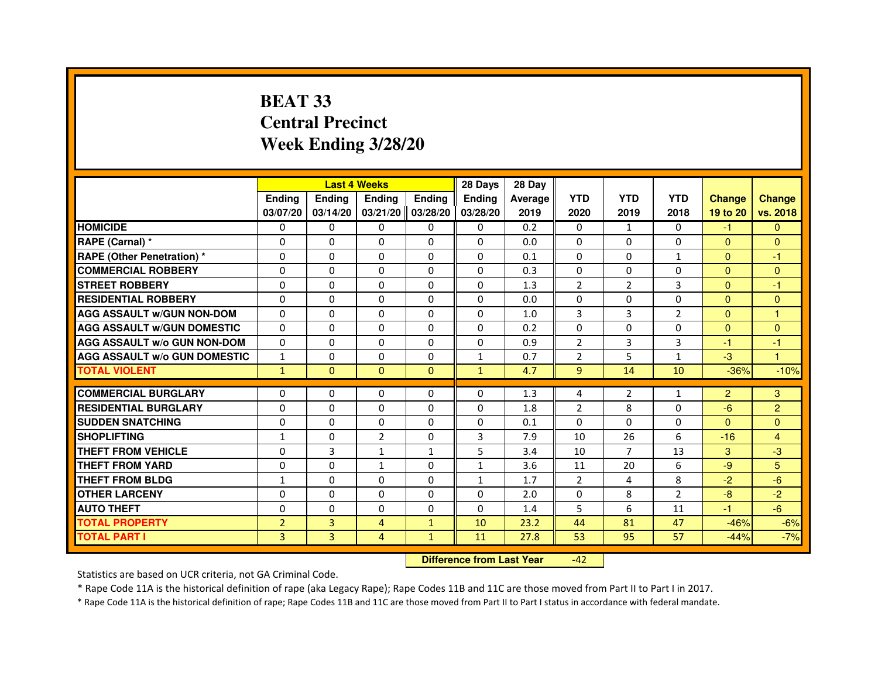# BEAT 33
## Central Precinct
## Week Ending 3/28/20

| | Last 4 Weeks | | | | 28 Days | 28 Day | | | | | |
|---|---|---|---|---|---|---|---|---|---|---|---|
| | Ending 03/07/20 | Ending 03/14/20 | Ending 03/21/20 | Ending 03/28/20 | Ending 03/28/20 | Average 2019 | YTD 2020 | YTD 2019 | YTD 2018 | Change 19 to 20 | Change vs. 2018 |
| HOMICIDE | 0 | 0 | 0 | 0 | 0 | 0.2 | 0 | 1 | 0 | -1 | 0 |
| RAPE (Carnal) * | 0 | 0 | 0 | 0 | 0 | 0.0 | 0 | 0 | 0 | 0 | 0 |
| RAPE (Other Penetration) * | 0 | 0 | 0 | 0 | 0 | 0.1 | 0 | 0 | 1 | 0 | -1 |
| COMMERCIAL ROBBERY | 0 | 0 | 0 | 0 | 0 | 0.3 | 0 | 0 | 0 | 0 | 0 |
| STREET ROBBERY | 0 | 0 | 0 | 0 | 0 | 1.3 | 2 | 2 | 3 | 0 | -1 |
| RESIDENTIAL ROBBERY | 0 | 0 | 0 | 0 | 0 | 0.0 | 0 | 0 | 0 | 0 | 0 |
| AGG ASSAULT w/GUN NON-DOM | 0 | 0 | 0 | 0 | 0 | 1.0 | 3 | 3 | 2 | 0 | 1 |
| AGG ASSAULT w/GUN DOMESTIC | 0 | 0 | 0 | 0 | 0 | 0.2 | 0 | 0 | 0 | 0 | 0 |
| AGG ASSAULT w/o GUN NON-DOM | 0 | 0 | 0 | 0 | 0 | 0.9 | 2 | 3 | 3 | -1 | -1 |
| AGG ASSAULT w/o GUN DOMESTIC | 1 | 0 | 0 | 0 | 1 | 0.7 | 2 | 5 | 1 | -3 | 1 |
| TOTAL VIOLENT | 1 | 0 | 0 | 0 | 1 | 4.7 | 9 | 14 | 10 | -36% | -10% |
| COMMERCIAL BURGLARY | 0 | 0 | 0 | 0 | 0 | 1.3 | 4 | 2 | 1 | 2 | 3 |
| RESIDENTIAL BURGLARY | 0 | 0 | 0 | 0 | 0 | 1.8 | 2 | 8 | 0 | -6 | 2 |
| SUDDEN SNATCHING | 0 | 0 | 0 | 0 | 0 | 0.1 | 0 | 0 | 0 | 0 | 0 |
| SHOPLIFTING | 1 | 0 | 2 | 0 | 3 | 7.9 | 10 | 26 | 6 | -16 | 4 |
| THEFT FROM VEHICLE | 0 | 3 | 1 | 1 | 5 | 3.4 | 10 | 7 | 13 | 3 | -3 |
| THEFT FROM YARD | 0 | 0 | 1 | 0 | 1 | 3.6 | 11 | 20 | 6 | -9 | 5 |
| THEFT FROM BLDG | 1 | 0 | 0 | 0 | 1 | 1.7 | 2 | 4 | 8 | -2 | -6 |
| OTHER LARCENY | 0 | 0 | 0 | 0 | 0 | 2.0 | 0 | 8 | 2 | -8 | -2 |
| AUTO THEFT | 0 | 0 | 0 | 0 | 0 | 1.4 | 5 | 6 | 11 | -1 | -6 |
| TOTAL PROPERTY | 2 | 3 | 4 | 1 | 10 | 23.2 | 44 | 81 | 47 | -46% | -6% |
| TOTAL PART I | 3 | 3 | 4 | 1 | 11 | 27.8 | 53 | 95 | 57 | -44% | -7% |

**Difference from Last Year** -42

Statistics are based on UCR criteria, not GA Criminal Code.

* Rape Code 11A is the historical definition of rape (aka Legacy Rape); Rape Codes 11B and 11C are those moved from Part II to Part I in 2017.

* Rape Code 11A is the historical definition of rape; Rape Codes 11B and 11C are those moved from Part II to Part I status in accordance with federal mandate.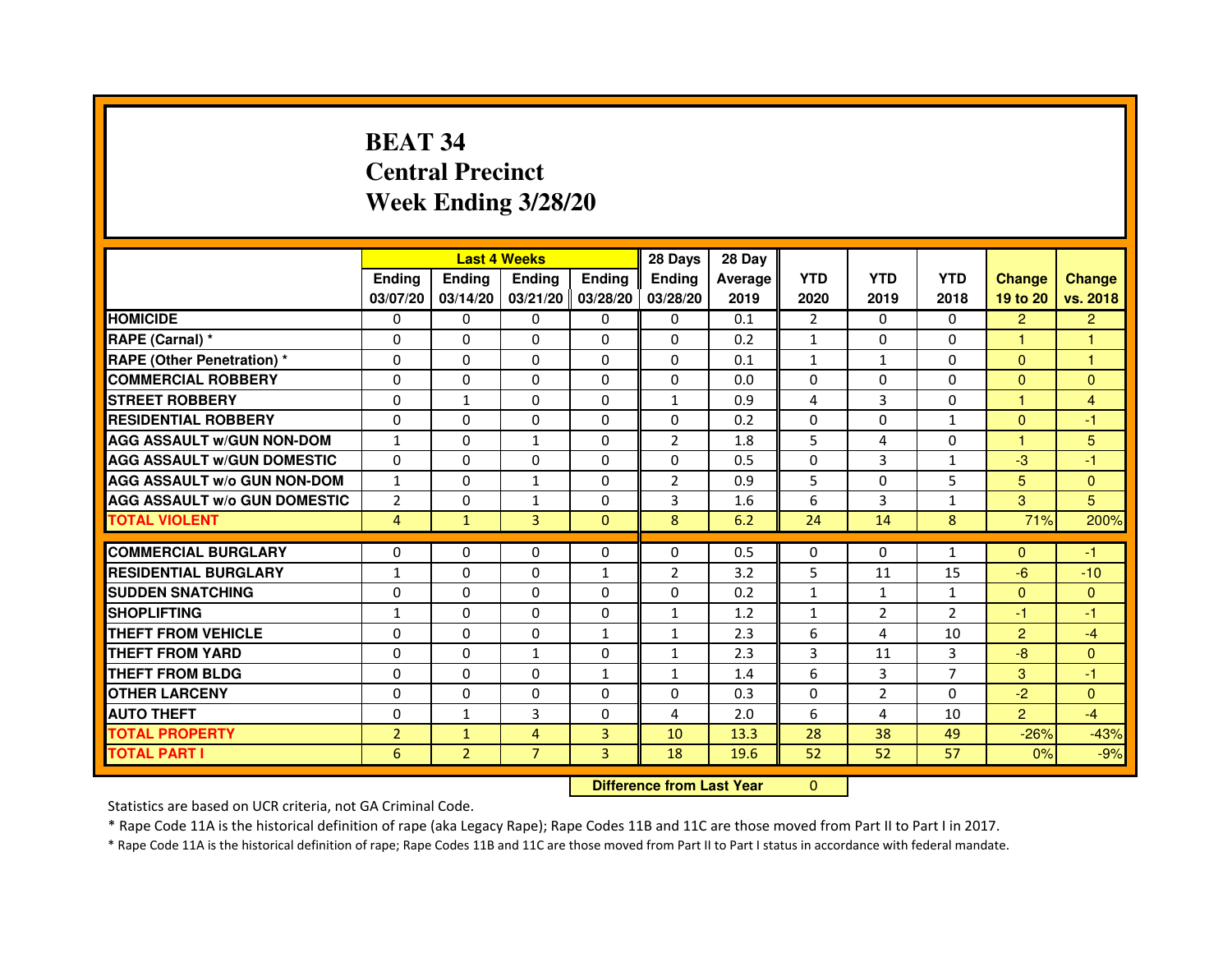# BEAT 34
# Central Precinct
# Week Ending 3/28/20

| | Last 4 Weeks | | | | 28 Days | 28 Day | | | | | |
|---|---|---|---|---|---|---|---|---|---|---|---|
| | Ending 03/07/20 | Ending 03/14/20 | Ending 03/21/20 | Ending 03/28/20 | Ending 03/28/20 | Average 2019 | YTD 2020 | YTD 2019 | YTD 2018 | Change 19 to 20 | Change vs. 2018 |
| HOMICIDE | 0 | 0 | 0 | 0 | 0 | 0.1 | 2 | 0 | 0 | 2 | 2 |
| RAPE (Carnal) * | 0 | 0 | 0 | 0 | 0 | 0.2 | 1 | 0 | 0 | 1 | 1 |
| RAPE (Other Penetration) * | 0 | 0 | 0 | 0 | 0 | 0.1 | 1 | 1 | 0 | 0 | 1 |
| COMMERCIAL ROBBERY | 0 | 0 | 0 | 0 | 0 | 0.0 | 0 | 0 | 0 | 0 | 0 |
| STREET ROBBERY | 0 | 1 | 0 | 0 | 1 | 0.9 | 4 | 3 | 0 | 1 | 4 |
| RESIDENTIAL ROBBERY | 0 | 0 | 0 | 0 | 0 | 0.2 | 0 | 0 | 1 | 0 | -1 |
| AGG ASSAULT w/GUN NON-DOM | 1 | 0 | 1 | 0 | 2 | 1.8 | 5 | 4 | 0 | 1 | 5 |
| AGG ASSAULT w/GUN DOMESTIC | 0 | 0 | 0 | 0 | 0 | 0.5 | 0 | 3 | 1 | -3 | -1 |
| AGG ASSAULT w/o GUN NON-DOM | 1 | 0 | 1 | 0 | 2 | 0.9 | 5 | 0 | 5 | 5 | 0 |
| AGG ASSAULT w/o GUN DOMESTIC | 2 | 0 | 1 | 0 | 3 | 1.6 | 6 | 3 | 1 | 3 | 5 |
| TOTAL VIOLENT | 4 | 1 | 3 | 0 | 8 | 6.2 | 24 | 14 | 8 | 71% | 200% |
| COMMERCIAL BURGLARY | 0 | 0 | 0 | 0 | 0 | 0.5 | 0 | 0 | 1 | 0 | -1 |
| RESIDENTIAL BURGLARY | 1 | 0 | 0 | 1 | 2 | 3.2 | 5 | 11 | 15 | -6 | -10 |
| SUDDEN SNATCHING | 0 | 0 | 0 | 0 | 0 | 0.2 | 1 | 1 | 1 | 0 | 0 |
| SHOPLIFTING | 1 | 0 | 0 | 0 | 1 | 1.2 | 1 | 2 | 2 | -1 | -1 |
| THEFT FROM VEHICLE | 0 | 0 | 0 | 1 | 1 | 2.3 | 6 | 4 | 10 | 2 | -4 |
| THEFT FROM YARD | 0 | 0 | 1 | 0 | 1 | 2.3 | 3 | 11 | 3 | -8 | 0 |
| THEFT FROM BLDG | 0 | 0 | 0 | 1 | 1 | 1.4 | 6 | 3 | 7 | 3 | -1 |
| OTHER LARCENY | 0 | 0 | 0 | 0 | 0 | 0.3 | 0 | 2 | 0 | -2 | 0 |
| AUTO THEFT | 0 | 1 | 3 | 0 | 4 | 2.0 | 6 | 4 | 10 | 2 | -4 |
| TOTAL PROPERTY | 2 | 1 | 4 | 3 | 10 | 13.3 | 28 | 38 | 49 | -26% | -43% |
| TOTAL PART I | 6 | 2 | 7 | 3 | 18 | 19.6 | 52 | 52 | 57 | 0% | -9% |

**Difference from Last Year** 0

Statistics are based on UCR criteria, not GA Criminal Code.

* Rape Code 11A is the historical definition of rape (aka Legacy Rape); Rape Codes 11B and 11C are those moved from Part II to Part I in 2017.

* Rape Code 11A is the historical definition of rape; Rape Codes 11B and 11C are those moved from Part II to Part I status in accordance with federal mandate.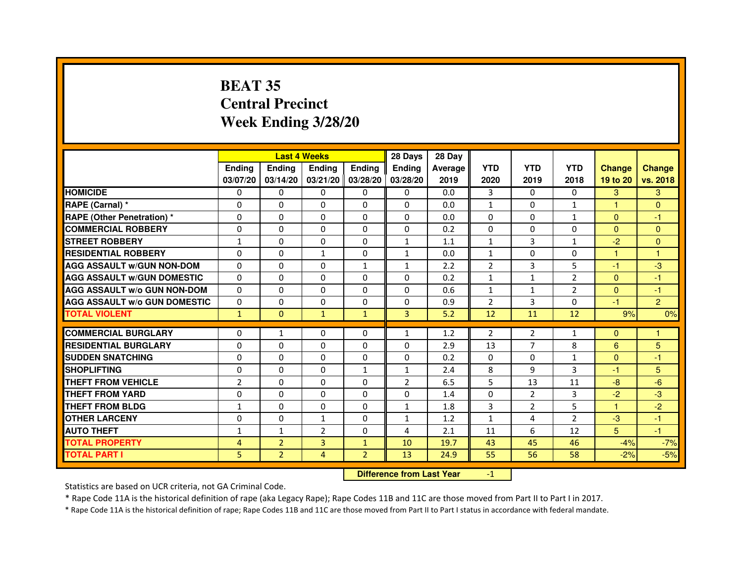# BEAT 35
# Central Precinct
# Week Ending 3/28/20

| | Last 4 Weeks | | | | 28 Days | 28 Day | | | | | |
|---|---|---|---|---|---|---|---|---|---|---|---|
| | Ending 03/07/20 | Ending 03/14/20 | Ending 03/21/20 | Ending 03/28/20 | Ending 03/28/20 | Average 2019 | YTD 2020 | YTD 2019 | YTD 2018 | Change 19 to 20 | Change vs. 2018 |
| HOMICIDE | 0 | 0 | 0 | 0 | 0 | 0.0 | 3 | 0 | 0 | 3 | 3 |
| RAPE (Carnal) * | 0 | 0 | 0 | 0 | 0 | 0.0 | 1 | 0 | 1 | 1 | 0 |
| RAPE (Other Penetration) * | 0 | 0 | 0 | 0 | 0 | 0.0 | 0 | 0 | 1 | 0 | -1 |
| COMMERCIAL ROBBERY | 0 | 0 | 0 | 0 | 0 | 0.2 | 0 | 0 | 0 | 0 | 0 |
| STREET ROBBERY | 1 | 0 | 0 | 0 | 1 | 1.1 | 1 | 3 | 1 | -2 | 0 |
| RESIDENTIAL ROBBERY | 0 | 0 | 1 | 0 | 1 | 0.0 | 1 | 0 | 0 | 1 | 1 |
| AGG ASSAULT w/GUN NON-DOM | 0 | 0 | 0 | 1 | 1 | 2.2 | 2 | 3 | 5 | -1 | -3 |
| AGG ASSAULT w/GUN DOMESTIC | 0 | 0 | 0 | 0 | 0 | 0.2 | 1 | 1 | 2 | 0 | -1 |
| AGG ASSAULT w/o GUN NON-DOM | 0 | 0 | 0 | 0 | 0 | 0.6 | 1 | 1 | 2 | 0 | -1 |
| AGG ASSAULT w/o GUN DOMESTIC | 0 | 0 | 0 | 0 | 0 | 0.9 | 2 | 3 | 0 | -1 | 2 |
| TOTAL VIOLENT | 1 | 0 | 1 | 1 | 3 | 5.2 | 12 | 11 | 12 | 9% | 0% |
| COMMERCIAL BURGLARY | 0 | 1 | 0 | 0 | 1 | 1.2 | 2 | 2 | 1 | 0 | 1 |
| RESIDENTIAL BURGLARY | 0 | 0 | 0 | 0 | 0 | 2.9 | 13 | 7 | 8 | 6 | 5 |
| SUDDEN SNATCHING | 0 | 0 | 0 | 0 | 0 | 0.2 | 0 | 0 | 1 | 0 | -1 |
| SHOPLIFTING | 0 | 0 | 0 | 1 | 1 | 2.4 | 8 | 9 | 3 | -1 | 5 |
| THEFT FROM VEHICLE | 2 | 0 | 0 | 0 | 2 | 6.5 | 5 | 13 | 11 | -8 | -6 |
| THEFT FROM YARD | 0 | 0 | 0 | 0 | 0 | 1.4 | 0 | 2 | 3 | -2 | -3 |
| THEFT FROM BLDG | 1 | 0 | 0 | 0 | 1 | 1.8 | 3 | 2 | 5 | 1 | -2 |
| OTHER LARCENY | 0 | 0 | 1 | 0 | 1 | 1.2 | 1 | 4 | 2 | -3 | -1 |
| AUTO THEFT | 1 | 1 | 2 | 0 | 4 | 2.1 | 11 | 6 | 12 | 5 | -1 |
| TOTAL PROPERTY | 4 | 2 | 3 | 1 | 10 | 19.7 | 43 | 45 | 46 | -4% | -7% |
| TOTAL PART I | 5 | 2 | 4 | 2 | 13 | 24.9 | 55 | 56 | 58 | -2% | -5% |

**Difference from Last Year** -1

Statistics are based on UCR criteria, not GA Criminal Code.

* Rape Code 11A is the historical definition of rape (aka Legacy Rape); Rape Codes 11B and 11C are those moved from Part II to Part I in 2017.

* Rape Code 11A is the historical definition of rape; Rape Codes 11B and 11C are those moved from Part II to Part I status in accordance with federal mandate.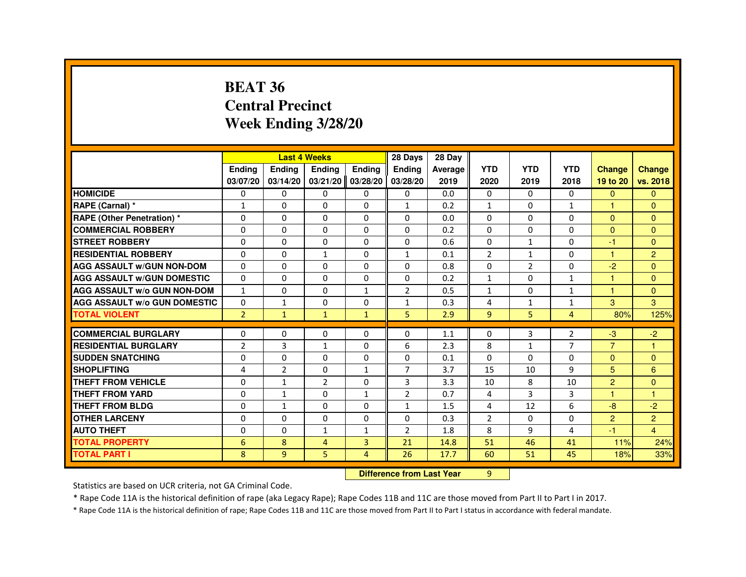# BEAT 36
# Central Precinct
# Week Ending 3/28/20

| | Last 4 Weeks | | | | 28 Days | 28 Day | | | | | |
|---|---|---|---|---|---|---|---|---|---|---|---|
| | Ending 03/07/20 | Ending 03/14/20 | Ending 03/21/20 | Ending 03/28/20 | Ending 03/28/20 | Average 2019 | YTD 2020 | YTD 2019 | YTD 2018 | Change 19 to 20 | Change vs. 2018 |
| HOMICIDE | 0 | 0 | 0 | 0 | 0 | 0.0 | 0 | 0 | 0 | 0 | 0 |
| RAPE (Carnal) * | 1 | 0 | 0 | 0 | 1 | 0.2 | 1 | 0 | 1 | 1 | 0 |
| RAPE (Other Penetration) * | 0 | 0 | 0 | 0 | 0 | 0.0 | 0 | 0 | 0 | 0 | 0 |
| COMMERCIAL ROBBERY | 0 | 0 | 0 | 0 | 0 | 0.2 | 0 | 0 | 0 | 0 | 0 |
| STREET ROBBERY | 0 | 0 | 0 | 0 | 0 | 0.6 | 0 | 1 | 0 | -1 | 0 |
| RESIDENTIAL ROBBERY | 0 | 0 | 1 | 0 | 1 | 0.1 | 2 | 1 | 0 | 1 | 2 |
| AGG ASSAULT w/GUN NON-DOM | 0 | 0 | 0 | 0 | 0 | 0.8 | 0 | 2 | 0 | -2 | 0 |
| AGG ASSAULT w/GUN DOMESTIC | 0 | 0 | 0 | 0 | 0 | 0.2 | 1 | 0 | 1 | 1 | 0 |
| AGG ASSAULT w/o GUN NON-DOM | 1 | 0 | 0 | 1 | 2 | 0.5 | 1 | 0 | 1 | 1 | 0 |
| AGG ASSAULT w/o GUN DOMESTIC | 0 | 1 | 0 | 0 | 1 | 0.3 | 4 | 1 | 1 | 3 | 3 |
| TOTAL VIOLENT | 2 | 1 | 1 | 1 | 5 | 2.9 | 9 | 5 | 4 | 80% | 125% |
| COMMERCIAL BURGLARY | 0 | 0 | 0 | 0 | 0 | 1.1 | 0 | 3 | 2 | -3 | -2 |
| RESIDENTIAL BURGLARY | 2 | 3 | 1 | 0 | 6 | 2.3 | 8 | 1 | 7 | 7 | 1 |
| SUDDEN SNATCHING | 0 | 0 | 0 | 0 | 0 | 0.1 | 0 | 0 | 0 | 0 | 0 |
| SHOPLIFTING | 4 | 2 | 0 | 1 | 7 | 3.7 | 15 | 10 | 9 | 5 | 6 |
| THEFT FROM VEHICLE | 0 | 1 | 2 | 0 | 3 | 3.3 | 10 | 8 | 10 | 2 | 0 |
| THEFT FROM YARD | 0 | 1 | 0 | 1 | 2 | 0.7 | 4 | 3 | 3 | 1 | 1 |
| THEFT FROM BLDG | 0 | 1 | 0 | 0 | 1 | 1.5 | 4 | 12 | 6 | -8 | -2 |
| OTHER LARCENY | 0 | 0 | 0 | 0 | 0 | 0.3 | 2 | 0 | 0 | 2 | 2 |
| AUTO THEFT | 0 | 0 | 1 | 1 | 2 | 1.8 | 8 | 9 | 4 | -1 | 4 |
| TOTAL PROPERTY | 6 | 8 | 4 | 3 | 21 | 14.8 | 51 | 46 | 41 | 11% | 24% |
| TOTAL PART I | 8 | 9 | 5 | 4 | 26 | 17.7 | 60 | 51 | 45 | 18% | 33% |

**Difference from Last Year** 9

Statistics are based on UCR criteria, not GA Criminal Code.

* Rape Code 11A is the historical definition of rape (aka Legacy Rape); Rape Codes 11B and 11C are those moved from Part II to Part I in 2017.

* Rape Code 11A is the historical definition of rape; Rape Codes 11B and 11C are those moved from Part II to Part I status in accordance with federal mandate.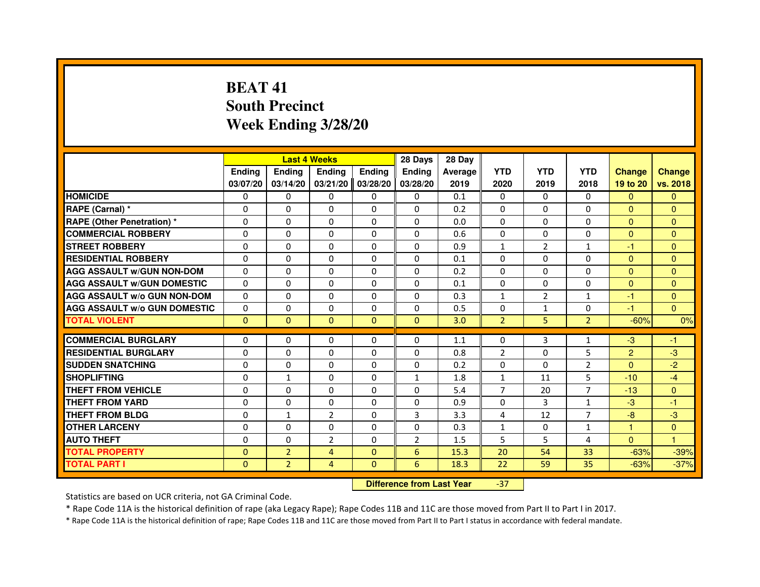# BEAT 41
## South Precinct
## Week Ending 3/28/20

| | Last 4 Weeks | | | | 28 Days | 28 Day | | | | | |
|---|---|---|---|---|---|---|---|---|---|---|---|
| | Ending 03/07/20 | Ending 03/14/20 | Ending 03/21/20 | Ending 03/28/20 | Ending 03/28/20 | Average 2019 | YTD 2020 | YTD 2019 | YTD 2018 | Change 19 to 20 | Change vs. 2018 |
| HOMICIDE | 0 | 0 | 0 | 0 | 0 | 0.1 | 0 | 0 | 0 | 0 | 0 |
| RAPE (Carnal) * | 0 | 0 | 0 | 0 | 0 | 0.2 | 0 | 0 | 0 | 0 | 0 |
| RAPE (Other Penetration) * | 0 | 0 | 0 | 0 | 0 | 0.0 | 0 | 0 | 0 | 0 | 0 |
| COMMERCIAL ROBBERY | 0 | 0 | 0 | 0 | 0 | 0.6 | 0 | 0 | 0 | 0 | 0 |
| STREET ROBBERY | 0 | 0 | 0 | 0 | 0 | 0.9 | 1 | 2 | 1 | -1 | 0 |
| RESIDENTIAL ROBBERY | 0 | 0 | 0 | 0 | 0 | 0.1 | 0 | 0 | 0 | 0 | 0 |
| AGG ASSAULT w/GUN NON-DOM | 0 | 0 | 0 | 0 | 0 | 0.2 | 0 | 0 | 0 | 0 | 0 |
| AGG ASSAULT w/GUN DOMESTIC | 0 | 0 | 0 | 0 | 0 | 0.1 | 0 | 0 | 0 | 0 | 0 |
| AGG ASSAULT w/o GUN NON-DOM | 0 | 0 | 0 | 0 | 0 | 0.3 | 1 | 2 | 1 | -1 | 0 |
| AGG ASSAULT w/o GUN DOMESTIC | 0 | 0 | 0 | 0 | 0 | 0.5 | 0 | 1 | 0 | -1 | 0 |
| TOTAL VIOLENT | 0 | 0 | 0 | 0 | 0 | 3.0 | 2 | 5 | 2 | -60% | 0% |
| COMMERCIAL BURGLARY | 0 | 0 | 0 | 0 | 0 | 1.1 | 0 | 3 | 1 | -3 | -1 |
| RESIDENTIAL BURGLARY | 0 | 0 | 0 | 0 | 0 | 0.8 | 2 | 0 | 5 | 2 | -3 |
| SUDDEN SNATCHING | 0 | 0 | 0 | 0 | 0 | 0.2 | 0 | 0 | 2 | 0 | -2 |
| SHOPLIFTING | 0 | 1 | 0 | 0 | 1 | 1.8 | 1 | 11 | 5 | -10 | -4 |
| THEFT FROM VEHICLE | 0 | 0 | 0 | 0 | 0 | 5.4 | 7 | 20 | 7 | -13 | 0 |
| THEFT FROM YARD | 0 | 0 | 0 | 0 | 0 | 0.9 | 0 | 3 | 1 | -3 | -1 |
| THEFT FROM BLDG | 0 | 1 | 2 | 0 | 3 | 3.3 | 4 | 12 | 7 | -8 | -3 |
| OTHER LARCENY | 0 | 0 | 0 | 0 | 0 | 0.3 | 1 | 0 | 1 | 1 | 0 |
| AUTO THEFT | 0 | 0 | 2 | 0 | 2 | 1.5 | 5 | 5 | 4 | 0 | 1 |
| TOTAL PROPERTY | 0 | 2 | 4 | 0 | 6 | 15.3 | 20 | 54 | 33 | -63% | -39% |
| TOTAL PART I | 0 | 2 | 4 | 0 | 6 | 18.3 | 22 | 59 | 35 | -63% | -37% |

**Difference from Last Year** -37

Statistics are based on UCR criteria, not GA Criminal Code.

* Rape Code 11A is the historical definition of rape (aka Legacy Rape); Rape Codes 11B and 11C are those moved from Part II to Part I in 2017.

* Rape Code 11A is the historical definition of rape; Rape Codes 11B and 11C are those moved from Part II to Part I status in accordance with federal mandate.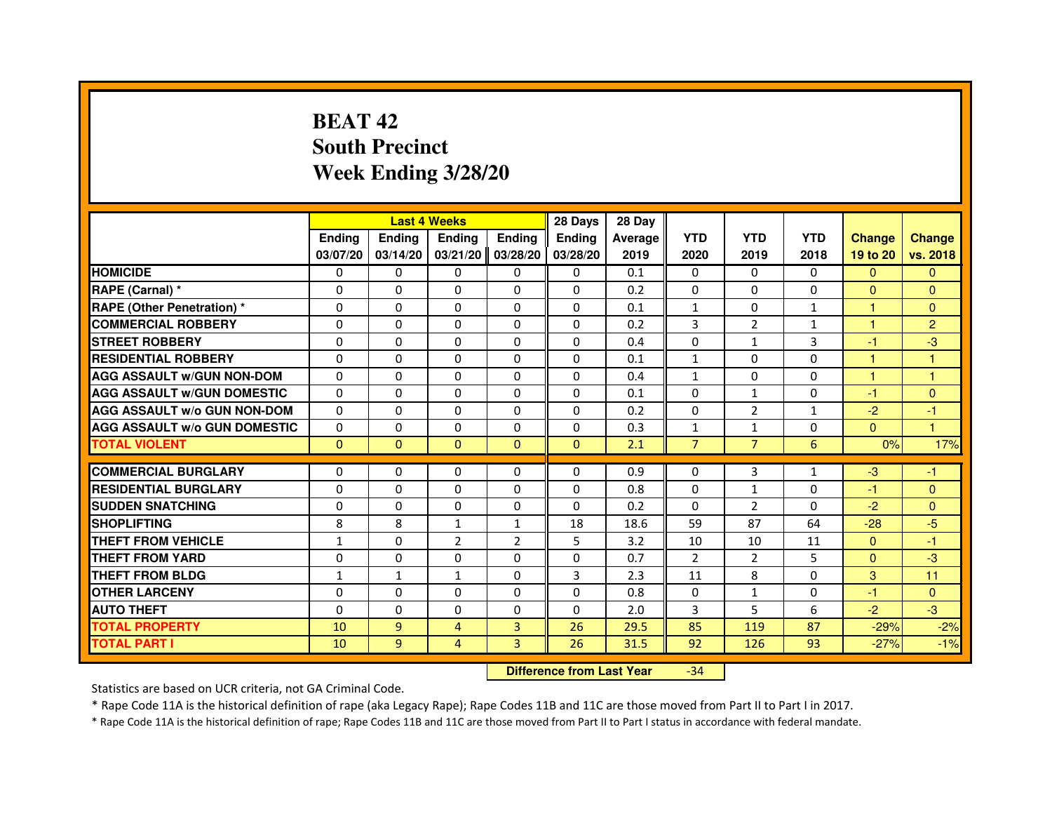# BEAT 42
# South Precinct
# Week Ending 3/28/20

| | Last 4 Weeks | | | | 28 Days | 28 Day | | | | | |
|---|---|---|---|---|---|---|---|---|---|---|---|
| | Ending 03/07/20 | Ending 03/14/20 | Ending 03/21/20 | Ending 03/28/20 | Ending 03/28/20 | Average 2019 | YTD 2020 | YTD 2019 | YTD 2018 | Change 19 to 20 | Change vs. 2018 |
| HOMICIDE | 0 | 0 | 0 | 0 | 0 | 0.1 | 0 | 0 | 0 | 0 | 0 |
| RAPE (Carnal) * | 0 | 0 | 0 | 0 | 0 | 0.2 | 0 | 0 | 0 | 0 | 0 |
| RAPE (Other Penetration) * | 0 | 0 | 0 | 0 | 0 | 0.1 | 1 | 0 | 1 | 1 | 0 |
| COMMERCIAL ROBBERY | 0 | 0 | 0 | 0 | 0 | 0.2 | 3 | 2 | 1 | 1 | 2 |
| STREET ROBBERY | 0 | 0 | 0 | 0 | 0 | 0.4 | 0 | 1 | 3 | -1 | -3 |
| RESIDENTIAL ROBBERY | 0 | 0 | 0 | 0 | 0 | 0.1 | 1 | 0 | 0 | 1 | 1 |
| AGG ASSAULT w/GUN NON-DOM | 0 | 0 | 0 | 0 | 0 | 0.4 | 1 | 0 | 0 | 1 | 1 |
| AGG ASSAULT w/GUN DOMESTIC | 0 | 0 | 0 | 0 | 0 | 0.1 | 0 | 1 | 0 | -1 | 0 |
| AGG ASSAULT w/o GUN NON-DOM | 0 | 0 | 0 | 0 | 0 | 0.2 | 0 | 2 | 1 | -2 | -1 |
| AGG ASSAULT w/o GUN DOMESTIC | 0 | 0 | 0 | 0 | 0 | 0.3 | 1 | 1 | 0 | 0 | 1 |
| TOTAL VIOLENT | 0 | 0 | 0 | 0 | 0 | 2.1 | 7 | 7 | 6 | 0% | 17% |
| COMMERCIAL BURGLARY | 0 | 0 | 0 | 0 | 0 | 0.9 | 0 | 3 | 1 | -3 | -1 |
| RESIDENTIAL BURGLARY | 0 | 0 | 0 | 0 | 0 | 0.8 | 0 | 1 | 0 | -1 | 0 |
| SUDDEN SNATCHING | 0 | 0 | 0 | 0 | 0 | 0.2 | 0 | 2 | 0 | -2 | 0 |
| SHOPLIFTING | 8 | 8 | 1 | 1 | 18 | 18.6 | 59 | 87 | 64 | -28 | -5 |
| THEFT FROM VEHICLE | 1 | 0 | 2 | 2 | 5 | 3.2 | 10 | 10 | 11 | 0 | -1 |
| THEFT FROM YARD | 0 | 0 | 0 | 0 | 0 | 0.7 | 2 | 2 | 5 | 0 | -3 |
| THEFT FROM BLDG | 1 | 1 | 1 | 0 | 3 | 2.3 | 11 | 8 | 0 | 3 | 11 |
| OTHER LARCENY | 0 | 0 | 0 | 0 | 0 | 0.8 | 0 | 1 | 0 | -1 | 0 |
| AUTO THEFT | 0 | 0 | 0 | 0 | 0 | 2.0 | 3 | 5 | 6 | -2 | -3 |
| TOTAL PROPERTY | 10 | 9 | 4 | 3 | 26 | 29.5 | 85 | 119 | 87 | -29% | -2% |
| TOTAL PART I | 10 | 9 | 4 | 3 | 26 | 31.5 | 92 | 126 | 93 | -27% | -1% |

**Difference from Last Year** -34

Statistics are based on UCR criteria, not GA Criminal Code.

* Rape Code 11A is the historical definition of rape (aka Legacy Rape); Rape Codes 11B and 11C are those moved from Part II to Part I in 2017.

* Rape Code 11A is the historical definition of rape; Rape Codes 11B and 11C are those moved from Part II to Part I status in accordance with federal mandate.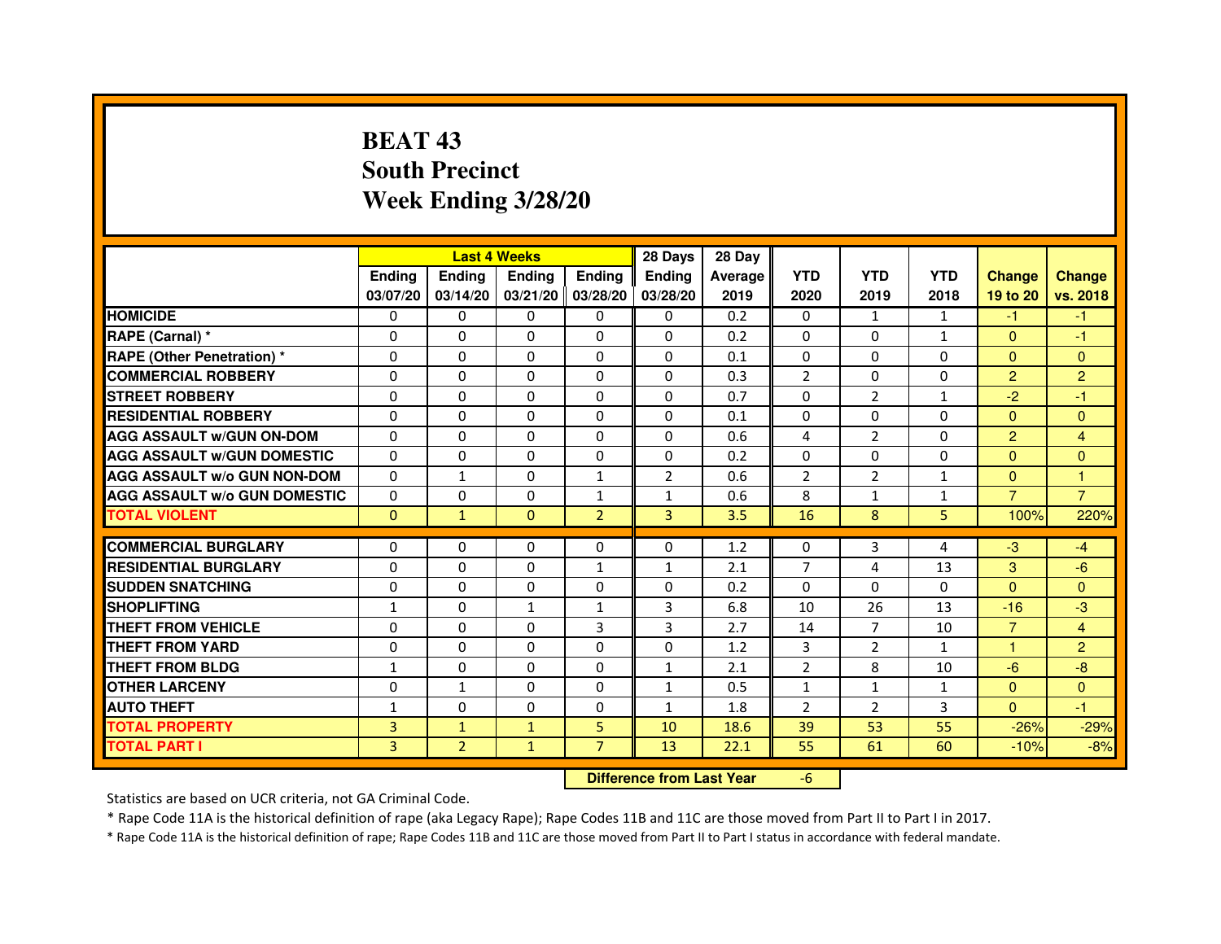# BEAT 43
## South Precinct
## Week Ending 3/28/20

| | Last 4 Weeks | | | | 28 Days | 28 Day | | | | | |
|---|---|---|---|---|---|---|---|---|---|---|---|
| | Ending 03/07/20 | Ending 03/14/20 | Ending 03/21/20 | Ending 03/28/20 | Ending 03/28/20 | Average 2019 | YTD 2020 | YTD 2019 | YTD 2018 | Change 19 to 20 | Change vs. 2018 |
| HOMICIDE | 0 | 0 | 0 | 0 | 0 | 0.2 | 0 | 1 | 1 | -1 | -1 |
| RAPE (Carnal) * | 0 | 0 | 0 | 0 | 0 | 0.2 | 0 | 0 | 1 | 0 | -1 |
| RAPE (Other Penetration) * | 0 | 0 | 0 | 0 | 0 | 0.1 | 0 | 0 | 0 | 0 | 0 |
| COMMERCIAL ROBBERY | 0 | 0 | 0 | 0 | 0 | 0.3 | 2 | 0 | 0 | 2 | 2 |
| STREET ROBBERY | 0 | 0 | 0 | 0 | 0 | 0.7 | 0 | 2 | 1 | -2 | -1 |
| RESIDENTIAL ROBBERY | 0 | 0 | 0 | 0 | 0 | 0.1 | 0 | 0 | 0 | 0 | 0 |
| AGG ASSAULT w/GUN ON-DOM | 0 | 0 | 0 | 0 | 0 | 0.6 | 4 | 2 | 0 | 2 | 4 |
| AGG ASSAULT w/GUN DOMESTIC | 0 | 0 | 0 | 0 | 0 | 0.2 | 0 | 0 | 0 | 0 | 0 |
| AGG ASSAULT w/o GUN NON-DOM | 0 | 1 | 0 | 1 | 2 | 0.6 | 2 | 2 | 1 | 0 | 1 |
| AGG ASSAULT w/o GUN DOMESTIC | 0 | 0 | 0 | 1 | 1 | 0.6 | 8 | 1 | 1 | 7 | 7 |
| TOTAL VIOLENT | 0 | 1 | 0 | 2 | 3 | 3.5 | 16 | 8 | 5 | 100% | 220% |
| COMMERCIAL BURGLARY | 0 | 0 | 0 | 0 | 0 | 1.2 | 0 | 3 | 4 | -3 | -4 |
| RESIDENTIAL BURGLARY | 0 | 0 | 0 | 1 | 1 | 2.1 | 7 | 4 | 13 | 3 | -6 |
| SUDDEN SNATCHING | 0 | 0 | 0 | 0 | 0 | 0.2 | 0 | 0 | 0 | 0 | 0 |
| SHOPLIFTING | 1 | 0 | 1 | 1 | 3 | 6.8 | 10 | 26 | 13 | -16 | -3 |
| THEFT FROM VEHICLE | 0 | 0 | 0 | 3 | 3 | 2.7 | 14 | 7 | 10 | 7 | 4 |
| THEFT FROM YARD | 0 | 0 | 0 | 0 | 0 | 1.2 | 3 | 2 | 1 | 1 | 2 |
| THEFT FROM BLDG | 1 | 0 | 0 | 0 | 1 | 2.1 | 2 | 8 | 10 | -6 | -8 |
| OTHER LARCENY | 0 | 1 | 0 | 0 | 1 | 0.5 | 1 | 1 | 1 | 0 | 0 |
| AUTO THEFT | 1 | 0 | 0 | 0 | 1 | 1.8 | 2 | 2 | 3 | 0 | -1 |
| TOTAL PROPERTY | 3 | 1 | 1 | 5 | 10 | 18.6 | 39 | 53 | 55 | -26% | -29% |
| TOTAL PART I | 3 | 2 | 1 | 7 | 13 | 22.1 | 55 | 61 | 60 | -10% | -8% |

| Difference from Last Year | -6 |
|---|---|

Statistics are based on UCR criteria, not GA Criminal Code.

* Rape Code 11A is the historical definition of rape (aka Legacy Rape); Rape Codes 11B and 11C are those moved from Part II to Part I in 2017.

* Rape Code 11A is the historical definition of rape; Rape Codes 11B and 11C are those moved from Part II to Part I status in accordance with federal mandate.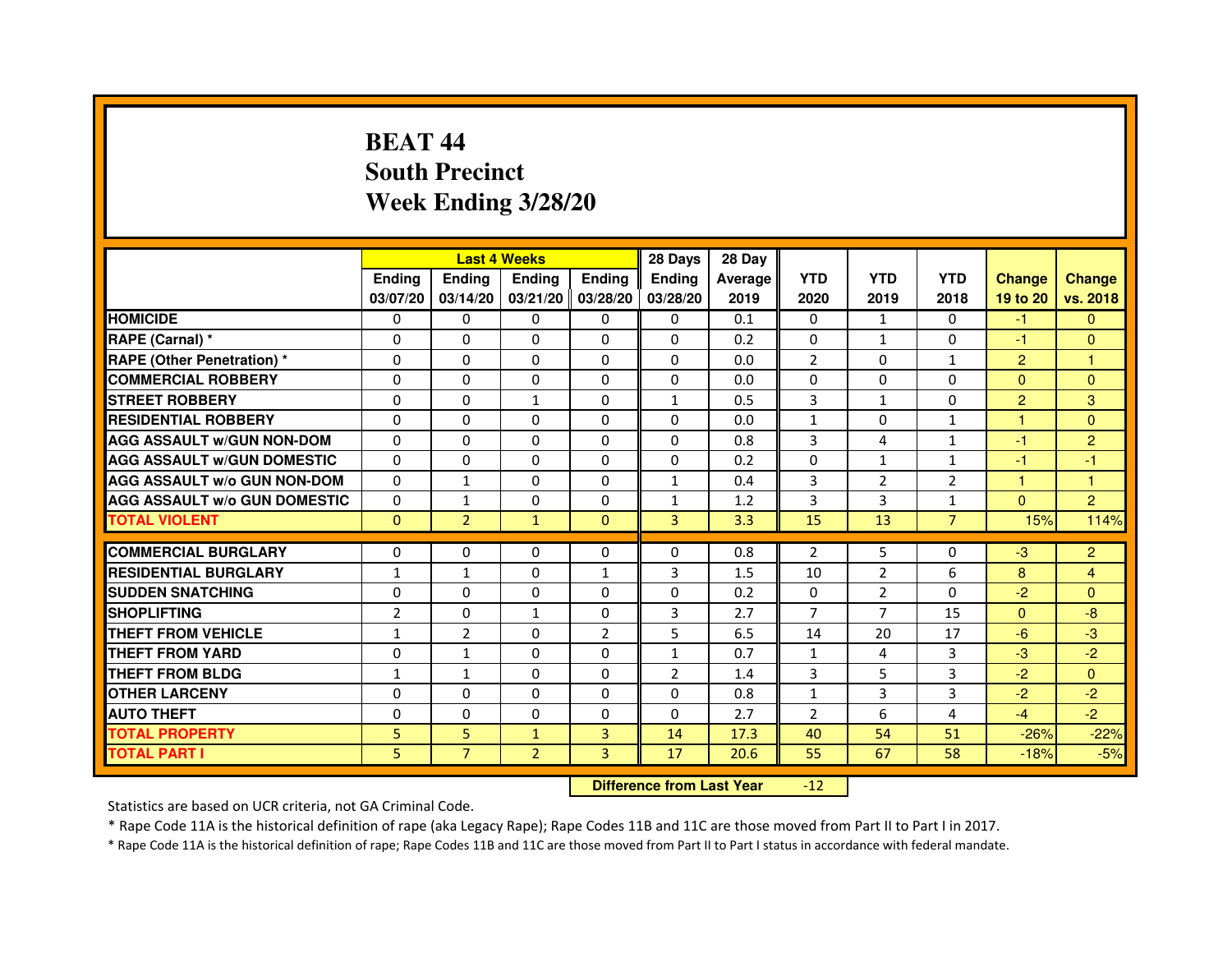# BEAT 44
# South Precinct
# Week Ending 3/28/20

| | Last 4 Weeks | | | | 28 Days | 28 Day | | | | | |
|---|---|---|---|---|---|---|---|---|---|---|---|
| | Ending 03/07/20 | Ending 03/14/20 | Ending 03/21/20 | Ending 03/28/20 | Ending 03/28/20 | Average 2019 | YTD 2020 | YTD 2019 | YTD 2018 | Change 19 to 20 | Change vs. 2018 |
| HOMICIDE | 0 | 0 | 0 | 0 | 0 | 0.1 | 0 | 1 | 0 | -1 | 0 |
| RAPE (Carnal) * | 0 | 0 | 0 | 0 | 0 | 0.2 | 0 | 1 | 0 | -1 | 0 |
| RAPE (Other Penetration) * | 0 | 0 | 0 | 0 | 0 | 0.0 | 2 | 0 | 1 | 2 | 1 |
| COMMERCIAL ROBBERY | 0 | 0 | 0 | 0 | 0 | 0.0 | 0 | 0 | 0 | 0 | 0 |
| STREET ROBBERY | 0 | 0 | 1 | 0 | 1 | 0.5 | 3 | 1 | 0 | 2 | 3 |
| RESIDENTIAL ROBBERY | 0 | 0 | 0 | 0 | 0 | 0.0 | 1 | 0 | 1 | 1 | 0 |
| AGG ASSAULT w/GUN NON-DOM | 0 | 0 | 0 | 0 | 0 | 0.8 | 3 | 4 | 1 | -1 | 2 |
| AGG ASSAULT w/GUN DOMESTIC | 0 | 0 | 0 | 0 | 0 | 0.2 | 0 | 1 | 1 | -1 | -1 |
| AGG ASSAULT w/o GUN NON-DOM | 0 | 1 | 0 | 0 | 1 | 0.4 | 3 | 2 | 2 | 1 | 1 |
| AGG ASSAULT w/o GUN DOMESTIC | 0 | 1 | 0 | 0 | 1 | 1.2 | 3 | 3 | 1 | 0 | 2 |
| TOTAL VIOLENT | 0 | 2 | 1 | 0 | 3 | 3.3 | 15 | 13 | 7 | 15% | 114% |
| COMMERCIAL BURGLARY | 0 | 0 | 0 | 0 | 0 | 0.8 | 2 | 5 | 0 | -3 | 2 |
| RESIDENTIAL BURGLARY | 1 | 1 | 0 | 1 | 3 | 1.5 | 10 | 2 | 6 | 8 | 4 |
| SUDDEN SNATCHING | 0 | 0 | 0 | 0 | 0 | 0.2 | 0 | 2 | 0 | -2 | 0 |
| SHOPLIFTING | 2 | 0 | 1 | 0 | 3 | 2.7 | 7 | 7 | 15 | 0 | -8 |
| THEFT FROM VEHICLE | 1 | 2 | 0 | 2 | 5 | 6.5 | 14 | 20 | 17 | -6 | -3 |
| THEFT FROM YARD | 0 | 1 | 0 | 0 | 1 | 0.7 | 1 | 4 | 3 | -3 | -2 |
| THEFT FROM BLDG | 1 | 1 | 0 | 0 | 2 | 1.4 | 3 | 5 | 3 | -2 | 0 |
| OTHER LARCENY | 0 | 0 | 0 | 0 | 0 | 0.8 | 1 | 3 | 3 | -2 | -2 |
| AUTO THEFT | 0 | 0 | 0 | 0 | 0 | 2.7 | 2 | 6 | 4 | -4 | -2 |
| TOTAL PROPERTY | 5 | 5 | 1 | 3 | 14 | 17.3 | 40 | 54 | 51 | -26% | -22% |
| TOTAL PART I | 5 | 7 | 2 | 3 | 17 | 20.6 | 55 | 67 | 58 | -18% | -5% |

**Difference from Last Year** -12

Statistics are based on UCR criteria, not GA Criminal Code.

* Rape Code 11A is the historical definition of rape (aka Legacy Rape); Rape Codes 11B and 11C are those moved from Part II to Part I in 2017.

* Rape Code 11A is the historical definition of rape; Rape Codes 11B and 11C are those moved from Part II to Part I status in accordance with federal mandate.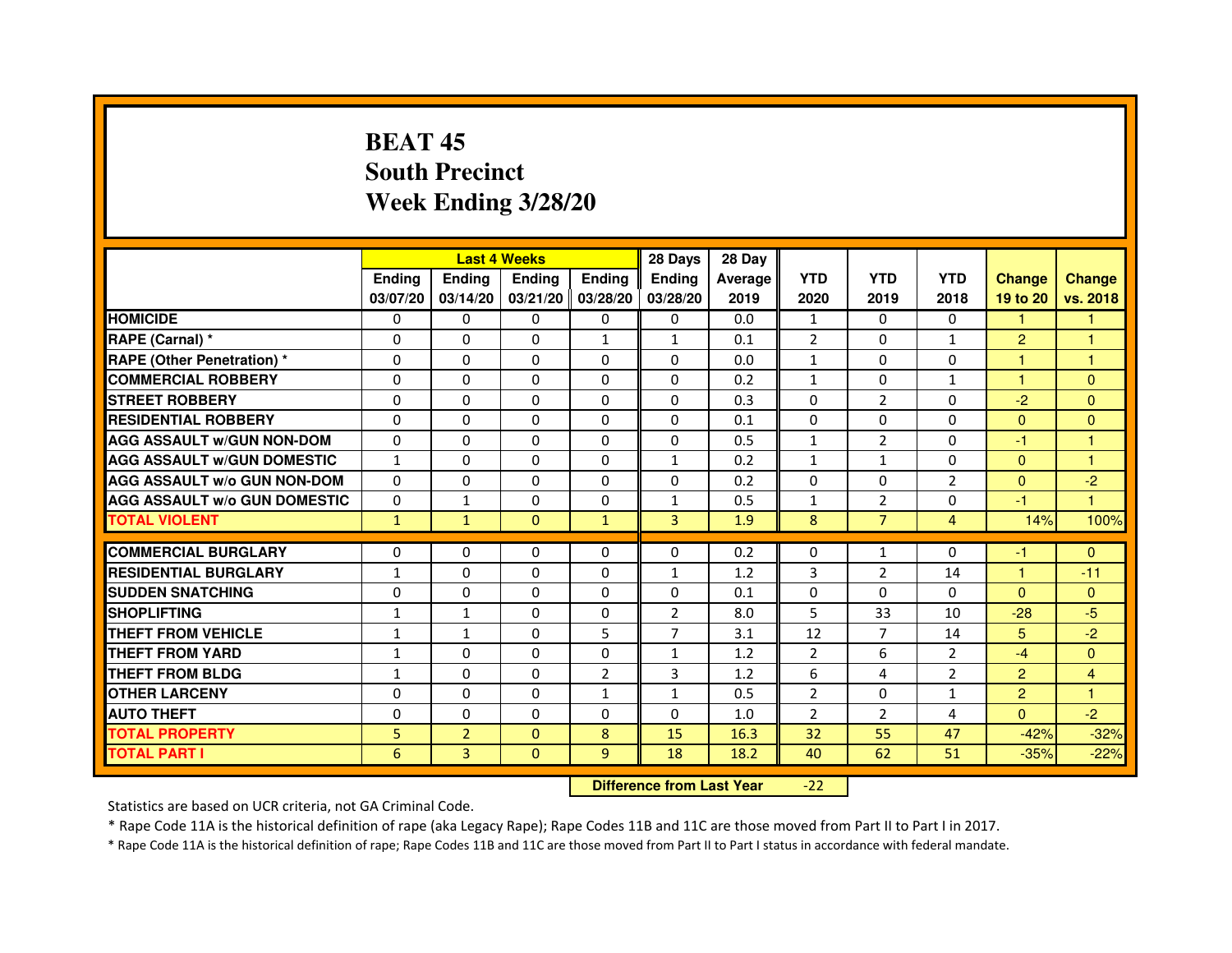# BEAT 45
# South Precinct
# Week Ending 3/28/20

| | Last 4 Weeks | | | | 28 Days | 28 Day | | | | | |
|---|---|---|---|---|---|---|---|---|---|---|---|
| | Ending 03/07/20 | Ending 03/14/20 | Ending 03/21/20 | Ending 03/28/20 | Ending 03/28/20 | Average 2019 | YTD 2020 | YTD 2019 | YTD 2018 | Change 19 to 20 | Change vs. 2018 |
| HOMICIDE | 0 | 0 | 0 | 0 | 0 | 0.0 | 1 | 0 | 0 | 1 | 1 |
| RAPE (Carnal) * | 0 | 0 | 0 | 1 | 1 | 0.1 | 2 | 0 | 1 | 2 | 1 |
| RAPE (Other Penetration) * | 0 | 0 | 0 | 0 | 0 | 0.0 | 1 | 0 | 0 | 1 | 1 |
| COMMERCIAL ROBBERY | 0 | 0 | 0 | 0 | 0 | 0.2 | 1 | 0 | 1 | 1 | 0 |
| STREET ROBBERY | 0 | 0 | 0 | 0 | 0 | 0.3 | 0 | 2 | 0 | -2 | 0 |
| RESIDENTIAL ROBBERY | 0 | 0 | 0 | 0 | 0 | 0.1 | 0 | 0 | 0 | 0 | 0 |
| AGG ASSAULT w/GUN NON-DOM | 0 | 0 | 0 | 0 | 0 | 0.5 | 1 | 2 | 0 | -1 | 1 |
| AGG ASSAULT w/GUN DOMESTIC | 1 | 0 | 0 | 0 | 1 | 0.2 | 1 | 1 | 0 | 0 | 1 |
| AGG ASSAULT w/o GUN NON-DOM | 0 | 0 | 0 | 0 | 0 | 0.2 | 0 | 0 | 2 | 0 | -2 |
| AGG ASSAULT w/o GUN DOMESTIC | 0 | 1 | 0 | 0 | 1 | 0.5 | 1 | 2 | 0 | -1 | 1 |
| TOTAL VIOLENT | 1 | 1 | 0 | 1 | 3 | 1.9 | 8 | 7 | 4 | 14% | 100% |
| COMMERCIAL BURGLARY | 0 | 0 | 0 | 0 | 0 | 0.2 | 0 | 1 | 0 | -1 | 0 |
| RESIDENTIAL BURGLARY | 1 | 0 | 0 | 0 | 1 | 1.2 | 3 | 2 | 14 | 1 | -11 |
| SUDDEN SNATCHING | 0 | 0 | 0 | 0 | 0 | 0.1 | 0 | 0 | 0 | 0 | 0 |
| SHOPLIFTING | 1 | 1 | 0 | 0 | 2 | 8.0 | 5 | 33 | 10 | -28 | -5 |
| THEFT FROM VEHICLE | 1 | 1 | 0 | 5 | 7 | 3.1 | 12 | 7 | 14 | 5 | -2 |
| THEFT FROM YARD | 1 | 0 | 0 | 0 | 1 | 1.2 | 2 | 6 | 2 | -4 | 0 |
| THEFT FROM BLDG | 1 | 0 | 0 | 2 | 3 | 1.2 | 6 | 4 | 2 | 2 | 4 |
| OTHER LARCENY | 0 | 0 | 0 | 1 | 1 | 0.5 | 2 | 0 | 1 | 2 | 1 |
| AUTO THEFT | 0 | 0 | 0 | 0 | 0 | 1.0 | 2 | 2 | 4 | 0 | -2 |
| TOTAL PROPERTY | 5 | 2 | 0 | 8 | 15 | 16.3 | 32 | 55 | 47 | -42% | -32% |
| TOTAL PART I | 6 | 3 | 0 | 9 | 18 | 18.2 | 40 | 62 | 51 | -35% | -22% |

**Difference from Last Year** -22

Statistics are based on UCR criteria, not GA Criminal Code.

* Rape Code 11A is the historical definition of rape (aka Legacy Rape); Rape Codes 11B and 11C are those moved from Part II to Part I in 2017.

* Rape Code 11A is the historical definition of rape; Rape Codes 11B and 11C are those moved from Part II to Part I status in accordance with federal mandate.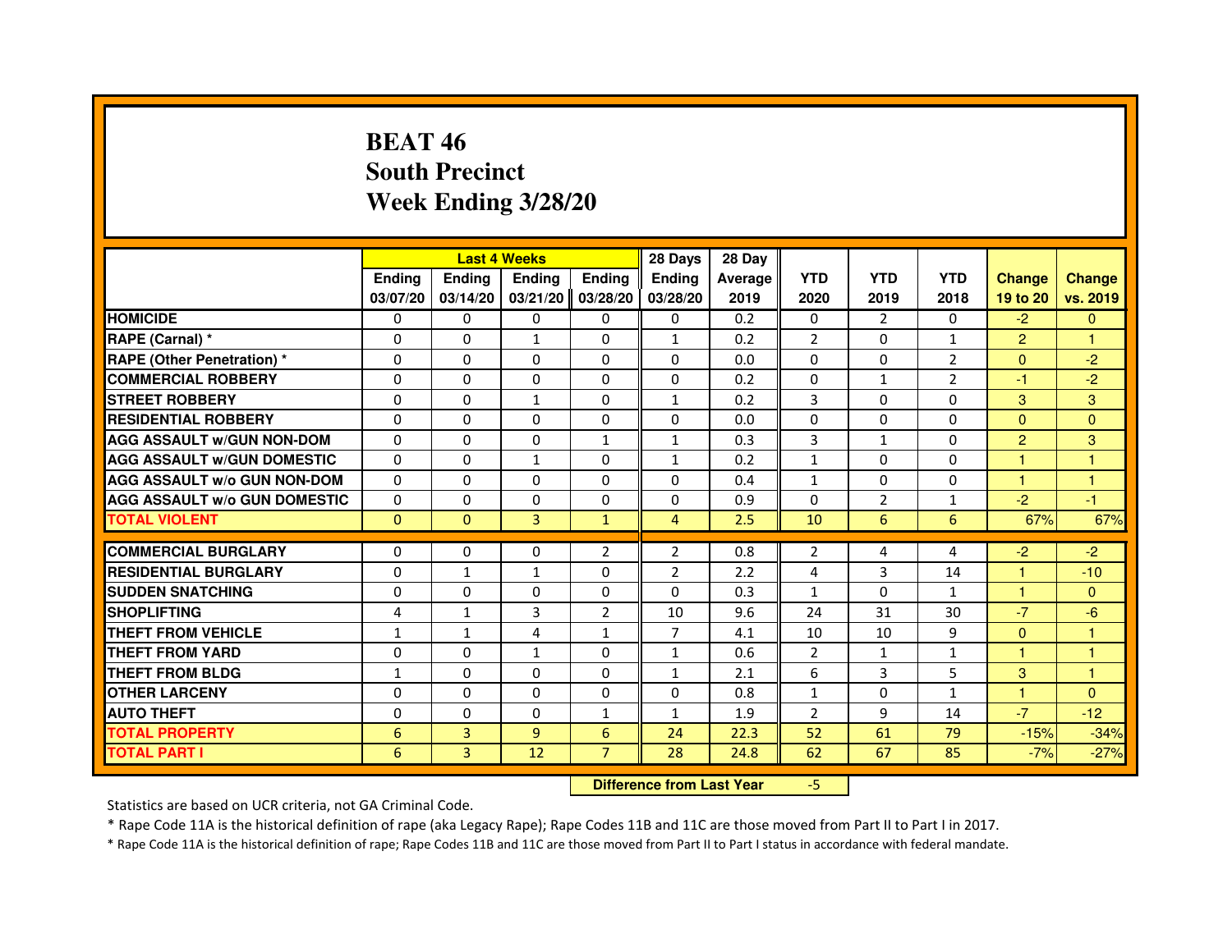# BEAT 46
## South Precinct
## Week Ending 3/28/20

| | Last 4 Weeks | | | | 28 Days | 28 Day | | | | | |
|---|---|---|---|---|---|---|---|---|---|---|---|
| | Ending 03/07/20 | Ending 03/14/20 | Ending 03/21/20 | Ending 03/28/20 | Ending 03/28/20 | Average 2019 | YTD 2020 | YTD 2019 | YTD 2018 | Change 19 to 20 | Change vs. 2019 |
| HOMICIDE | 0 | 0 | 0 | 0 | 0 | 0.2 | 0 | 2 | 0 | -2 | 0 |
| RAPE (Carnal) * | 0 | 0 | 1 | 0 | 1 | 0.2 | 2 | 0 | 1 | 2 | 1 |
| RAPE (Other Penetration) * | 0 | 0 | 0 | 0 | 0 | 0.0 | 0 | 0 | 2 | 0 | -2 |
| COMMERCIAL ROBBERY | 0 | 0 | 0 | 0 | 0 | 0.2 | 0 | 1 | 2 | -1 | -2 |
| STREET ROBBERY | 0 | 0 | 1 | 0 | 1 | 0.2 | 3 | 0 | 0 | 3 | 3 |
| RESIDENTIAL ROBBERY | 0 | 0 | 0 | 0 | 0 | 0.0 | 0 | 0 | 0 | 0 | 0 |
| AGG ASSAULT w/GUN NON-DOM | 0 | 0 | 0 | 1 | 1 | 0.3 | 3 | 1 | 0 | 2 | 3 |
| AGG ASSAULT w/GUN DOMESTIC | 0 | 0 | 1 | 0 | 1 | 0.2 | 1 | 0 | 0 | 1 | 1 |
| AGG ASSAULT w/o GUN NON-DOM | 0 | 0 | 0 | 0 | 0 | 0.4 | 1 | 0 | 0 | 1 | 1 |
| AGG ASSAULT w/o GUN DOMESTIC | 0 | 0 | 0 | 0 | 0 | 0.9 | 0 | 2 | 1 | -2 | -1 |
| TOTAL VIOLENT | 0 | 0 | 3 | 1 | 4 | 2.5 | 10 | 6 | 6 | 67% | 67% |
| COMMERCIAL BURGLARY | 0 | 0 | 0 | 2 | 2 | 0.8 | 2 | 4 | 4 | -2 | -2 |
| RESIDENTIAL BURGLARY | 0 | 1 | 1 | 0 | 2 | 2.2 | 4 | 3 | 14 | 1 | -10 |
| SUDDEN SNATCHING | 0 | 0 | 0 | 0 | 0 | 0.3 | 1 | 0 | 1 | 1 | 0 |
| SHOPLIFTING | 4 | 1 | 3 | 2 | 10 | 9.6 | 24 | 31 | 30 | -7 | -6 |
| THEFT FROM VEHICLE | 1 | 1 | 4 | 1 | 7 | 4.1 | 10 | 10 | 9 | 0 | 1 |
| THEFT FROM YARD | 0 | 0 | 1 | 0 | 1 | 0.6 | 2 | 1 | 1 | 1 | 1 |
| THEFT FROM BLDG | 1 | 0 | 0 | 0 | 1 | 2.1 | 6 | 3 | 5 | 3 | 1 |
| OTHER LARCENY | 0 | 0 | 0 | 0 | 0 | 0.8 | 1 | 0 | 1 | 1 | 0 |
| AUTO THEFT | 0 | 0 | 0 | 1 | 1 | 1.9 | 2 | 9 | 14 | -7 | -12 |
| TOTAL PROPERTY | 6 | 3 | 9 | 6 | 24 | 22.3 | 52 | 61 | 79 | -15% | -34% |
| TOTAL PART I | 6 | 3 | 12 | 7 | 28 | 24.8 | 62 | 67 | 85 | -7% | -27% |

**Difference from Last Year** -5

Statistics are based on UCR criteria, not GA Criminal Code.

* Rape Code 11A is the historical definition of rape (aka Legacy Rape); Rape Codes 11B and 11C are those moved from Part II to Part I in 2017.

* Rape Code 11A is the historical definition of rape; Rape Codes 11B and 11C are those moved from Part II to Part I status in accordance with federal mandate.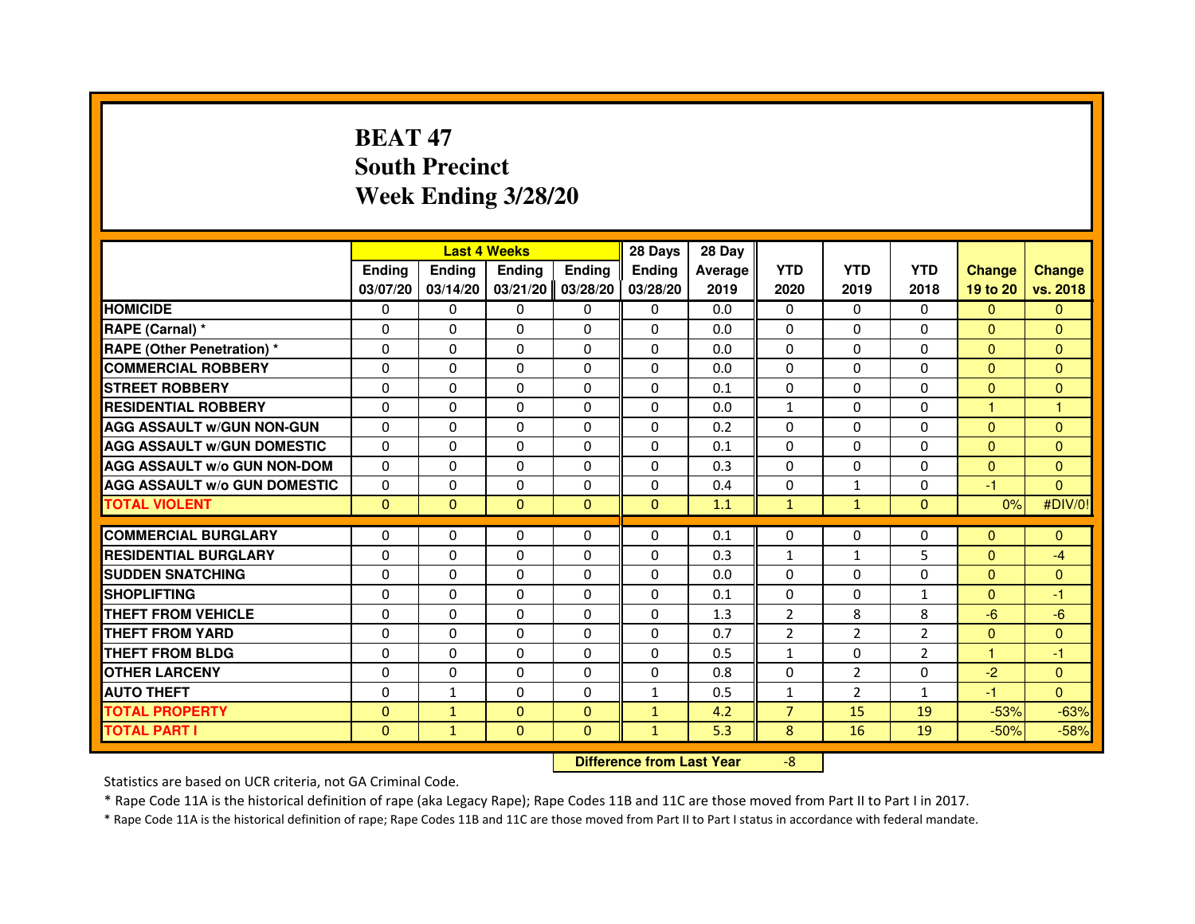# BEAT 47
## South Precinct
## Week Ending 3/28/20

| | Last 4 Weeks | | | | 28 Days | 28 Day | | | | | |
|---|---|---|---|---|---|---|---|---|---|---|---|
| | Ending 03/07/20 | Ending 03/14/20 | Ending 03/21/20 | Ending 03/28/20 | Ending 03/28/20 | Average 2019 | YTD 2020 | YTD 2019 | YTD 2018 | Change 19 to 20 | Change vs. 2018 |
| HOMICIDE | 0 | 0 | 0 | 0 | 0 | 0.0 | 0 | 0 | 0 | 0 | 0 |
| RAPE (Carnal) * | 0 | 0 | 0 | 0 | 0 | 0.0 | 0 | 0 | 0 | 0 | 0 |
| RAPE (Other Penetration) * | 0 | 0 | 0 | 0 | 0 | 0.0 | 0 | 0 | 0 | 0 | 0 |
| COMMERCIAL ROBBERY | 0 | 0 | 0 | 0 | 0 | 0.0 | 0 | 0 | 0 | 0 | 0 |
| STREET ROBBERY | 0 | 0 | 0 | 0 | 0 | 0.1 | 0 | 0 | 0 | 0 | 0 |
| RESIDENTIAL ROBBERY | 0 | 0 | 0 | 0 | 0 | 0.0 | 1 | 0 | 0 | 1 | 1 |
| AGG ASSAULT w/GUN NON-GUN | 0 | 0 | 0 | 0 | 0 | 0.2 | 0 | 0 | 0 | 0 | 0 |
| AGG ASSAULT w/GUN DOMESTIC | 0 | 0 | 0 | 0 | 0 | 0.1 | 0 | 0 | 0 | 0 | 0 |
| AGG ASSAULT w/o GUN NON-DOM | 0 | 0 | 0 | 0 | 0 | 0.3 | 0 | 0 | 0 | 0 | 0 |
| AGG ASSAULT w/o GUN DOMESTIC | 0 | 0 | 0 | 0 | 0 | 0.4 | 0 | 1 | 0 | -1 | 0 |
| TOTAL VIOLENT | 0 | 0 | 0 | 0 | 0 | 1.1 | 1 | 1 | 0 | 0% | #DIV/0! |
| COMMERCIAL BURGLARY | 0 | 0 | 0 | 0 | 0 | 0.1 | 0 | 0 | 0 | 0 | 0 |
| RESIDENTIAL BURGLARY | 0 | 0 | 0 | 0 | 0 | 0.3 | 1 | 1 | 5 | 0 | -4 |
| SUDDEN SNATCHING | 0 | 0 | 0 | 0 | 0 | 0.0 | 0 | 0 | 0 | 0 | 0 |
| SHOPLIFTING | 0 | 0 | 0 | 0 | 0 | 0.1 | 0 | 0 | 1 | 0 | -1 |
| THEFT FROM VEHICLE | 0 | 0 | 0 | 0 | 0 | 1.3 | 2 | 8 | 8 | -6 | -6 |
| THEFT FROM YARD | 0 | 0 | 0 | 0 | 0 | 0.7 | 2 | 2 | 2 | 0 | 0 |
| THEFT FROM BLDG | 0 | 0 | 0 | 0 | 0 | 0.5 | 1 | 0 | 2 | 1 | -1 |
| OTHER LARCENY | 0 | 0 | 0 | 0 | 0 | 0.8 | 0 | 2 | 0 | -2 | 0 |
| AUTO THEFT | 0 | 1 | 0 | 0 | 1 | 0.5 | 1 | 2 | 1 | -1 | 0 |
| TOTAL PROPERTY | 0 | 1 | 0 | 0 | 1 | 4.2 | 7 | 15 | 19 | -53% | -63% |
| TOTAL PART I | 0 | 1 | 0 | 0 | 1 | 5.3 | 8 | 16 | 19 | -50% | -58% |

| Difference from Last Year | -8 |
|---|---|

Statistics are based on UCR criteria, not GA Criminal Code.

* Rape Code 11A is the historical definition of rape (aka Legacy Rape); Rape Codes 11B and 11C are those moved from Part II to Part I in 2017.

* Rape Code 11A is the historical definition of rape; Rape Codes 11B and 11C are those moved from Part II to Part I status in accordance with federal mandate.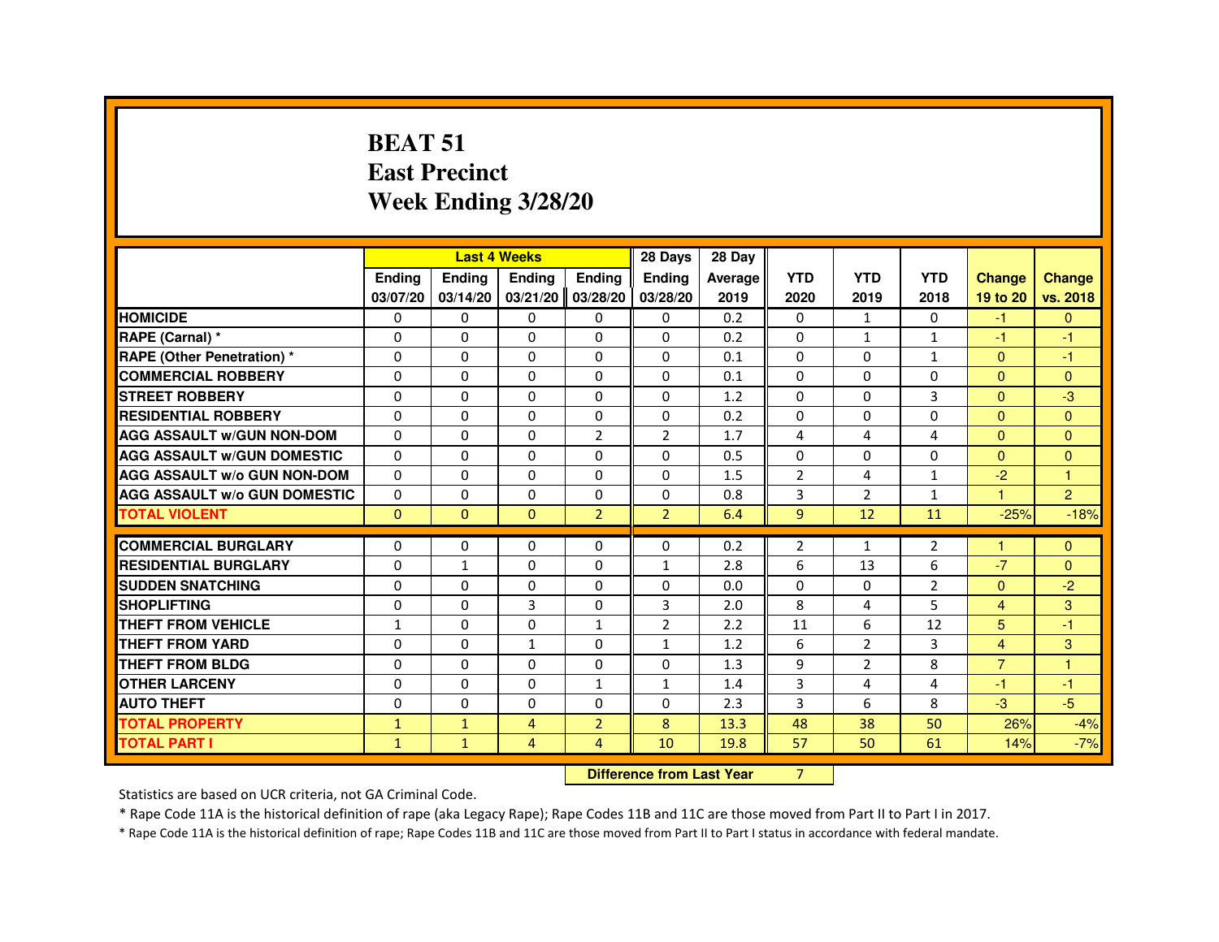# BEAT 51
# East Precinct
# Week Ending 3/28/20

| | Last 4 Weeks | | | | 28 Days | 28 Day | | | | | |
|---|---|---|---|---|---|---|---|---|---|---|---|
| | Ending 03/07/20 | Ending 03/14/20 | Ending 03/21/20 | Ending 03/28/20 | Ending 03/28/20 | Average 2019 | YTD 2020 | YTD 2019 | YTD 2018 | Change 19 to 20 | Change vs. 2018 |
| HOMICIDE | 0 | 0 | 0 | 0 | 0 | 0.2 | 0 | 1 | 0 | -1 | 0 |
| RAPE (Carnal) * | 0 | 0 | 0 | 0 | 0 | 0.2 | 0 | 1 | 1 | -1 | -1 |
| RAPE (Other Penetration) * | 0 | 0 | 0 | 0 | 0 | 0.1 | 0 | 0 | 1 | 0 | -1 |
| COMMERCIAL ROBBERY | 0 | 0 | 0 | 0 | 0 | 0.1 | 0 | 0 | 0 | 0 | 0 |
| STREET ROBBERY | 0 | 0 | 0 | 0 | 0 | 1.2 | 0 | 0 | 3 | 0 | -3 |
| RESIDENTIAL ROBBERY | 0 | 0 | 0 | 0 | 0 | 0.2 | 0 | 0 | 0 | 0 | 0 |
| AGG ASSAULT w/GUN NON-DOM | 0 | 0 | 0 | 2 | 2 | 1.7 | 4 | 4 | 4 | 0 | 0 |
| AGG ASSAULT w/GUN DOMESTIC | 0 | 0 | 0 | 0 | 0 | 0.5 | 0 | 0 | 0 | 0 | 0 |
| AGG ASSAULT w/o GUN NON-DOM | 0 | 0 | 0 | 0 | 0 | 1.5 | 2 | 4 | 1 | -2 | 1 |
| AGG ASSAULT w/o GUN DOMESTIC | 0 | 0 | 0 | 0 | 0 | 0.8 | 3 | 2 | 1 | 1 | 2 |
| TOTAL VIOLENT | 0 | 0 | 0 | 2 | 2 | 6.4 | 9 | 12 | 11 | -25% | -18% |
| COMMERCIAL BURGLARY | 0 | 0 | 0 | 0 | 0 | 0.2 | 2 | 1 | 2 | 1 | 0 |
| RESIDENTIAL BURGLARY | 0 | 1 | 0 | 0 | 1 | 2.8 | 6 | 13 | 6 | -7 | 0 |
| SUDDEN SNATCHING | 0 | 0 | 0 | 0 | 0 | 0.0 | 0 | 0 | 2 | 0 | -2 |
| SHOPLIFTING | 0 | 0 | 3 | 0 | 3 | 2.0 | 8 | 4 | 5 | 4 | 3 |
| THEFT FROM VEHICLE | 1 | 0 | 0 | 1 | 2 | 2.2 | 11 | 6 | 12 | 5 | -1 |
| THEFT FROM YARD | 0 | 0 | 1 | 0 | 1 | 1.2 | 6 | 2 | 3 | 4 | 3 |
| THEFT FROM BLDG | 0 | 0 | 0 | 0 | 0 | 1.3 | 9 | 2 | 8 | 7 | 1 |
| OTHER LARCENY | 0 | 0 | 0 | 1 | 1 | 1.4 | 3 | 4 | 4 | -1 | -1 |
| AUTO THEFT | 0 | 0 | 0 | 0 | 0 | 2.3 | 3 | 6 | 8 | -3 | -5 |
| TOTAL PROPERTY | 1 | 1 | 4 | 2 | 8 | 13.3 | 48 | 38 | 50 | 26% | -4% |
| TOTAL PART I | 1 | 1 | 4 | 4 | 10 | 19.8 | 57 | 50 | 61 | 14% | -7% |

**Difference from Last Year** 7

Statistics are based on UCR criteria, not GA Criminal Code.

* Rape Code 11A is the historical definition of rape (aka Legacy Rape); Rape Codes 11B and 11C are those moved from Part II to Part I in 2017.

* Rape Code 11A is the historical definition of rape; Rape Codes 11B and 11C are those moved from Part II to Part I status in accordance with federal mandate.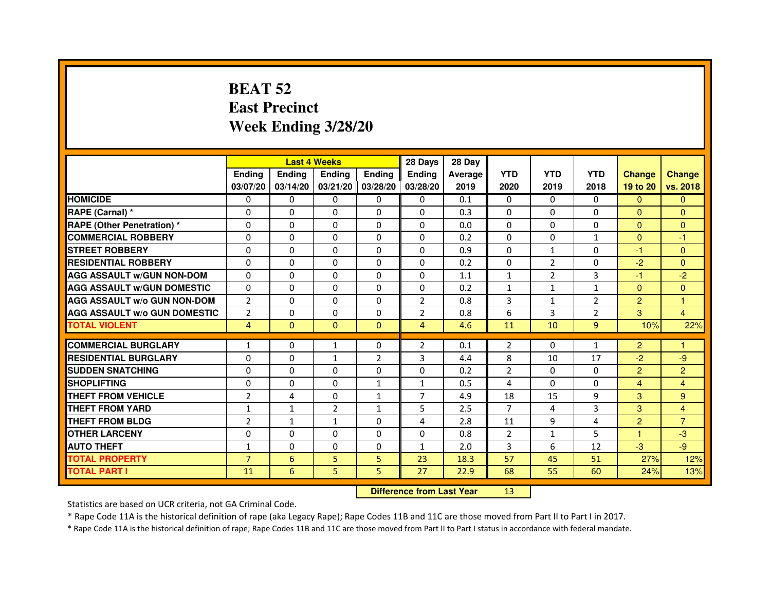# BEAT 52
# East Precinct
# Week Ending 3/28/20

| | Last 4 Weeks | | | | 28 Days | 28 Day | | | | | |
|---|---|---|---|---|---|---|---|---|---|---|---|
| | Ending 03/07/20 | Ending 03/14/20 | Ending 03/21/20 | Ending 03/28/20 | Ending 03/28/20 | Average 2019 | YTD 2020 | YTD 2019 | YTD 2018 | Change 19 to 20 | Change vs. 2018 |
| HOMICIDE | 0 | 0 | 0 | 0 | 0 | 0.1 | 0 | 0 | 0 | 0 | 0 |
| RAPE (Carnal) * | 0 | 0 | 0 | 0 | 0 | 0.3 | 0 | 0 | 0 | 0 | 0 |
| RAPE (Other Penetration) * | 0 | 0 | 0 | 0 | 0 | 0.0 | 0 | 0 | 0 | 0 | 0 |
| COMMERCIAL ROBBERY | 0 | 0 | 0 | 0 | 0 | 0.2 | 0 | 0 | 1 | 0 | -1 |
| STREET ROBBERY | 0 | 0 | 0 | 0 | 0 | 0.9 | 0 | 1 | 0 | -1 | 0 |
| RESIDENTIAL ROBBERY | 0 | 0 | 0 | 0 | 0 | 0.2 | 0 | 2 | 0 | -2 | 0 |
| AGG ASSAULT w/GUN NON-DOM | 0 | 0 | 0 | 0 | 0 | 1.1 | 1 | 2 | 3 | -1 | -2 |
| AGG ASSAULT w/GUN DOMESTIC | 0 | 0 | 0 | 0 | 0 | 0.2 | 1 | 1 | 1 | 0 | 0 |
| AGG ASSAULT w/o GUN NON-DOM | 2 | 0 | 0 | 0 | 2 | 0.8 | 3 | 1 | 2 | 2 | 1 |
| AGG ASSAULT w/o GUN DOMESTIC | 2 | 0 | 0 | 0 | 2 | 0.8 | 6 | 3 | 2 | 3 | 4 |
| TOTAL VIOLENT | 4 | 0 | 0 | 0 | 4 | 4.6 | 11 | 10 | 9 | 10% | 22% |
| COMMERCIAL BURGLARY | 1 | 0 | 1 | 0 | 2 | 0.1 | 2 | 0 | 1 | 2 | 1 |
| RESIDENTIAL BURGLARY | 0 | 0 | 1 | 2 | 3 | 4.4 | 8 | 10 | 17 | -2 | -9 |
| SUDDEN SNATCHING | 0 | 0 | 0 | 0 | 0 | 0.2 | 2 | 0 | 0 | 2 | 2 |
| SHOPLIFTING | 0 | 0 | 0 | 1 | 1 | 0.5 | 4 | 0 | 0 | 4 | 4 |
| THEFT FROM VEHICLE | 2 | 4 | 0 | 1 | 7 | 4.9 | 18 | 15 | 9 | 3 | 9 |
| THEFT FROM YARD | 1 | 1 | 2 | 1 | 5 | 2.5 | 7 | 4 | 3 | 3 | 4 |
| THEFT FROM BLDG | 2 | 1 | 1 | 0 | 4 | 2.8 | 11 | 9 | 4 | 2 | 7 |
| OTHER LARCENY | 0 | 0 | 0 | 0 | 0 | 0.8 | 2 | 1 | 5 | 1 | -3 |
| AUTO THEFT | 1 | 0 | 0 | 0 | 1 | 2.0 | 3 | 6 | 12 | -3 | -9 |
| TOTAL PROPERTY | 7 | 6 | 5 | 5 | 23 | 18.3 | 57 | 45 | 51 | 27% | 12% |
| TOTAL PART I | 11 | 6 | 5 | 5 | 27 | 22.9 | 68 | 55 | 60 | 24% | 13% |

**Difference from Last Year** 13

Statistics are based on UCR criteria, not GA Criminal Code.

* Rape Code 11A is the historical definition of rape (aka Legacy Rape); Rape Codes 11B and 11C are those moved from Part II to Part I in 2017.

* Rape Code 11A is the historical definition of rape; Rape Codes 11B and 11C are those moved from Part II to Part I status in accordance with federal mandate.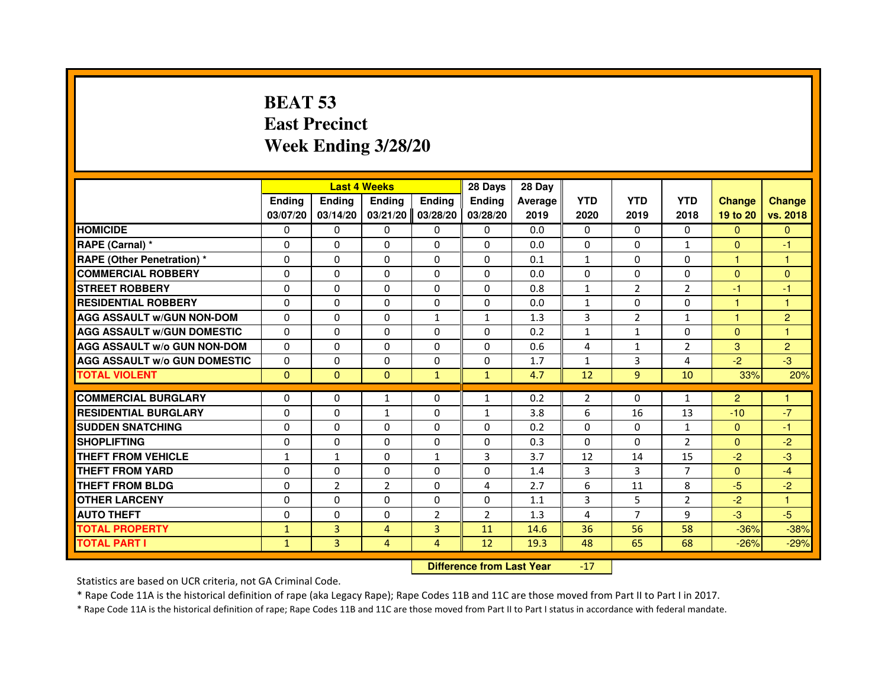# BEAT 53
# East Precinct
# Week Ending 3/28/20

| | Last 4 Weeks | | | | 28 Days | 28 Day | | | | | |
|---|---|---|---|---|---|---|---|---|---|---|---|
| | Ending 03/07/20 | Ending 03/14/20 | Ending 03/21/20 | Ending 03/28/20 | Ending 03/28/20 | Average 2019 | YTD 2020 | YTD 2019 | YTD 2018 | Change 19 to 20 | Change vs. 2018 |
| HOMICIDE | 0 | 0 | 0 | 0 | 0 | 0.0 | 0 | 0 | 0 | 0 | 0 |
| RAPE (Carnal) * | 0 | 0 | 0 | 0 | 0 | 0.0 | 0 | 0 | 1 | 0 | -1 |
| RAPE (Other Penetration) * | 0 | 0 | 0 | 0 | 0 | 0.1 | 1 | 0 | 0 | 1 | 1 |
| COMMERCIAL ROBBERY | 0 | 0 | 0 | 0 | 0 | 0.0 | 0 | 0 | 0 | 0 | 0 |
| STREET ROBBERY | 0 | 0 | 0 | 0 | 0 | 0.8 | 1 | 2 | 2 | -1 | -1 |
| RESIDENTIAL ROBBERY | 0 | 0 | 0 | 0 | 0 | 0.0 | 1 | 0 | 0 | 1 | 1 |
| AGG ASSAULT w/GUN NON-DOM | 0 | 0 | 0 | 1 | 1 | 1.3 | 3 | 2 | 1 | 1 | 2 |
| AGG ASSAULT w/GUN DOMESTIC | 0 | 0 | 0 | 0 | 0 | 0.2 | 1 | 1 | 0 | 0 | 1 |
| AGG ASSAULT w/o GUN NON-DOM | 0 | 0 | 0 | 0 | 0 | 0.6 | 4 | 1 | 2 | 3 | 2 |
| AGG ASSAULT w/o GUN DOMESTIC | 0 | 0 | 0 | 0 | 0 | 1.7 | 1 | 3 | 4 | -2 | -3 |
| TOTAL VIOLENT | 0 | 0 | 0 | 1 | 1 | 4.7 | 12 | 9 | 10 | 33% | 20% |
| COMMERCIAL BURGLARY | 0 | 0 | 1 | 0 | 1 | 0.2 | 2 | 0 | 1 | 2 | 1 |
| RESIDENTIAL BURGLARY | 0 | 0 | 1 | 0 | 1 | 3.8 | 6 | 16 | 13 | -10 | -7 |
| SUDDEN SNATCHING | 0 | 0 | 0 | 0 | 0 | 0.2 | 0 | 0 | 1 | 0 | -1 |
| SHOPLIFTING | 0 | 0 | 0 | 0 | 0 | 0.3 | 0 | 0 | 2 | 0 | -2 |
| THEFT FROM VEHICLE | 1 | 1 | 0 | 1 | 3 | 3.7 | 12 | 14 | 15 | -2 | -3 |
| THEFT FROM YARD | 0 | 0 | 0 | 0 | 0 | 1.4 | 3 | 3 | 7 | 0 | -4 |
| THEFT FROM BLDG | 0 | 2 | 2 | 0 | 4 | 2.7 | 6 | 11 | 8 | -5 | -2 |
| OTHER LARCENY | 0 | 0 | 0 | 0 | 0 | 1.1 | 3 | 5 | 2 | -2 | 1 |
| AUTO THEFT | 0 | 0 | 0 | 2 | 2 | 1.3 | 4 | 7 | 9 | -3 | -5 |
| TOTAL PROPERTY | 1 | 3 | 4 | 3 | 11 | 14.6 | 36 | 56 | 58 | -36% | -38% |
| TOTAL PART I | 1 | 3 | 4 | 4 | 12 | 19.3 | 48 | 65 | 68 | -26% | -29% |

**Difference from Last Year** -17

Statistics are based on UCR criteria, not GA Criminal Code.

* Rape Code 11A is the historical definition of rape (aka Legacy Rape); Rape Codes 11B and 11C are those moved from Part II to Part I in 2017.

* Rape Code 11A is the historical definition of rape; Rape Codes 11B and 11C are those moved from Part II to Part I status in accordance with federal mandate.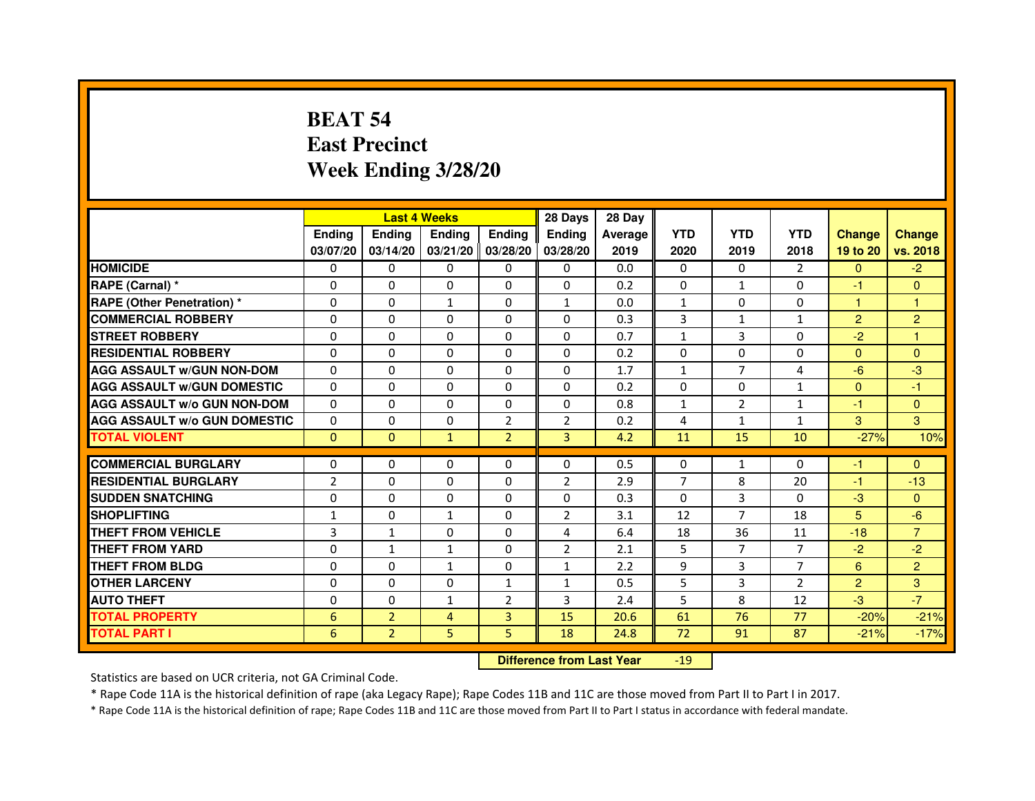# BEAT 54
## East Precinct
## Week Ending 3/28/20

| | Last 4 Weeks | | | | 28 Days | 28 Day | | | | | |
|---|---|---|---|---|---|---|---|---|---|---|---|
| | Ending 03/07/20 | Ending 03/14/20 | Ending 03/21/20 | Ending 03/28/20 | Ending 03/28/20 | Average 2019 | YTD 2020 | YTD 2019 | YTD 2018 | Change 19 to 20 | Change vs. 2018 |
| HOMICIDE | 0 | 0 | 0 | 0 | 0 | 0.0 | 0 | 0 | 2 | 0 | -2 |
| RAPE (Carnal) * | 0 | 0 | 0 | 0 | 0 | 0.2 | 0 | 1 | 0 | -1 | 0 |
| RAPE (Other Penetration) * | 0 | 0 | 1 | 0 | 1 | 0.0 | 1 | 0 | 0 | 1 | 1 |
| COMMERCIAL ROBBERY | 0 | 0 | 0 | 0 | 0 | 0.3 | 3 | 1 | 1 | 2 | 2 |
| STREET ROBBERY | 0 | 0 | 0 | 0 | 0 | 0.7 | 1 | 3 | 0 | -2 | 1 |
| RESIDENTIAL ROBBERY | 0 | 0 | 0 | 0 | 0 | 0.2 | 0 | 0 | 0 | 0 | 0 |
| AGG ASSAULT w/GUN NON-DOM | 0 | 0 | 0 | 0 | 0 | 1.7 | 1 | 7 | 4 | -6 | -3 |
| AGG ASSAULT w/GUN DOMESTIC | 0 | 0 | 0 | 0 | 0 | 0.2 | 0 | 0 | 1 | 0 | -1 |
| AGG ASSAULT w/o GUN NON-DOM | 0 | 0 | 0 | 0 | 0 | 0.8 | 1 | 2 | 1 | -1 | 0 |
| AGG ASSAULT w/o GUN DOMESTIC | 0 | 0 | 0 | 2 | 2 | 0.2 | 4 | 1 | 1 | 3 | 3 |
| TOTAL VIOLENT | 0 | 0 | 1 | 2 | 3 | 4.2 | 11 | 15 | 10 | -27% | 10% |
| COMMERCIAL BURGLARY | 0 | 0 | 0 | 0 | 0 | 0.5 | 0 | 1 | 0 | -1 | 0 |
| RESIDENTIAL BURGLARY | 2 | 0 | 0 | 0 | 2 | 2.9 | 7 | 8 | 20 | -1 | -13 |
| SUDDEN SNATCHING | 0 | 0 | 0 | 0 | 0 | 0.3 | 0 | 3 | 0 | -3 | 0 |
| SHOPLIFTING | 1 | 0 | 1 | 0 | 2 | 3.1 | 12 | 7 | 18 | 5 | -6 |
| THEFT FROM VEHICLE | 3 | 1 | 0 | 0 | 4 | 6.4 | 18 | 36 | 11 | -18 | 7 |
| THEFT FROM YARD | 0 | 1 | 1 | 0 | 2 | 2.1 | 5 | 7 | 7 | -2 | -2 |
| THEFT FROM BLDG | 0 | 0 | 1 | 0 | 1 | 2.2 | 9 | 3 | 7 | 6 | 2 |
| OTHER LARCENY | 0 | 0 | 0 | 1 | 1 | 0.5 | 5 | 3 | 2 | 2 | 3 |
| AUTO THEFT | 0 | 0 | 1 | 2 | 3 | 2.4 | 5 | 8 | 12 | -3 | -7 |
| TOTAL PROPERTY | 6 | 2 | 4 | 3 | 15 | 20.6 | 61 | 76 | 77 | -20% | -21% |
| TOTAL PART I | 6 | 2 | 5 | 5 | 18 | 24.8 | 72 | 91 | 87 | -21% | -17% |

**Difference from Last Year** -19

Statistics are based on UCR criteria, not GA Criminal Code.

* Rape Code 11A is the historical definition of rape (aka Legacy Rape); Rape Codes 11B and 11C are those moved from Part II to Part I in 2017.

* Rape Code 11A is the historical definition of rape; Rape Codes 11B and 11C are those moved from Part II to Part I status in accordance with federal mandate.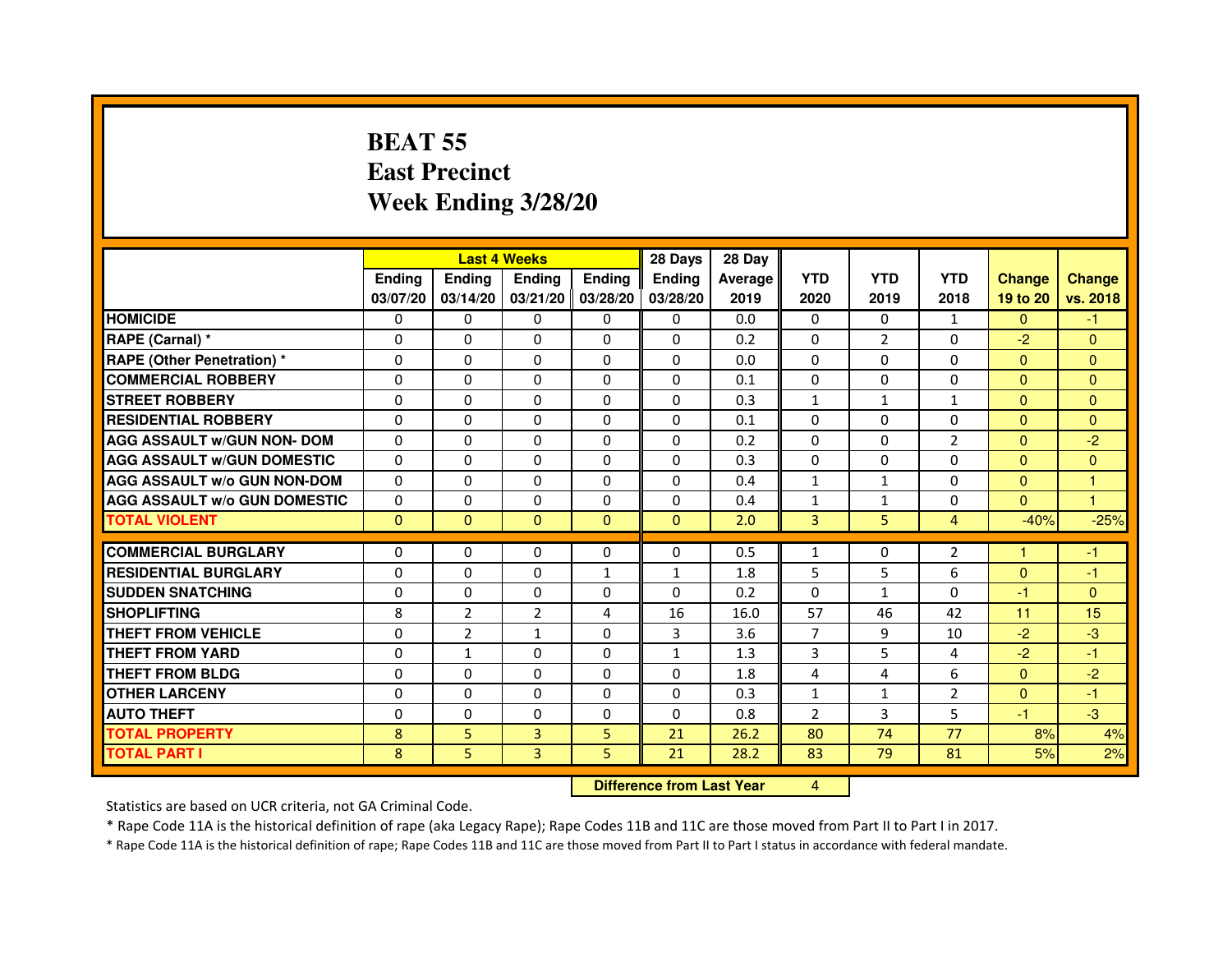# BEAT 55
# East Precinct
# Week Ending 3/28/20

| | Last 4 Weeks | | | | 28 Days | 28 Day | | | | | |
|---|---|---|---|---|---|---|---|---|---|---|---|
| | Ending 03/07/20 | Ending 03/14/20 | Ending 03/21/20 | Ending 03/28/20 | Ending 03/28/20 | Average 2019 | YTD 2020 | YTD 2019 | YTD 2018 | Change 19 to 20 | Change vs. 2018 |
| HOMICIDE | 0 | 0 | 0 | 0 | 0 | 0.0 | 0 | 0 | 1 | 0 | -1 |
| RAPE (Carnal) * | 0 | 0 | 0 | 0 | 0 | 0.2 | 0 | 2 | 0 | -2 | 0 |
| RAPE (Other Penetration) * | 0 | 0 | 0 | 0 | 0 | 0.0 | 0 | 0 | 0 | 0 | 0 |
| COMMERCIAL ROBBERY | 0 | 0 | 0 | 0 | 0 | 0.1 | 0 | 0 | 0 | 0 | 0 |
| STREET ROBBERY | 0 | 0 | 0 | 0 | 0 | 0.3 | 1 | 1 | 1 | 0 | 0 |
| RESIDENTIAL ROBBERY | 0 | 0 | 0 | 0 | 0 | 0.1 | 0 | 0 | 0 | 0 | 0 |
| AGG ASSAULT w/GUN NON- DOM | 0 | 0 | 0 | 0 | 0 | 0.2 | 0 | 0 | 2 | 0 | -2 |
| AGG ASSAULT w/GUN DOMESTIC | 0 | 0 | 0 | 0 | 0 | 0.3 | 0 | 0 | 0 | 0 | 0 |
| AGG ASSAULT w/o GUN NON-DOM | 0 | 0 | 0 | 0 | 0 | 0.4 | 1 | 1 | 0 | 0 | 1 |
| AGG ASSAULT w/o GUN DOMESTIC | 0 | 0 | 0 | 0 | 0 | 0.4 | 1 | 1 | 0 | 0 | 1 |
| TOTAL VIOLENT | 0 | 0 | 0 | 0 | 0 | 2.0 | 3 | 5 | 4 | -40% | -25% |
| COMMERCIAL BURGLARY | 0 | 0 | 0 | 0 | 0 | 0.5 | 1 | 0 | 2 | 1 | -1 |
| RESIDENTIAL BURGLARY | 0 | 0 | 0 | 1 | 1 | 1.8 | 5 | 5 | 6 | 0 | -1 |
| SUDDEN SNATCHING | 0 | 0 | 0 | 0 | 0 | 0.2 | 0 | 1 | 0 | -1 | 0 |
| SHOPLIFTING | 8 | 2 | 2 | 4 | 16 | 16.0 | 57 | 46 | 42 | 11 | 15 |
| THEFT FROM VEHICLE | 0 | 2 | 1 | 0 | 3 | 3.6 | 7 | 9 | 10 | -2 | -3 |
| THEFT FROM YARD | 0 | 1 | 0 | 0 | 1 | 1.3 | 3 | 5 | 4 | -2 | -1 |
| THEFT FROM BLDG | 0 | 0 | 0 | 0 | 0 | 1.8 | 4 | 4 | 6 | 0 | -2 |
| OTHER LARCENY | 0 | 0 | 0 | 0 | 0 | 0.3 | 1 | 1 | 2 | 0 | -1 |
| AUTO THEFT | 0 | 0 | 0 | 0 | 0 | 0.8 | 2 | 3 | 5 | -1 | -3 |
| TOTAL PROPERTY | 8 | 5 | 3 | 5 | 21 | 26.2 | 80 | 74 | 77 | 8% | 4% |
| TOTAL PART I | 8 | 5 | 3 | 5 | 21 | 28.2 | 83 | 79 | 81 | 5% | 2% |

**Difference from Last Year** 4

Statistics are based on UCR criteria, not GA Criminal Code.

* Rape Code 11A is the historical definition of rape (aka Legacy Rape); Rape Codes 11B and 11C are those moved from Part II to Part I in 2017.

* Rape Code 11A is the historical definition of rape; Rape Codes 11B and 11C are those moved from Part II to Part I status in accordance with federal mandate.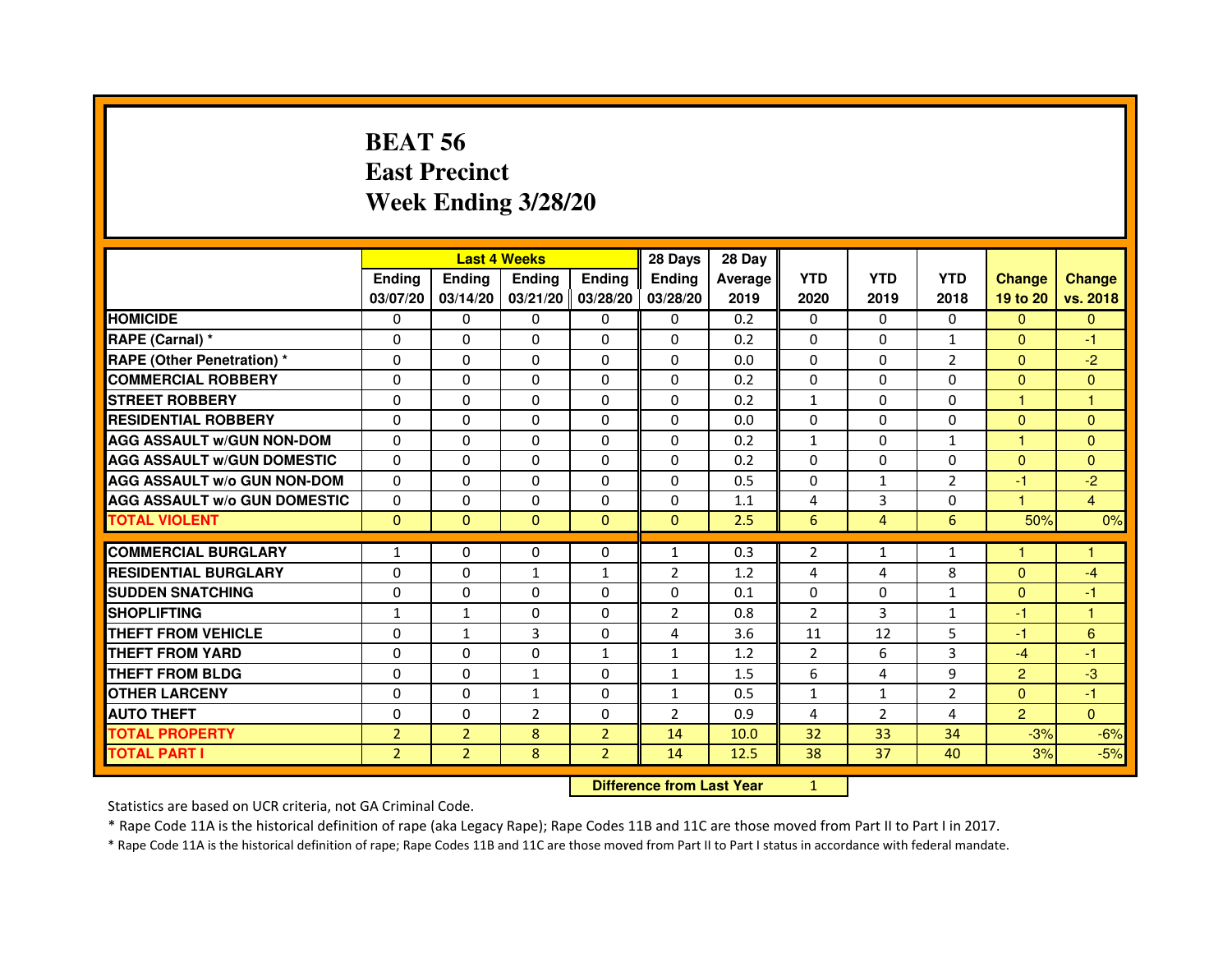# BEAT 56
# East Precinct
# Week Ending 3/28/20

| | Last 4 Weeks | | | | 28 Days | 28 Day | | | | | |
|---|---|---|---|---|---|---|---|---|---|---|---|
| | Ending 03/07/20 | Ending 03/14/20 | Ending 03/21/20 | Ending 03/28/20 | Ending 03/28/20 | Average 2019 | YTD 2020 | YTD 2019 | YTD 2018 | Change 19 to 20 | Change vs. 2018 |
| HOMICIDE | 0 | 0 | 0 | 0 | 0 | 0.2 | 0 | 0 | 0 | 0 | 0 |
| RAPE (Carnal) * | 0 | 0 | 0 | 0 | 0 | 0.2 | 0 | 0 | 1 | 0 | -1 |
| RAPE (Other Penetration) * | 0 | 0 | 0 | 0 | 0 | 0.0 | 0 | 0 | 2 | 0 | -2 |
| COMMERCIAL ROBBERY | 0 | 0 | 0 | 0 | 0 | 0.2 | 0 | 0 | 0 | 0 | 0 |
| STREET ROBBERY | 0 | 0 | 0 | 0 | 0 | 0.2 | 1 | 0 | 0 | 1 | 1 |
| RESIDENTIAL ROBBERY | 0 | 0 | 0 | 0 | 0 | 0.0 | 0 | 0 | 0 | 0 | 0 |
| AGG ASSAULT w/GUN NON-DOM | 0 | 0 | 0 | 0 | 0 | 0.2 | 1 | 0 | 1 | 1 | 0 |
| AGG ASSAULT w/GUN DOMESTIC | 0 | 0 | 0 | 0 | 0 | 0.2 | 0 | 0 | 0 | 0 | 0 |
| AGG ASSAULT w/o GUN NON-DOM | 0 | 0 | 0 | 0 | 0 | 0.5 | 0 | 1 | 2 | -1 | -2 |
| AGG ASSAULT w/o GUN DOMESTIC | 0 | 0 | 0 | 0 | 0 | 1.1 | 4 | 3 | 0 | 1 | 4 |
| TOTAL VIOLENT | 0 | 0 | 0 | 0 | 0 | 2.5 | 6 | 4 | 6 | 50% | 0% |
| COMMERCIAL BURGLARY | 1 | 0 | 0 | 0 | 1 | 0.3 | 2 | 1 | 1 | 1 | 1 |
| RESIDENTIAL BURGLARY | 0 | 0 | 1 | 1 | 2 | 1.2 | 4 | 4 | 8 | 0 | -4 |
| SUDDEN SNATCHING | 0 | 0 | 0 | 0 | 0 | 0.1 | 0 | 0 | 1 | 0 | -1 |
| SHOPLIFTING | 1 | 1 | 0 | 0 | 2 | 0.8 | 2 | 3 | 1 | -1 | 1 |
| THEFT FROM VEHICLE | 0 | 1 | 3 | 0 | 4 | 3.6 | 11 | 12 | 5 | -1 | 6 |
| THEFT FROM YARD | 0 | 0 | 0 | 1 | 1 | 1.2 | 2 | 6 | 3 | -4 | -1 |
| THEFT FROM BLDG | 0 | 0 | 1 | 0 | 1 | 1.5 | 6 | 4 | 9 | 2 | -3 |
| OTHER LARCENY | 0 | 0 | 1 | 0 | 1 | 0.5 | 1 | 1 | 2 | 0 | -1 |
| AUTO THEFT | 0 | 0 | 2 | 0 | 2 | 0.9 | 4 | 2 | 4 | 2 | 0 |
| TOTAL PROPERTY | 2 | 2 | 8 | 2 | 14 | 10.0 | 32 | 33 | 34 | -3% | -6% |
| TOTAL PART I | 2 | 2 | 8 | 2 | 14 | 12.5 | 38 | 37 | 40 | 3% | -5% |

**Difference from Last Year** 1

Statistics are based on UCR criteria, not GA Criminal Code.

* Rape Code 11A is the historical definition of rape (aka Legacy Rape); Rape Codes 11B and 11C are those moved from Part II to Part I in 2017.

* Rape Code 11A is the historical definition of rape; Rape Codes 11B and 11C are those moved from Part II to Part I status in accordance with federal mandate.